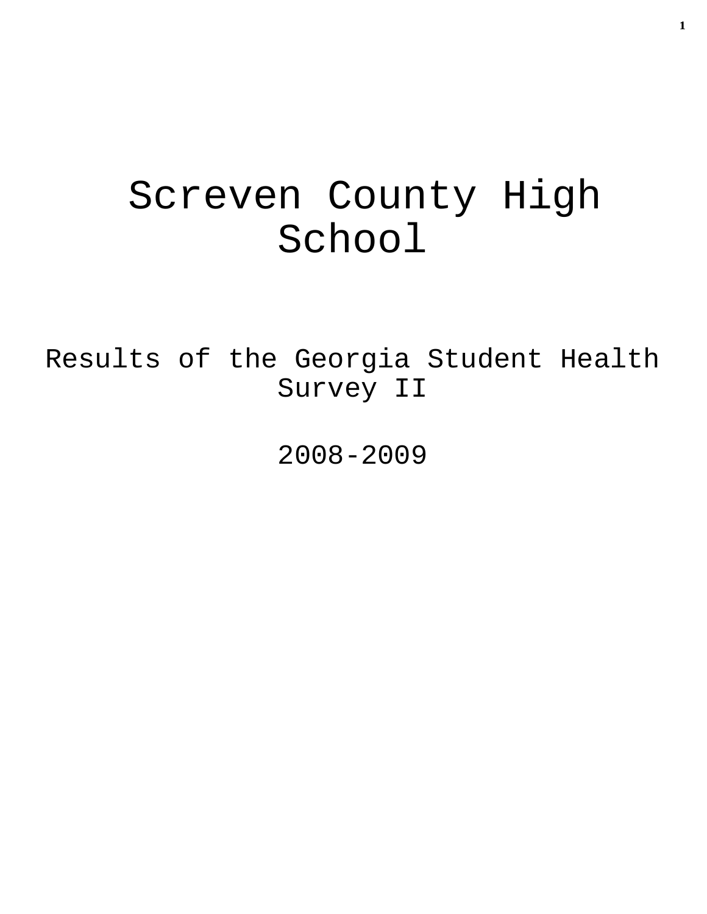# Screven County High School

## Results of the Georgia Student Health Survey II

## 2008-2009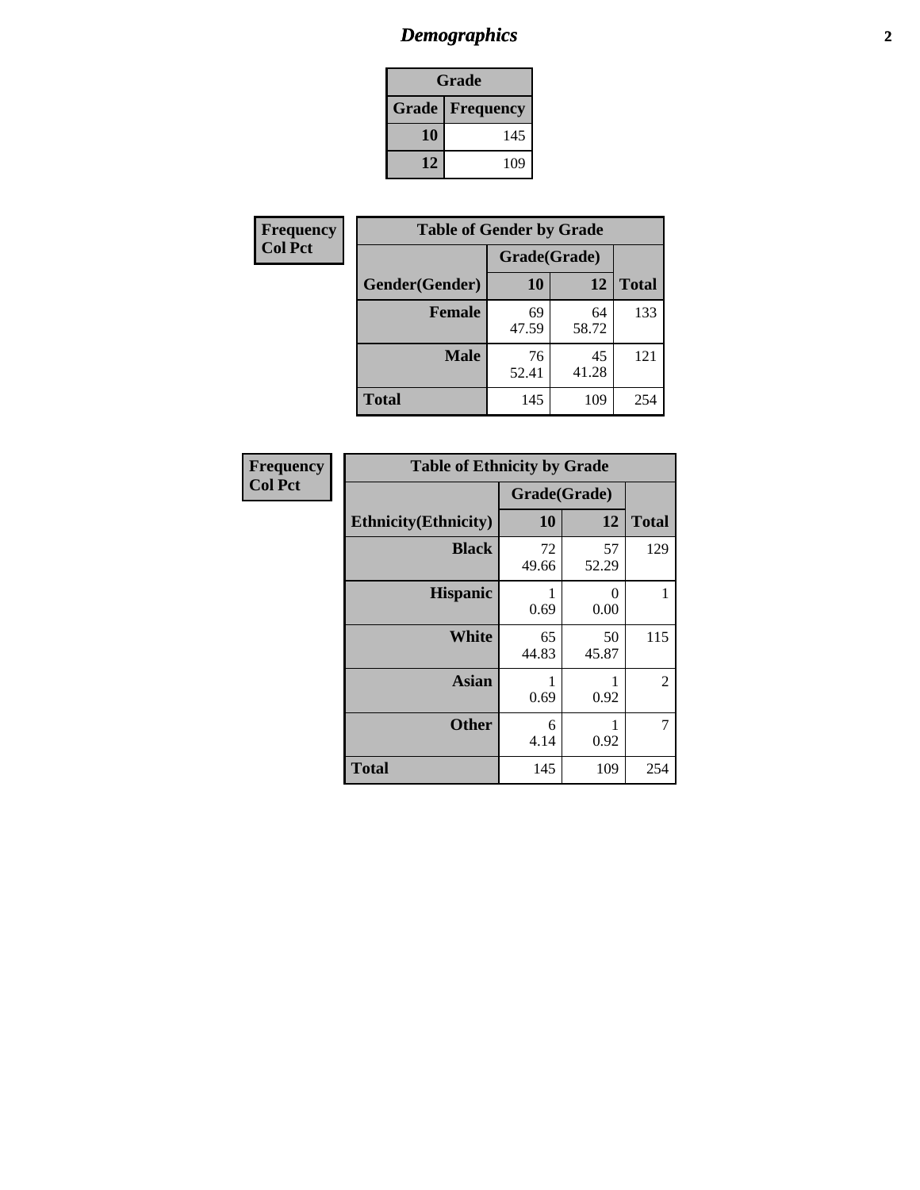# *Demographics*

| Grade | |
|---|---|
| **Grade** | **Frequency** |
| **10** | 145 |
| **12** | 109 |

**Frequency**
**Col Pct**

| Table of Gender by Grade | | | |
|---|---|---|---|
| | Grade(Grade) | | |
| **Gender(Gender)** | **10** | **12** | **Total** |
| **Female** | 69<br>47.59 | 64<br>58.72 | 133 |
| **Male** | 76<br>52.41 | 45<br>41.28 | 121 |
| **Total** | 145 | 109 | 254 |

**Frequency**
**Col Pct**

| Table of Ethnicity by Grade | | | |
|---|---|---|---|
| | Grade(Grade) | | |
| **Ethnicity(Ethnicity)** | **10** | **12** | **Total** |
| **Black** | 72<br>49.66 | 57<br>52.29 | 129 |
| **Hispanic** | 1<br>0.69 | 0<br>0.00 | 1 |
| **White** | 65<br>44.83 | 50<br>45.87 | 115 |
| **Asian** | 1<br>0.69 | 1<br>0.92 | 2 |
| **Other** | 6<br>4.14 | 1<br>0.92 | 7 |
| **Total** | 145 | 109 | 254 |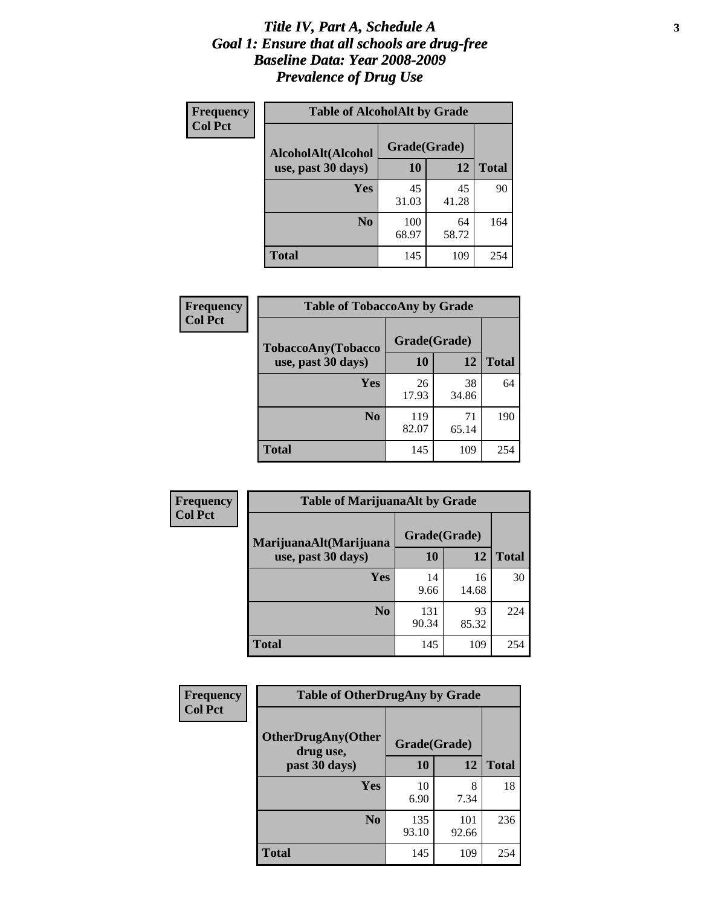# Title IV, Part A, Schedule A
## Goal 1: Ensure that all schools are drug-free
## Baseline Data: Year 2008-2009
## Prevalence of Drug Use

**Frequency / Col Pct**

**Table of AlcoholAlt by Grade**

| AlcoholAlt(Alcohol use, past 30 days) | Grade(Grade) 10 | 12 | Total |
|---|---|---|---|
| Yes | 45<br>31.03 | 45<br>41.28 | 90 |
| No | 100<br>68.97 | 64<br>58.72 | 164 |
| Total | 145 | 109 | 254 |

**Frequency / Col Pct**

**Table of TobaccoAny by Grade**

| TobaccoAny(Tobacco use, past 30 days) | Grade(Grade) 10 | 12 | Total |
|---|---|---|---|
| Yes | 26<br>17.93 | 38<br>34.86 | 64 |
| No | 119<br>82.07 | 71<br>65.14 | 190 |
| Total | 145 | 109 | 254 |

**Frequency / Col Pct**

**Table of MarijuanaAlt by Grade**

| MarijuanaAlt(Marijuana use, past 30 days) | Grade(Grade) 10 | 12 | Total |
|---|---|---|---|
| Yes | 14<br>9.66 | 16<br>14.68 | 30 |
| No | 131<br>90.34 | 93<br>85.32 | 224 |
| Total | 145 | 109 | 254 |

**Frequency / Col Pct**

**Table of OtherDrugAny by Grade**

| OtherDrugAny(Other drug use, past 30 days) | Grade(Grade) 10 | 12 | Total |
|---|---|---|---|
| Yes | 10<br>6.90 | 8<br>7.34 | 18 |
| No | 135<br>93.10 | 101<br>92.66 | 236 |
| Total | 145 | 109 | 254 |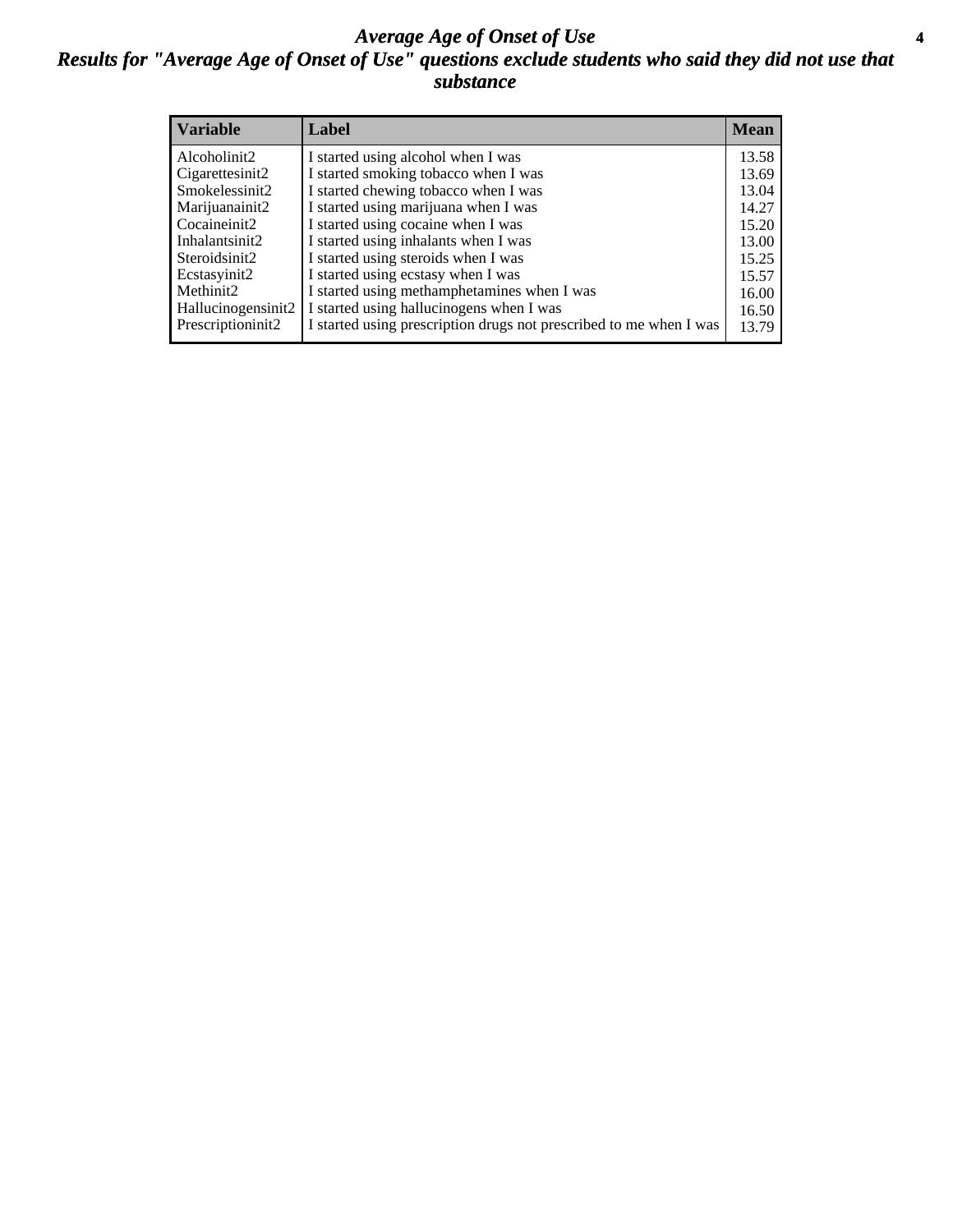# *Average Age of Onset of Use*

## *Results for "Average Age of Onset of Use" questions exclude students who said they did not use that substance*

| Variable | Label | Mean |
|---|---|---|
| Alcoholinit2 | I started using alcohol when I was | 13.58 |
| Cigarettesinit2 | I started smoking tobacco when I was | 13.69 |
| Smokelessinit2 | I started chewing tobacco when I was | 13.04 |
| Marijuanainit2 | I started using marijuana when I was | 14.27 |
| Cocaineinit2 | I started using cocaine when I was | 15.20 |
| Inhalantsinit2 | I started using inhalants when I was | 13.00 |
| Steroidsinit2 | I started using steroids when I was | 15.25 |
| Ecstasyinit2 | I started using ecstasy when I was | 15.57 |
| Methinit2 | I started using methamphetamines when I was | 16.00 |
| Hallucinogensinit2 | I started using hallucinogens when I was | 16.50 |
| Prescriptioninit2 | I started using prescription drugs not prescribed to me when I was | 13.79 |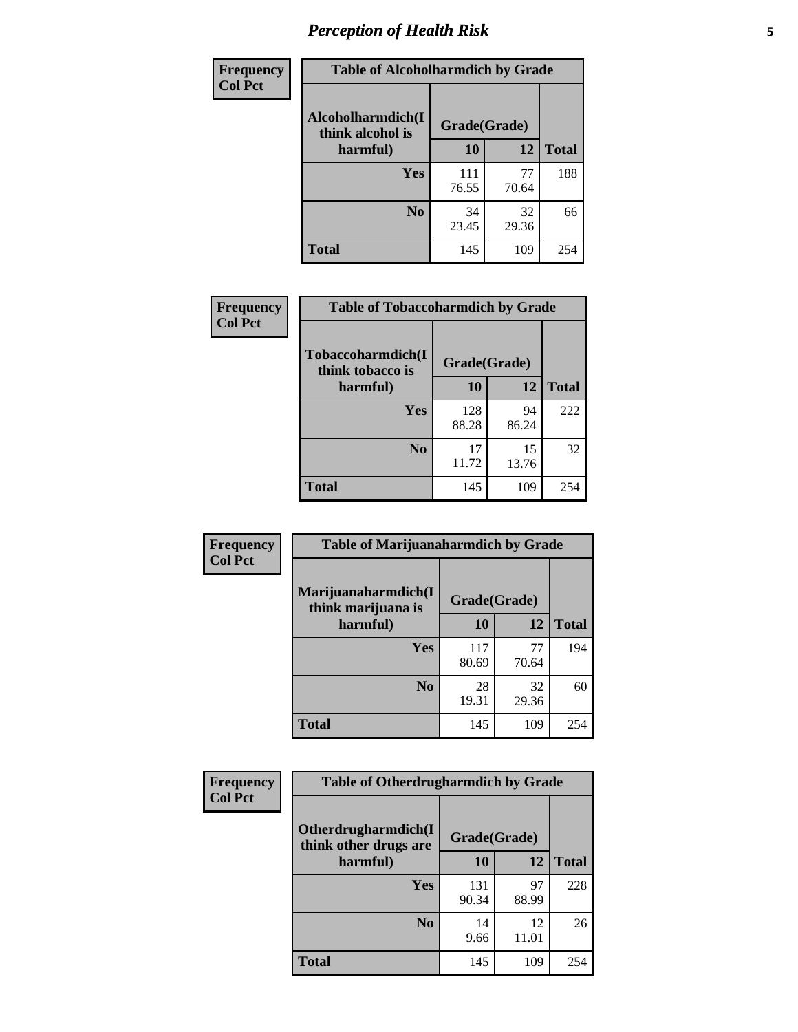# Perception of Health Risk

| Frequency<br>Col Pct | | | |
|---|---|---|---|

**Table of Alcoholharmdich by Grade**

| Alcoholharmdich(I think alcohol is harmful) | Grade(Grade) | | Total |
|---|---|---|---|
| | 10 | 12 | |
| Yes | 111<br>76.55 | 77<br>70.64 | 188 |
| No | 34<br>23.45 | 32<br>29.36 | 66 |
| Total | 145 | 109 | 254 |

**Table of Tobaccoharmdich by Grade**

| Tobaccoharmdich(I think tobacco is harmful) | Grade(Grade) | | Total |
|---|---|---|---|
| | 10 | 12 | |
| Yes | 128<br>88.28 | 94<br>86.24 | 222 |
| No | 17<br>11.72 | 15<br>13.76 | 32 |
| Total | 145 | 109 | 254 |

**Table of Marijuanaharmdich by Grade**

| Marijuanaharmdich(I think marijuana is harmful) | Grade(Grade) | | Total |
|---|---|---|---|
| | 10 | 12 | |
| Yes | 117<br>80.69 | 77<br>70.64 | 194 |
| No | 28<br>19.31 | 32<br>29.36 | 60 |
| Total | 145 | 109 | 254 |

**Table of Otherdrugharmdich by Grade**

| Otherdrugharmdich(I think other drugs are harmful) | Grade(Grade) | | Total |
|---|---|---|---|
| | 10 | 12 | |
| Yes | 131<br>90.34 | 97<br>88.99 | 228 |
| No | 14<br>9.66 | 12<br>11.01 | 26 |
| Total | 145 | 109 | 254 |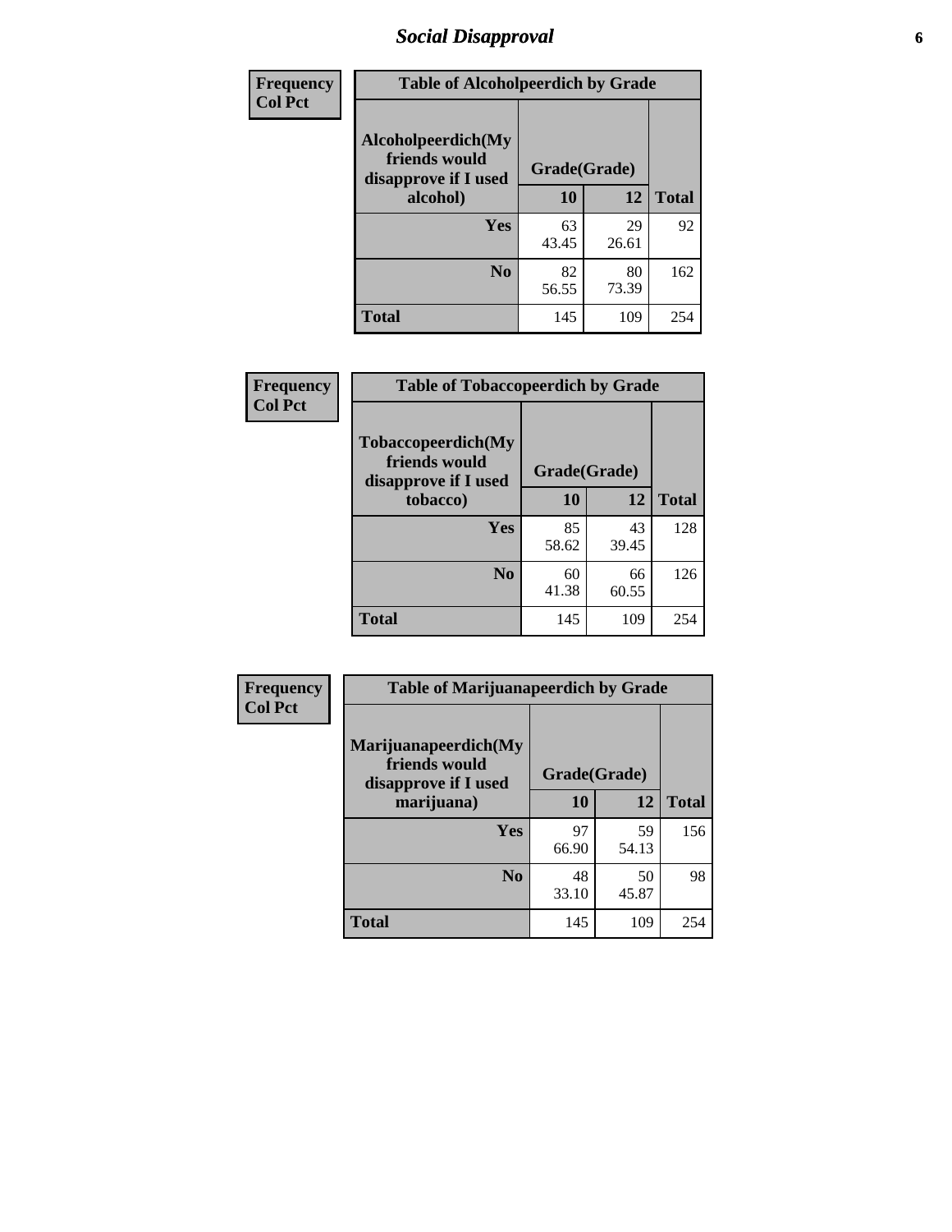## Social Disapproval

**Frequency**
**Col Pct**

| Table of Alcoholpeerdich by Grade | | | |
|---|---|---|---|
| Alcoholpeerdich(My friends would disapprove if I used alcohol) | Grade(Grade) | | |
| | 10 | 12 | Total |
| Yes | 63<br>43.45 | 29<br>26.61 | 92 |
| No | 82<br>56.55 | 80<br>73.39 | 162 |
| Total | 145 | 109 | 254 |

**Frequency**
**Col Pct**

| Table of Tobaccopeerdich by Grade | | | |
|---|---|---|---|
| Tobaccopeerdich(My friends would disapprove if I used tobacco) | Grade(Grade) | | |
| | 10 | 12 | Total |
| Yes | 85<br>58.62 | 43<br>39.45 | 128 |
| No | 60<br>41.38 | 66<br>60.55 | 126 |
| Total | 145 | 109 | 254 |

**Frequency**
**Col Pct**

| Table of Marijuanapeerdich by Grade | | | |
|---|---|---|---|
| Marijuanapeerdich(My friends would disapprove if I used marijuana) | Grade(Grade) | | |
| | 10 | 12 | Total |
| Yes | 97<br>66.90 | 59<br>54.13 | 156 |
| No | 48<br>33.10 | 50<br>45.87 | 98 |
| Total | 145 | 109 | 254 |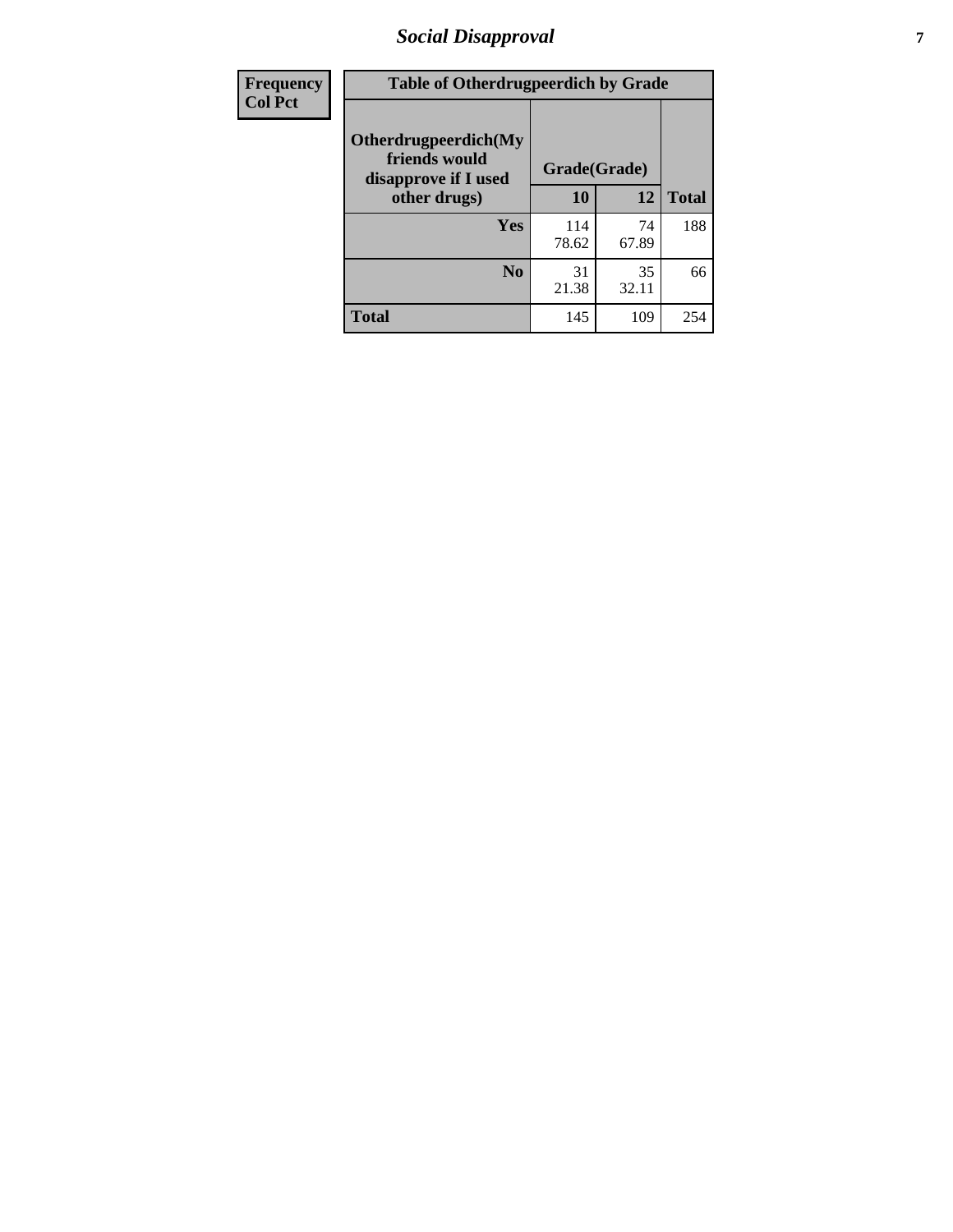# Social Disapproval

| Frequency<br>Col Pct | | | |
|---|---|---|---|

**Table of Otherdrugpeerdich by Grade**

| Otherdrugpeerdich(My friends would disapprove if I used other drugs) | Grade(Grade) | | Total |
|---|---|---|---|
| | 10 | 12 | |
| Yes | 114<br>78.62 | 74<br>67.89 | 188 |
| No | 31<br>21.38 | 35<br>32.11 | 66 |
| Total | 145 | 109 | 254 |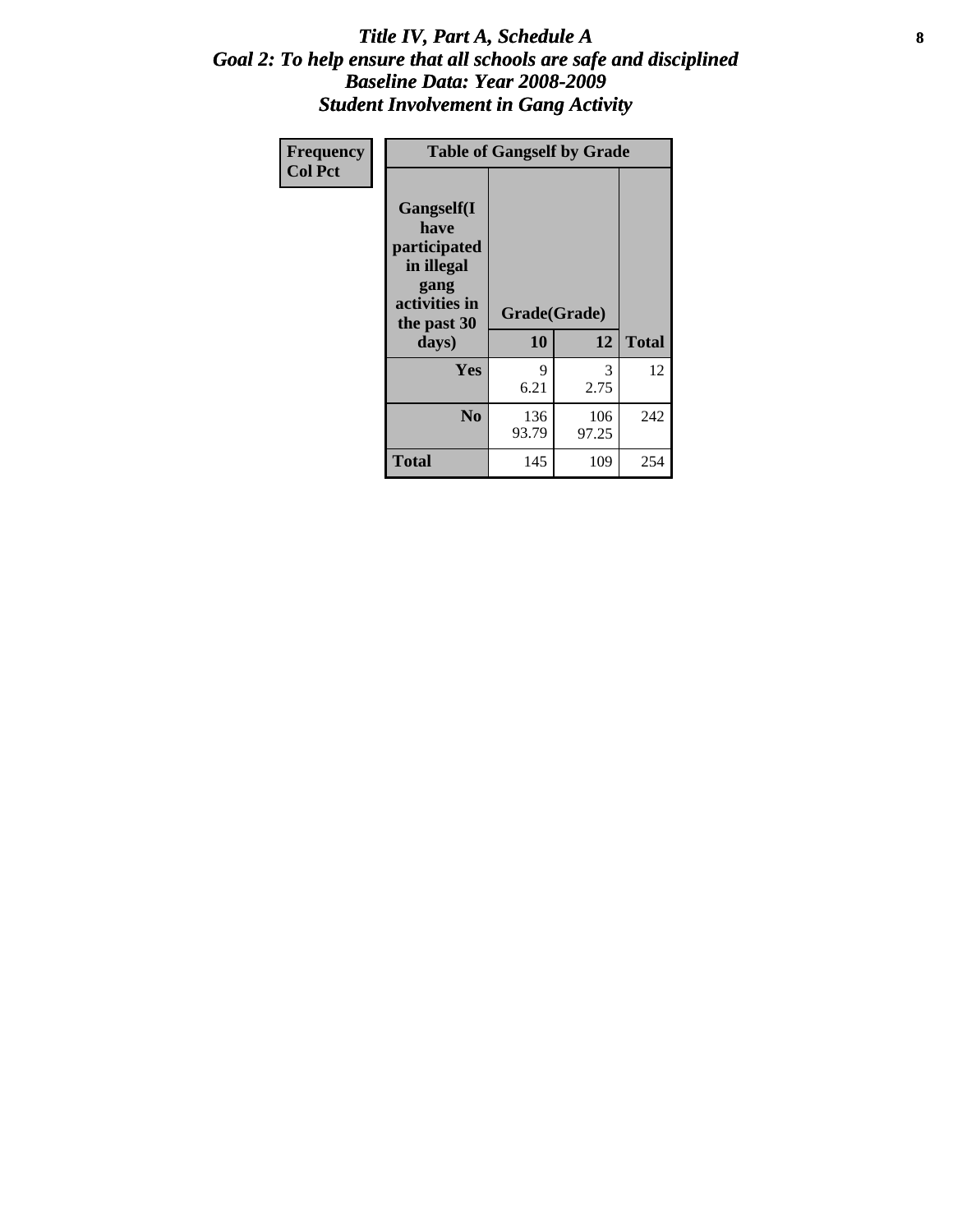# *Title IV, Part A, Schedule A*
## *Goal 2: To help ensure that all schools are safe and disciplined*
## *Baseline Data: Year 2008-2009*
## *Student Involvement in Gang Activity*

| Frequency<br>Col Pct | Table of Gangself by Grade | | |
|---|---|---|---|
| Gangself(I have participated in illegal gang activities in the past 30 days) | Grade(Grade) | | |
| | 10 | 12 | Total |
| Yes | 9<br>6.21 | 3<br>2.75 | 12 |
| No | 136<br>93.79 | 106<br>97.25 | 242 |
| Total | 145 | 109 | 254 |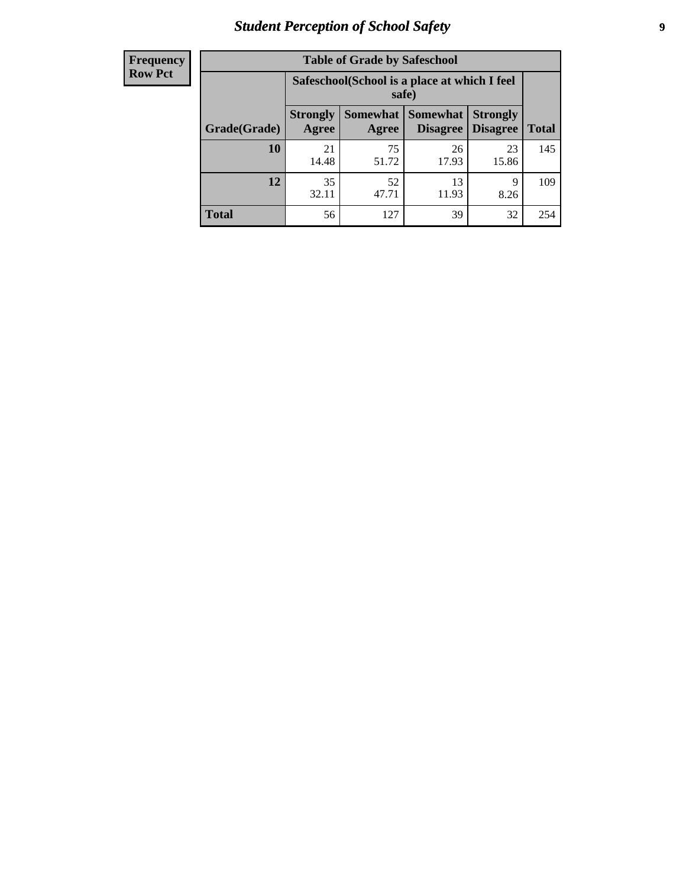# Student Perception of School Safety

| Frequency Row Pct | Table of Grade by Safeschool | | | | |
|---|---|---|---|---|---|
| | Safeschool(School is a place at which I feel safe) | | | | |
| Grade(Grade) | Strongly Agree | Somewhat Agree | Somewhat Disagree | Strongly Disagree | Total |
| **10** | 21<br>14.48 | 75<br>51.72 | 26<br>17.93 | 23<br>15.86 | 145 |
| **12** | 35<br>32.11 | 52<br>47.71 | 13<br>11.93 | 9<br>8.26 | 109 |
| **Total** | 56 | 127 | 39 | 32 | 254 |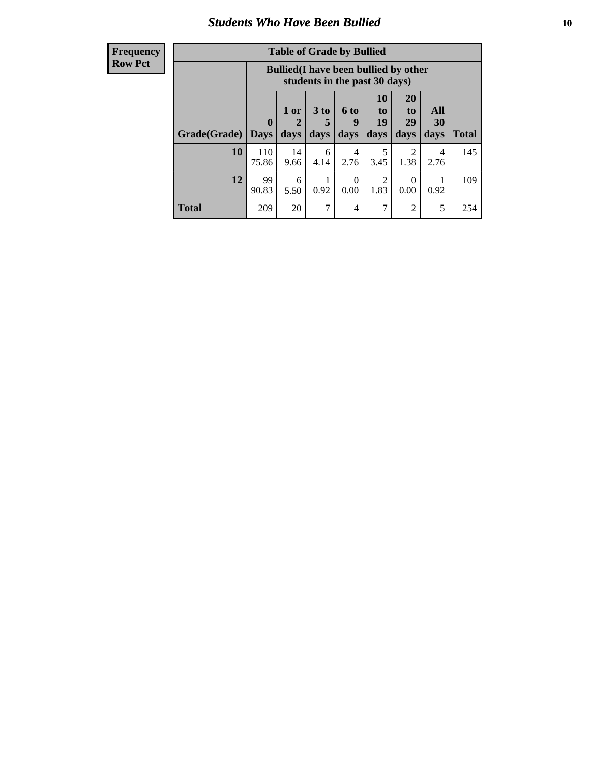## Students Who Have Been Bullied

| Frequency<br>Row Pct |
|---|

**Table of Grade by Bullied**

| Grade(Grade) | Bullied(I have been bullied by other students in the past 30 days) | | | | | | | Total |
|---|---|---|---|---|---|---|---|---|
| | 0 Days | 1 or 2 days | 3 to 5 days | 6 to 9 days | 10 to 19 days | 20 to 29 days | All 30 days | |
| **10** | 110<br>75.86 | 14<br>9.66 | 6<br>4.14 | 4<br>2.76 | 5<br>3.45 | 2<br>1.38 | 4<br>2.76 | 145 |
| **12** | 99<br>90.83 | 6<br>5.50 | 1<br>0.92 | 0<br>0.00 | 2<br>1.83 | 0<br>0.00 | 1<br>0.92 | 109 |
| **Total** | 209 | 20 | 7 | 4 | 7 | 2 | 5 | 254 |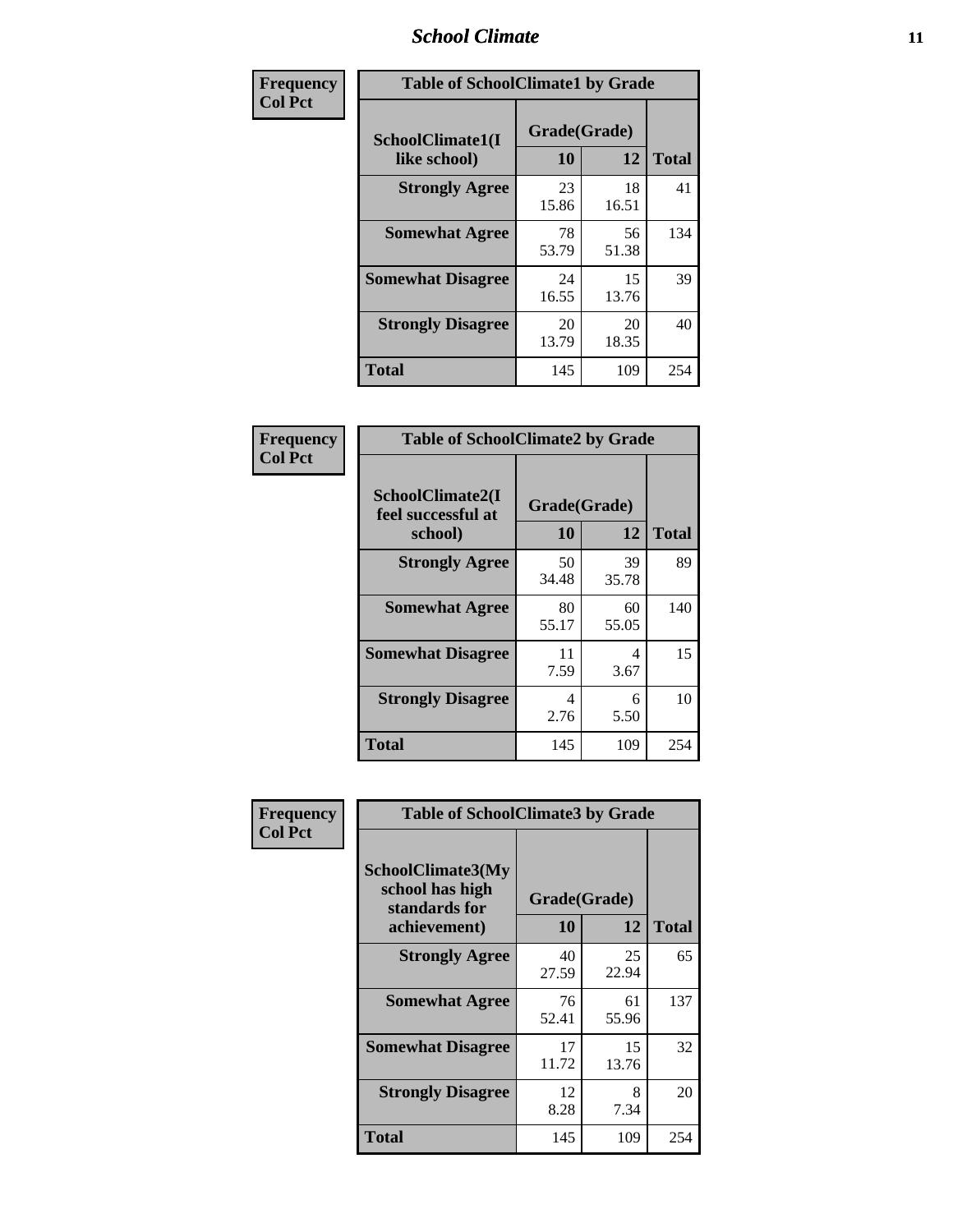## School Climate

**Frequency**
**Col Pct**

| Table of SchoolClimate1 by Grade | | | |
|---|---|---|---|
| SchoolClimate1(I like school) | Grade(Grade) | | |
| | 10 | 12 | Total |
| Strongly Agree | 23<br>15.86 | 18<br>16.51 | 41 |
| Somewhat Agree | 78<br>53.79 | 56<br>51.38 | 134 |
| Somewhat Disagree | 24<br>16.55 | 15<br>13.76 | 39 |
| Strongly Disagree | 20<br>13.79 | 20<br>18.35 | 40 |
| Total | 145 | 109 | 254 |

**Frequency**
**Col Pct**

| Table of SchoolClimate2 by Grade | | | |
|---|---|---|---|
| SchoolClimate2(I feel successful at school) | Grade(Grade) | | |
| | 10 | 12 | Total |
| Strongly Agree | 50<br>34.48 | 39<br>35.78 | 89 |
| Somewhat Agree | 80<br>55.17 | 60<br>55.05 | 140 |
| Somewhat Disagree | 11<br>7.59 | 4<br>3.67 | 15 |
| Strongly Disagree | 4<br>2.76 | 6<br>5.50 | 10 |
| Total | 145 | 109 | 254 |

**Frequency**
**Col Pct**

| Table of SchoolClimate3 by Grade | | | |
|---|---|---|---|
| SchoolClimate3(My school has high standards for achievement) | Grade(Grade) | | |
| | 10 | 12 | Total |
| Strongly Agree | 40<br>27.59 | 25<br>22.94 | 65 |
| Somewhat Agree | 76<br>52.41 | 61<br>55.96 | 137 |
| Somewhat Disagree | 17<br>11.72 | 15<br>13.76 | 32 |
| Strongly Disagree | 12<br>8.28 | 8<br>7.34 | 20 |
| Total | 145 | 109 | 254 |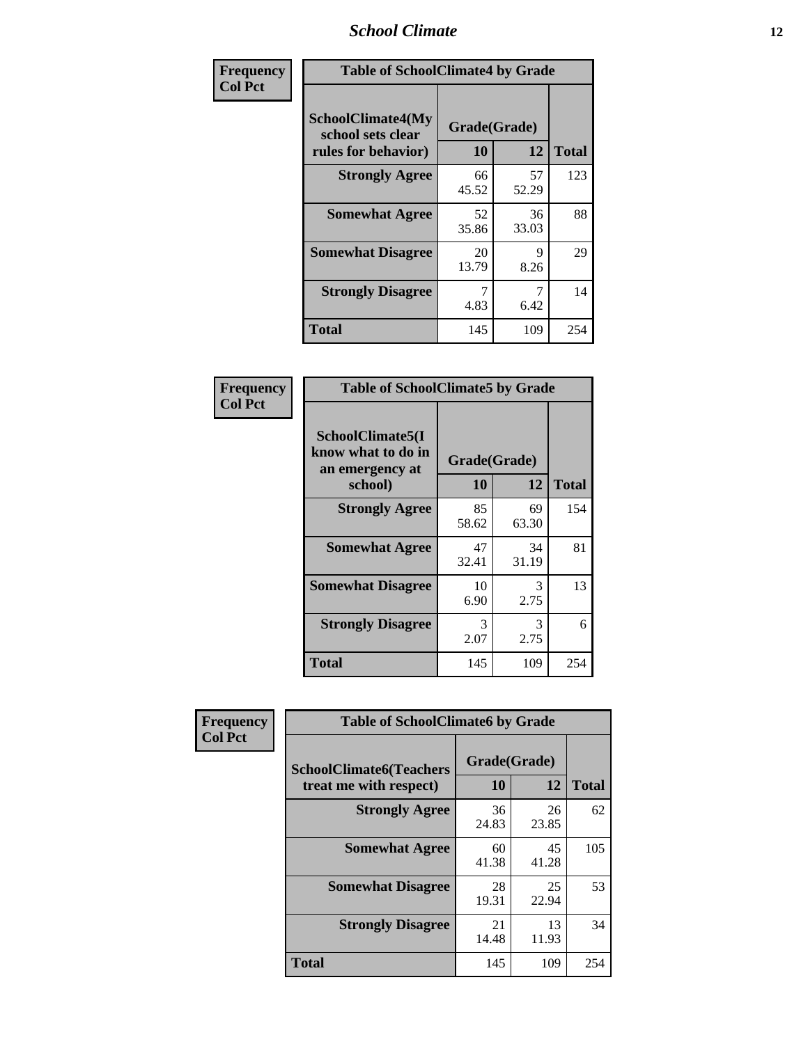| Frequency<br>Col Pct | Table of SchoolClimate4 by Grade | | |
|---|---|---|---|
| SchoolClimate4(My school sets clear rules for behavior) | Grade(Grade) | | |
| | 10 | 12 | Total |
| Strongly Agree | 66<br>45.52 | 57<br>52.29 | 123 |
| Somewhat Agree | 52<br>35.86 | 36<br>33.03 | 88 |
| Somewhat Disagree | 20<br>13.79 | 9<br>8.26 | 29 |
| Strongly Disagree | 7<br>4.83 | 7<br>6.42 | 14 |
| Total | 145 | 109 | 254 |

| Frequency<br>Col Pct | Table of SchoolClimate5 by Grade | | |
|---|---|---|---|
| SchoolClimate5(I know what to do in an emergency at school) | Grade(Grade) | | |
| | 10 | 12 | Total |
| Strongly Agree | 85<br>58.62 | 69<br>63.30 | 154 |
| Somewhat Agree | 47<br>32.41 | 34<br>31.19 | 81 |
| Somewhat Disagree | 10<br>6.90 | 3<br>2.75 | 13 |
| Strongly Disagree | 3<br>2.07 | 3<br>2.75 | 6 |
| Total | 145 | 109 | 254 |

| Frequency<br>Col Pct | Table of SchoolClimate6 by Grade | | |
|---|---|---|---|
| SchoolClimate6(Teachers treat me with respect) | Grade(Grade) | | |
| | 10 | 12 | Total |
| Strongly Agree | 36<br>24.83 | 26<br>23.85 | 62 |
| Somewhat Agree | 60<br>41.38 | 45<br>41.28 | 105 |
| Somewhat Disagree | 28<br>19.31 | 25<br>22.94 | 53 |
| Strongly Disagree | 21<br>14.48 | 13<br>11.93 | 34 |
| Total | 145 | 109 | 254 |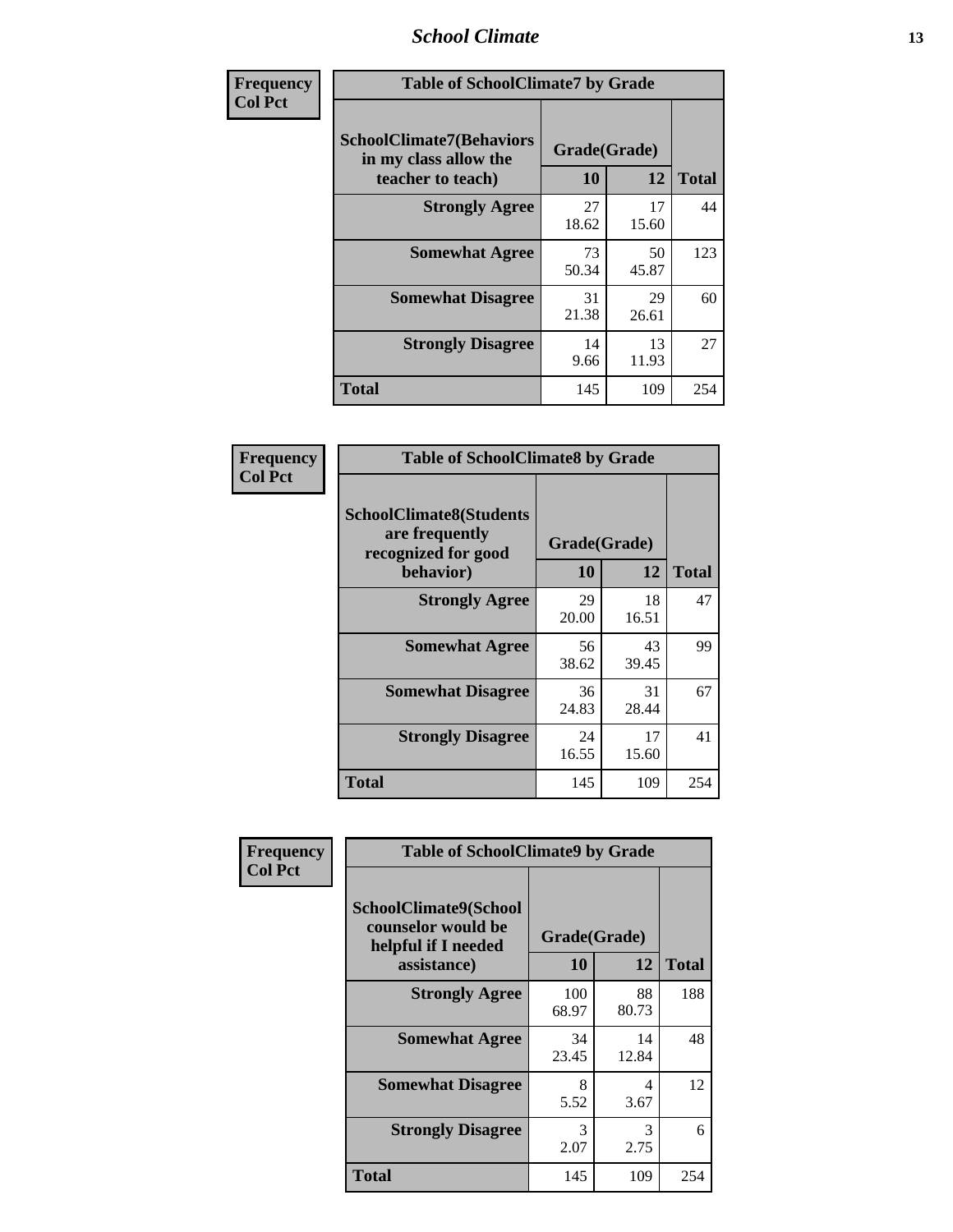| Frequency<br>Col Pct |
|---|

**Table of SchoolClimate7 by Grade**

| SchoolClimate7(Behaviors in my class allow the teacher to teach) | Grade(Grade) | | Total |
|---|---|---|---|
| | 10 | 12 | |
| Strongly Agree | 27<br>18.62 | 17<br>15.60 | 44 |
| Somewhat Agree | 73<br>50.34 | 50<br>45.87 | 123 |
| Somewhat Disagree | 31<br>21.38 | 29<br>26.61 | 60 |
| Strongly Disagree | 14<br>9.66 | 13<br>11.93 | 27 |
| Total | 145 | 109 | 254 |

| Frequency<br>Col Pct |
|---|

**Table of SchoolClimate8 by Grade**

| SchoolClimate8(Students are frequently recognized for good behavior) | Grade(Grade) | | Total |
|---|---|---|---|
| | 10 | 12 | |
| Strongly Agree | 29<br>20.00 | 18<br>16.51 | 47 |
| Somewhat Agree | 56<br>38.62 | 43<br>39.45 | 99 |
| Somewhat Disagree | 36<br>24.83 | 31<br>28.44 | 67 |
| Strongly Disagree | 24<br>16.55 | 17<br>15.60 | 41 |
| Total | 145 | 109 | 254 |

| Frequency<br>Col Pct |
|---|

**Table of SchoolClimate9 by Grade**

| SchoolClimate9(School counselor would be helpful if I needed assistance) | Grade(Grade) | | Total |
|---|---|---|---|
| | 10 | 12 | |
| Strongly Agree | 100<br>68.97 | 88<br>80.73 | 188 |
| Somewhat Agree | 34<br>23.45 | 14<br>12.84 | 48 |
| Somewhat Disagree | 8<br>5.52 | 4<br>3.67 | 12 |
| Strongly Disagree | 3<br>2.07 | 3<br>2.75 | 6 |
| Total | 145 | 109 | 254 |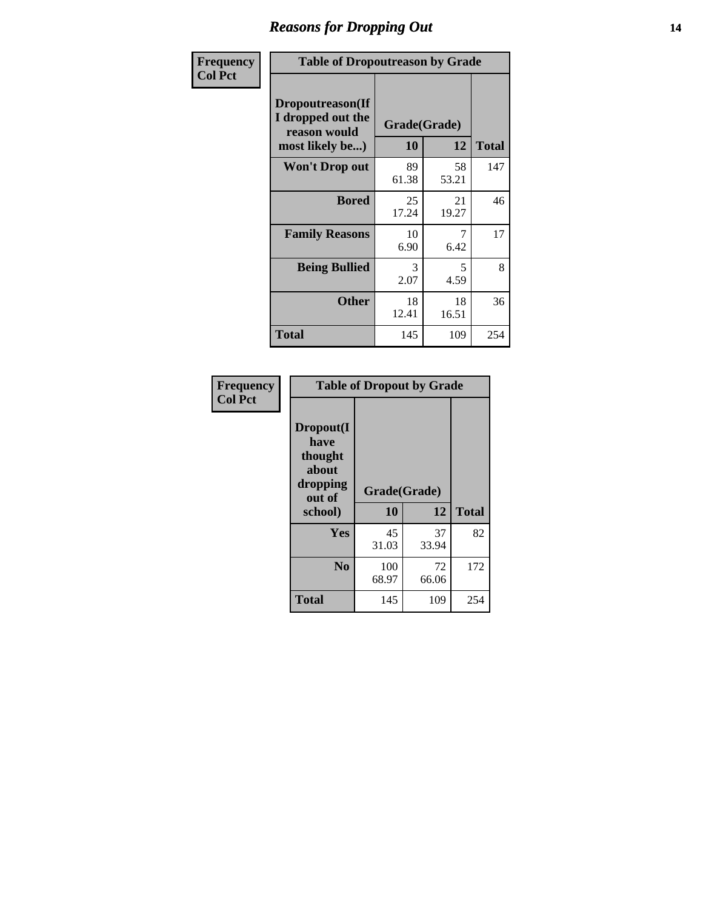## Reasons for Dropping Out

Frequency
Col Pct

| Table of Dropoutreason by Grade | | | |
|---|---|---|---|
| Dropoutreason(If I dropped out the reason would most likely be...) | Grade(Grade) | | |
| | 10 | 12 | Total |
| Won't Drop out | 89<br>61.38 | 58<br>53.21 | 147 |
| Bored | 25<br>17.24 | 21<br>19.27 | 46 |
| Family Reasons | 10<br>6.90 | 7<br>6.42 | 17 |
| Being Bullied | 3<br>2.07 | 5<br>4.59 | 8 |
| Other | 18<br>12.41 | 18<br>16.51 | 36 |
| Total | 145 | 109 | 254 |

Frequency
Col Pct

| Table of Dropout by Grade | | | |
|---|---|---|---|
| Dropout(I have thought about dropping out of school) | Grade(Grade) | | |
| | 10 | 12 | Total |
| Yes | 45<br>31.03 | 37<br>33.94 | 82 |
| No | 100<br>68.97 | 72<br>66.06 | 172 |
| Total | 145 | 109 | 254 |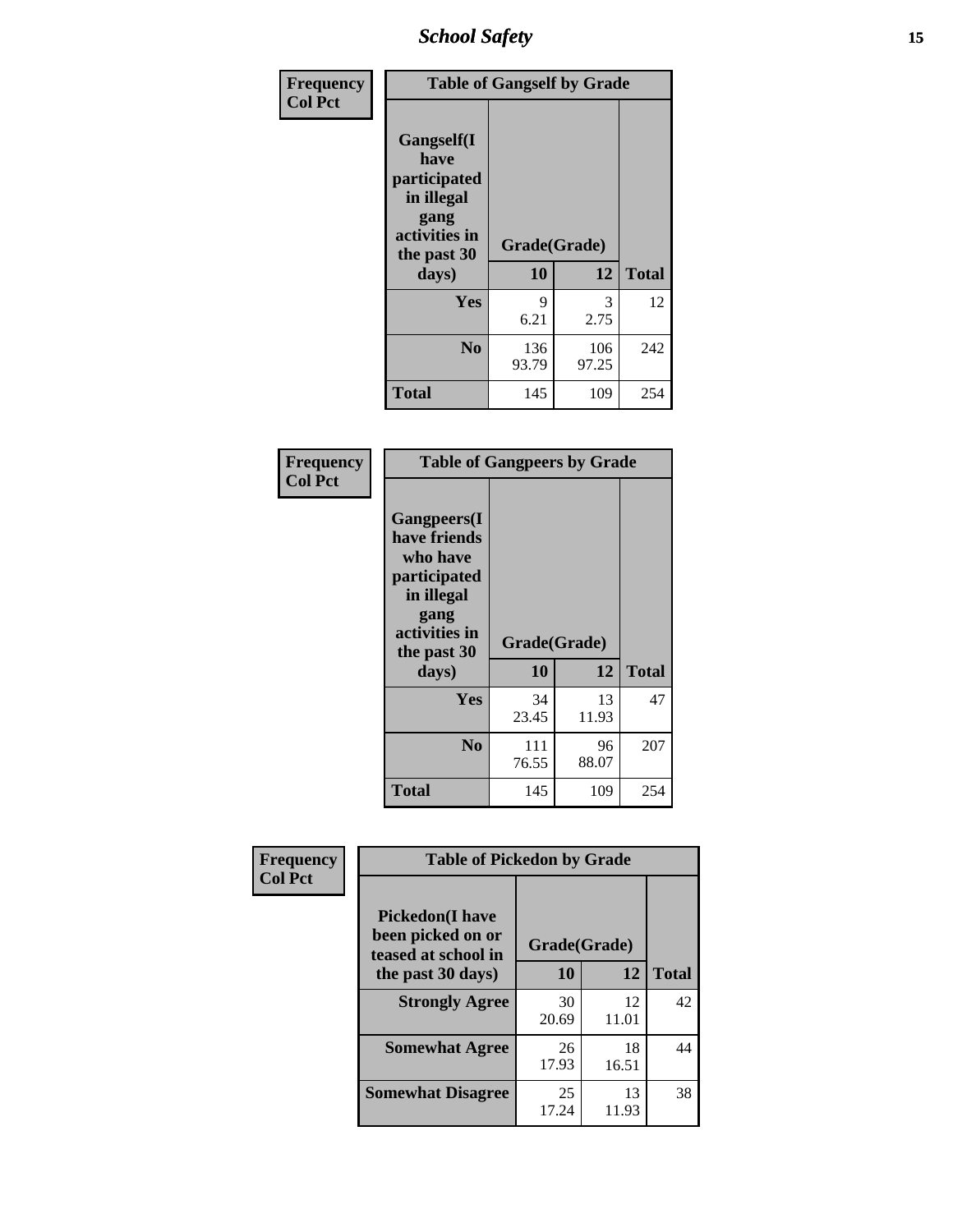| Frequency Col Pct | Table of Gangself by Grade | | |
|---|---|---|---|
| Gangself(I have participated in illegal gang activities in the past 30 days) | Grade(Grade) | | |
| | 10 | 12 | Total |
| Yes | 9<br>6.21 | 3<br>2.75 | 12 |
| No | 136<br>93.79 | 106<br>97.25 | 242 |
| Total | 145 | 109 | 254 |

| Frequency Col Pct | Table of Gangpeers by Grade | | |
|---|---|---|---|
| Gangpeers(I have friends who have participated in illegal gang activities in the past 30 days) | Grade(Grade) | | |
| | 10 | 12 | Total |
| Yes | 34<br>23.45 | 13<br>11.93 | 47 |
| No | 111<br>76.55 | 96<br>88.07 | 207 |
| Total | 145 | 109 | 254 |

| Frequency Col Pct | Table of Pickedon by Grade | | |
|---|---|---|---|
| Pickedon(I have been picked on or teased at school in the past 30 days) | Grade(Grade) | | |
| | 10 | 12 | Total |
| Strongly Agree | 30<br>20.69 | 12<br>11.01 | 42 |
| Somewhat Agree | 26<br>17.93 | 18<br>16.51 | 44 |
| Somewhat Disagree | 25<br>17.24 | 13<br>11.93 | 38 |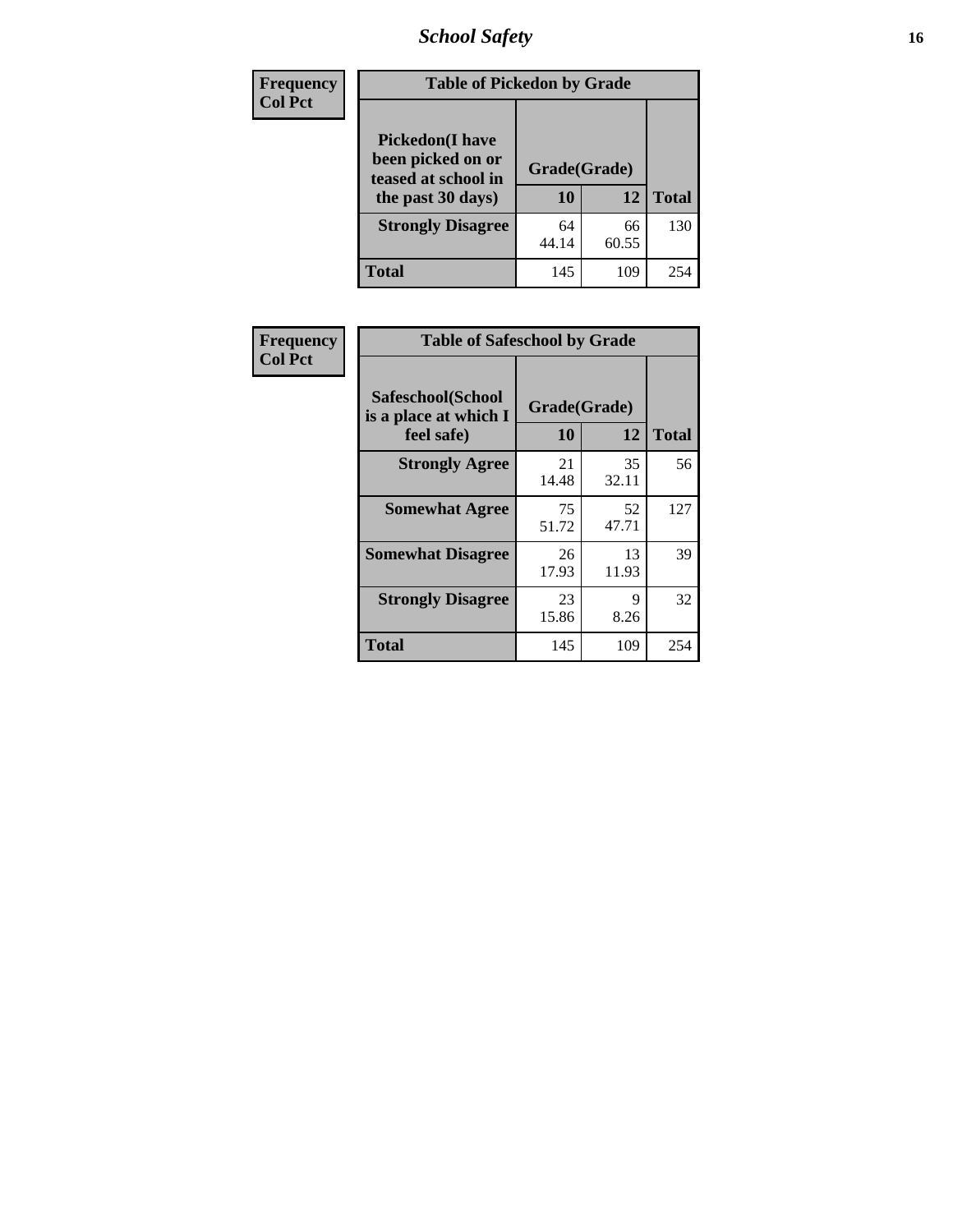| Frequency Col Pct | Table of Pickedon by Grade | | |
|---|---|---|---|
| **Pickedon(I have been picked on or teased at school in the past 30 days)** | **Grade(Grade)** | | |
| | **10** | **12** | **Total** |
| **Strongly Disagree** | 64<br>44.14 | 66<br>60.55 | 130 |
| **Total** | 145 | 109 | 254 |

| Frequency Col Pct | Table of Safeschool by Grade | | |
|---|---|---|---|
| **Safeschool(School is a place at which I feel safe)** | **Grade(Grade)** | | |
| | **10** | **12** | **Total** |
| **Strongly Agree** | 21<br>14.48 | 35<br>32.11 | 56 |
| **Somewhat Agree** | 75<br>51.72 | 52<br>47.71 | 127 |
| **Somewhat Disagree** | 26<br>17.93 | 13<br>11.93 | 39 |
| **Strongly Disagree** | 23<br>15.86 | 9<br>8.26 | 32 |
| **Total** | 145 | 109 | 254 |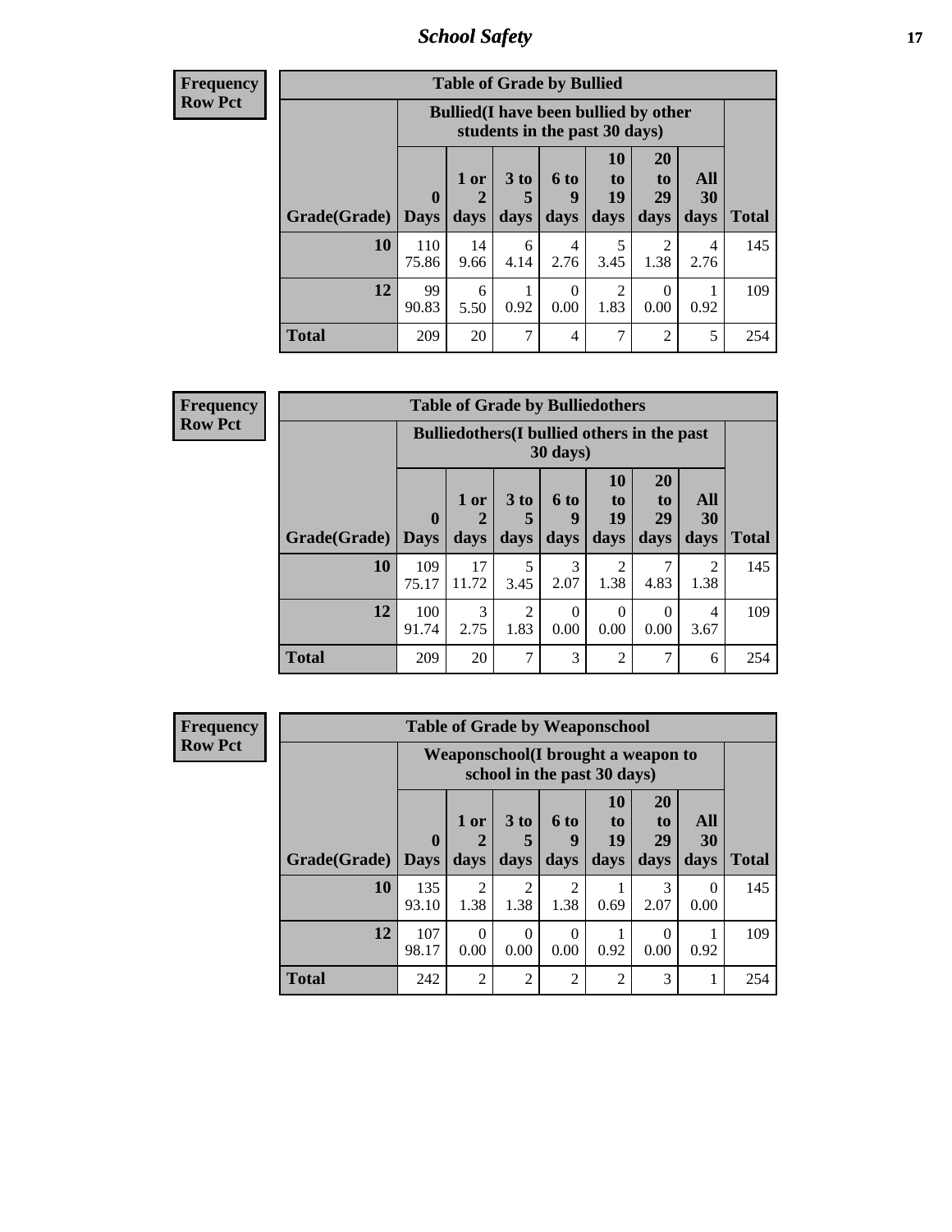| Frequency<br>Row Pct |
|---|

**Table of Grade by Bullied**

| Grade(Grade) | Bullied(I have been bullied by other students in the past 30 days) | | | | | | | Total |
|---|---|---|---|---|---|---|---|---|
| | 0 Days | 1 or 2 days | 3 to 5 days | 6 to 9 days | 10 to 19 days | 20 to 29 days | All 30 days | |
| **10** | 110<br>75.86 | 14<br>9.66 | 6<br>4.14 | 4<br>2.76 | 5<br>3.45 | 2<br>1.38 | 4<br>2.76 | 145 |
| **12** | 99<br>90.83 | 6<br>5.50 | 1<br>0.92 | 0<br>0.00 | 2<br>1.83 | 0<br>0.00 | 1<br>0.92 | 109 |
| **Total** | 209 | 20 | 7 | 4 | 7 | 2 | 5 | 254 |

| Frequency<br>Row Pct |
|---|

**Table of Grade by Bulliedothers**

| Grade(Grade) | Bulliedothers(I bullied others in the past 30 days) | | | | | | | Total |
|---|---|---|---|---|---|---|---|---|
| | 0 Days | 1 or 2 days | 3 to 5 days | 6 to 9 days | 10 to 19 days | 20 to 29 days | All 30 days | |
| **10** | 109<br>75.17 | 17<br>11.72 | 5<br>3.45 | 3<br>2.07 | 2<br>1.38 | 7<br>4.83 | 2<br>1.38 | 145 |
| **12** | 100<br>91.74 | 3<br>2.75 | 2<br>1.83 | 0<br>0.00 | 0<br>0.00 | 0<br>0.00 | 4<br>3.67 | 109 |
| **Total** | 209 | 20 | 7 | 3 | 2 | 7 | 6 | 254 |

| Frequency<br>Row Pct |
|---|

**Table of Grade by Weaponschool**

| Grade(Grade) | Weaponschool(I brought a weapon to school in the past 30 days) | | | | | | | Total |
|---|---|---|---|---|---|---|---|---|
| | 0 Days | 1 or 2 days | 3 to 5 days | 6 to 9 days | 10 to 19 days | 20 to 29 days | All 30 days | |
| **10** | 135<br>93.10 | 2<br>1.38 | 2<br>1.38 | 2<br>1.38 | 1<br>0.69 | 3<br>2.07 | 0<br>0.00 | 145 |
| **12** | 107<br>98.17 | 0<br>0.00 | 0<br>0.00 | 0<br>0.00 | 1<br>0.92 | 0<br>0.00 | 1<br>0.92 | 109 |
| **Total** | 242 | 2 | 2 | 2 | 2 | 3 | 1 | 254 |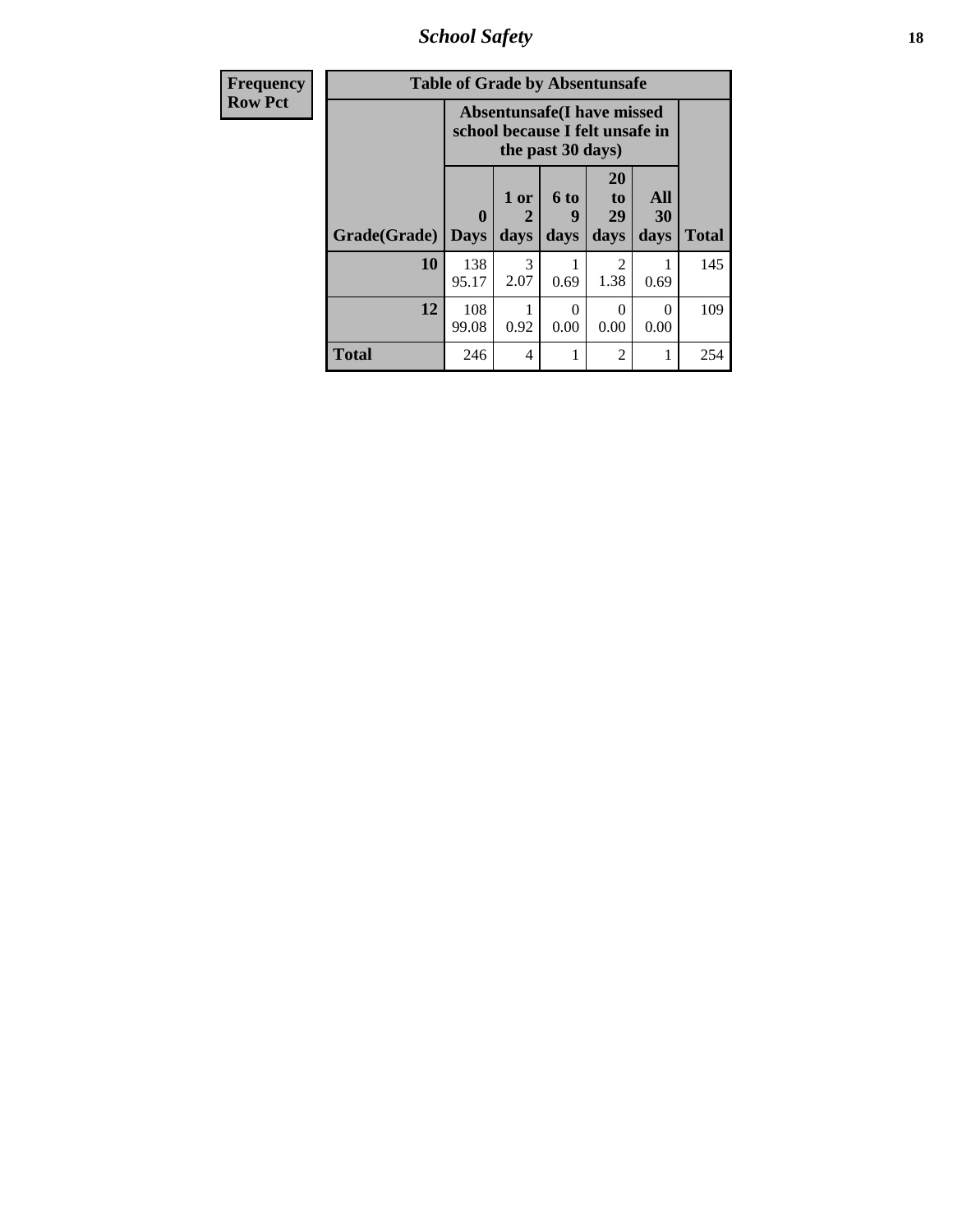| Frequency<br>Row Pct | Table of Grade by Absentunsafe | | | | | |
|---|---|---|---|---|---|---|
| | Absentunsafe(I have missed school because I felt unsafe in the past 30 days) | | | | | |
| Grade(Grade) | 0 Days | 1 or 2 days | 6 to 9 days | 20 to 29 days | All 30 days | Total |
| 10 | 138<br>95.17 | 3<br>2.07 | 1<br>0.69 | 2<br>1.38 | 1<br>0.69 | 145 |
| 12 | 108<br>99.08 | 1<br>0.92 | 0<br>0.00 | 0<br>0.00 | 0<br>0.00 | 109 |
| Total | 246 | 4 | 1 | 2 | 1 | 254 |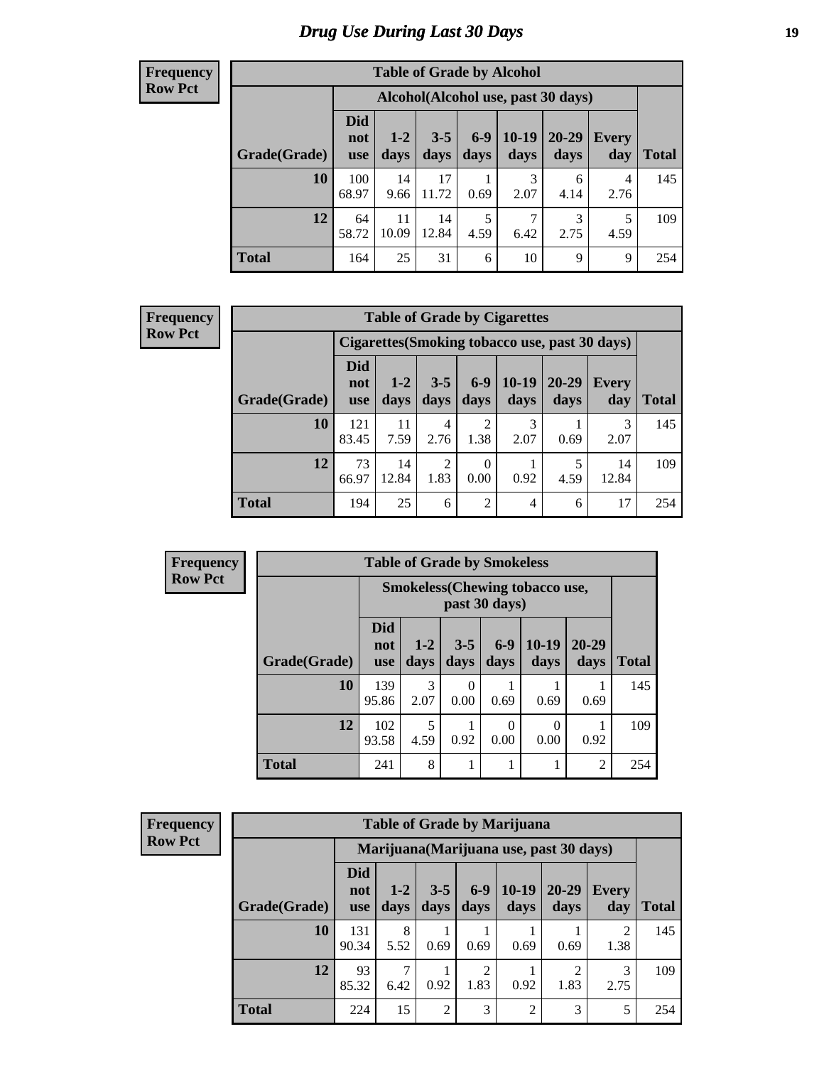# Drug Use During Last 30 Days

**Frequency**
**Row Pct**

| Table of Grade by Alcohol | | | | | | | | |
|---|---|---|---|---|---|---|---|---|
| | Alcohol(Alcohol use, past 30 days) | | | | | | | |
| Grade(Grade) | Did not use | 1-2 days | 3-5 days | 6-9 days | 10-19 days | 20-29 days | Every day | Total |
| 10 | 100<br>68.97 | 14<br>9.66 | 17<br>11.72 | 1<br>0.69 | 3<br>2.07 | 6<br>4.14 | 4<br>2.76 | 145 |
| 12 | 64<br>58.72 | 11<br>10.09 | 14<br>12.84 | 5<br>4.59 | 7<br>6.42 | 3<br>2.75 | 5<br>4.59 | 109 |
| Total | 164 | 25 | 31 | 6 | 10 | 9 | 9 | 254 |

**Frequency**
**Row Pct**

| Table of Grade by Cigarettes | | | | | | | | |
|---|---|---|---|---|---|---|---|---|
| | Cigarettes(Smoking tobacco use, past 30 days) | | | | | | | |
| Grade(Grade) | Did not use | 1-2 days | 3-5 days | 6-9 days | 10-19 days | 20-29 days | Every day | Total |
| 10 | 121<br>83.45 | 11<br>7.59 | 4<br>2.76 | 2<br>1.38 | 3<br>2.07 | 1<br>0.69 | 3<br>2.07 | 145 |
| 12 | 73<br>66.97 | 14<br>12.84 | 2<br>1.83 | 0<br>0.00 | 1<br>0.92 | 5<br>4.59 | 14<br>12.84 | 109 |
| Total | 194 | 25 | 6 | 2 | 4 | 6 | 17 | 254 |

**Frequency**
**Row Pct**

| Table of Grade by Smokeless | | | | | | | |
|---|---|---|---|---|---|---|---|
| | Smokeless(Chewing tobacco use, past 30 days) | | | | | | |
| Grade(Grade) | Did not use | 1-2 days | 3-5 days | 6-9 days | 10-19 days | 20-29 days | Total |
| 10 | 139<br>95.86 | 3<br>2.07 | 0<br>0.00 | 1<br>0.69 | 1<br>0.69 | 1<br>0.69 | 145 |
| 12 | 102<br>93.58 | 5<br>4.59 | 1<br>0.92 | 0<br>0.00 | 0<br>0.00 | 1<br>0.92 | 109 |
| Total | 241 | 8 | 1 | 1 | 1 | 2 | 254 |

**Frequency**
**Row Pct**

| Table of Grade by Marijuana | | | | | | | | |
|---|---|---|---|---|---|---|---|---|
| | Marijuana(Marijuana use, past 30 days) | | | | | | | |
| Grade(Grade) | Did not use | 1-2 days | 3-5 days | 6-9 days | 10-19 days | 20-29 days | Every day | Total |
| 10 | 131<br>90.34 | 8<br>5.52 | 1<br>0.69 | 1<br>0.69 | 1<br>0.69 | 1<br>0.69 | 2<br>1.38 | 145 |
| 12 | 93<br>85.32 | 7<br>6.42 | 1<br>0.92 | 2<br>1.83 | 1<br>0.92 | 2<br>1.83 | 3<br>2.75 | 109 |
| Total | 224 | 15 | 2 | 3 | 2 | 3 | 5 | 254 |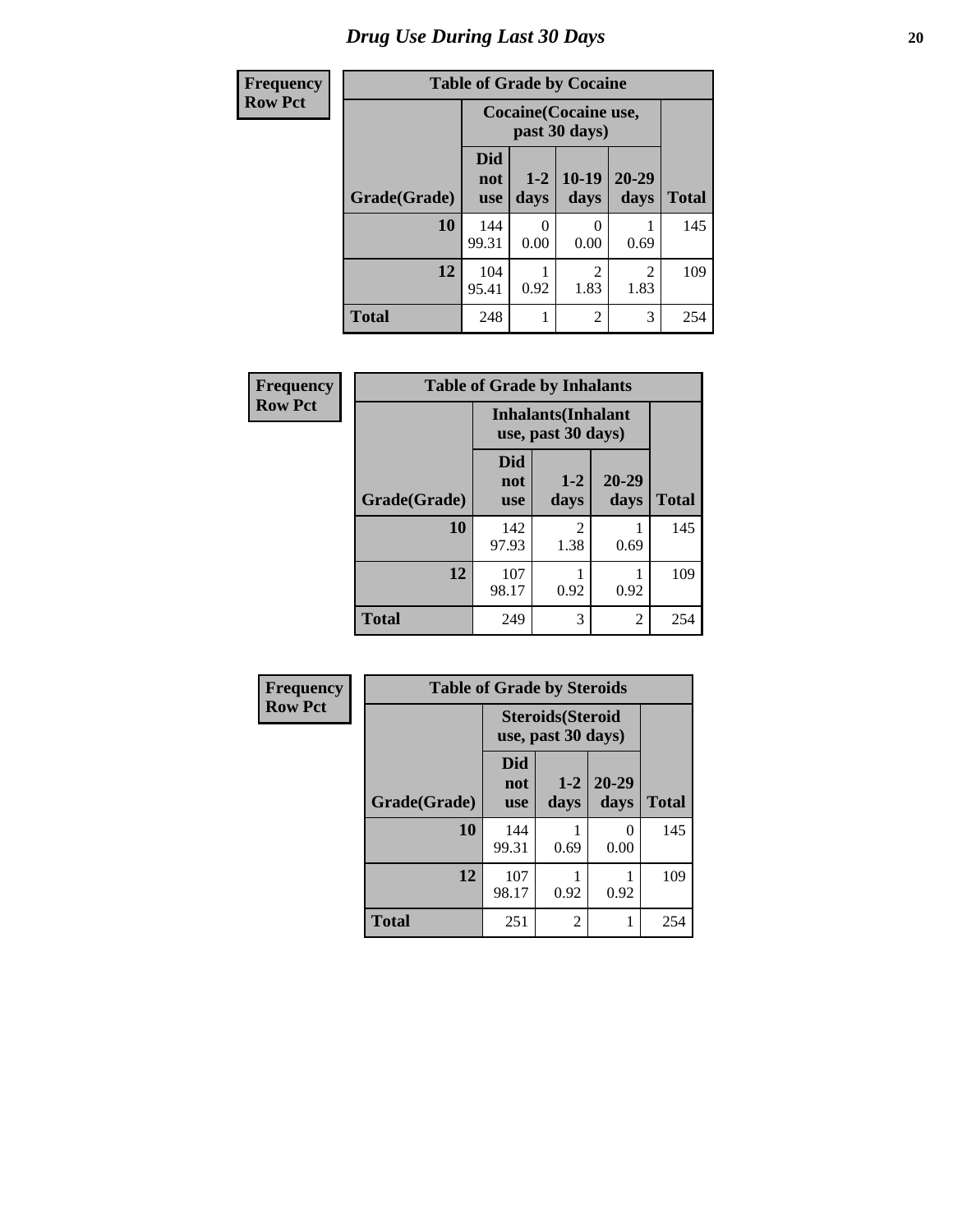# Drug Use During Last 30 Days

| Frequency Row Pct |
| --- |

**Table of Grade by Cocaine**

| Grade(Grade) | Cocaine(Cocaine use, past 30 days) | | | | Total |
| --- | --- | --- | --- | --- | --- |
| | Did not use | 1-2 days | 10-19 days | 20-29 days | |
| **10** | 144<br>99.31 | 0<br>0.00 | 0<br>0.00 | 1<br>0.69 | 145 |
| **12** | 104<br>95.41 | 1<br>0.92 | 2<br>1.83 | 2<br>1.83 | 109 |
| **Total** | 248 | 1 | 2 | 3 | 254 |

| Frequency Row Pct |
| --- |

**Table of Grade by Inhalants**

| Grade(Grade) | Inhalants(Inhalant use, past 30 days) | | | Total |
| --- | --- | --- | --- | --- |
| | Did not use | 1-2 days | 20-29 days | |
| **10** | 142<br>97.93 | 2<br>1.38 | 1<br>0.69 | 145 |
| **12** | 107<br>98.17 | 1<br>0.92 | 1<br>0.92 | 109 |
| **Total** | 249 | 3 | 2 | 254 |

| Frequency Row Pct |
| --- |

**Table of Grade by Steroids**

| Grade(Grade) | Steroids(Steroid use, past 30 days) | | | Total |
| --- | --- | --- | --- | --- |
| | Did not use | 1-2 days | 20-29 days | |
| **10** | 144<br>99.31 | 1<br>0.69 | 0<br>0.00 | 145 |
| **12** | 107<br>98.17 | 1<br>0.92 | 1<br>0.92 | 109 |
| **Total** | 251 | 2 | 1 | 254 |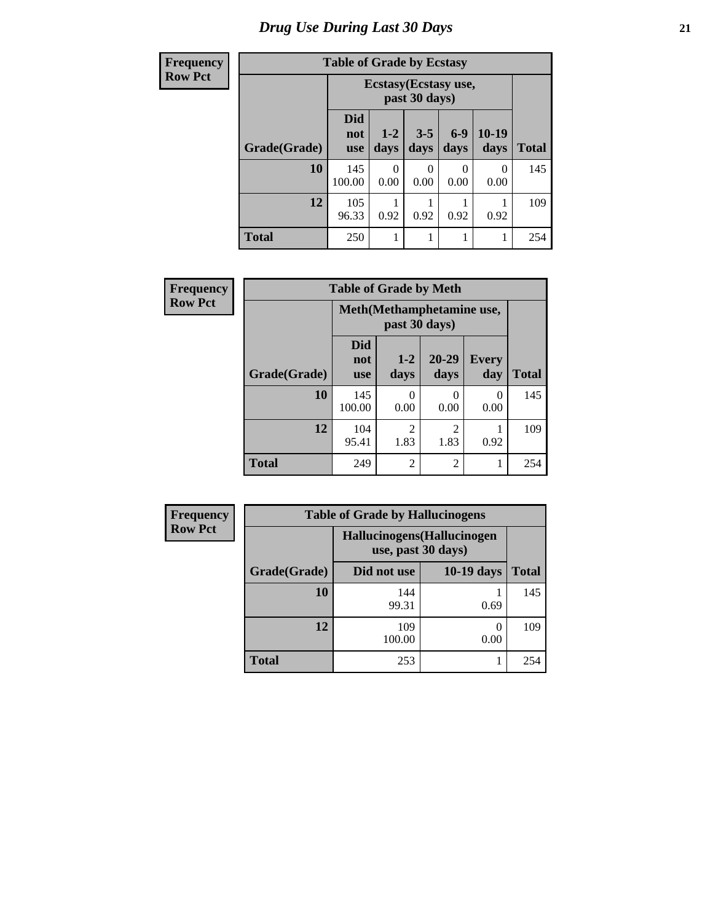# Drug Use During Last 30 Days

**Frequency**
**Row Pct**

**Table of Grade by Ecstasy**

| | Ecstasy(Ecstasy use, past 30 days) | | | | | |
|---|---|---|---|---|---|---|
| Grade(Grade) | Did not use | 1-2 days | 3-5 days | 6-9 days | 10-19 days | Total |
| 10 | 145<br>100.00 | 0<br>0.00 | 0<br>0.00 | 0<br>0.00 | 0<br>0.00 | 145 |
| 12 | 105<br>96.33 | 1<br>0.92 | 1<br>0.92 | 1<br>0.92 | 1<br>0.92 | 109 |
| Total | 250 | 1 | 1 | 1 | 1 | 254 |

**Frequency**
**Row Pct**

**Table of Grade by Meth**

| | Meth(Methamphetamine use, past 30 days) | | | | |
|---|---|---|---|---|---|
| Grade(Grade) | Did not use | 1-2 days | 20-29 days | Every day | Total |
| 10 | 145<br>100.00 | 0<br>0.00 | 0<br>0.00 | 0<br>0.00 | 145 |
| 12 | 104<br>95.41 | 2<br>1.83 | 2<br>1.83 | 1<br>0.92 | 109 |
| Total | 249 | 2 | 2 | 1 | 254 |

**Frequency**
**Row Pct**

**Table of Grade by Hallucinogens**

| | Hallucinogens(Hallucinogen use, past 30 days) | | |
|---|---|---|---|
| Grade(Grade) | Did not use | 10-19 days | Total |
| 10 | 144<br>99.31 | 1<br>0.69 | 145 |
| 12 | 109<br>100.00 | 0<br>0.00 | 109 |
| Total | 253 | 1 | 254 |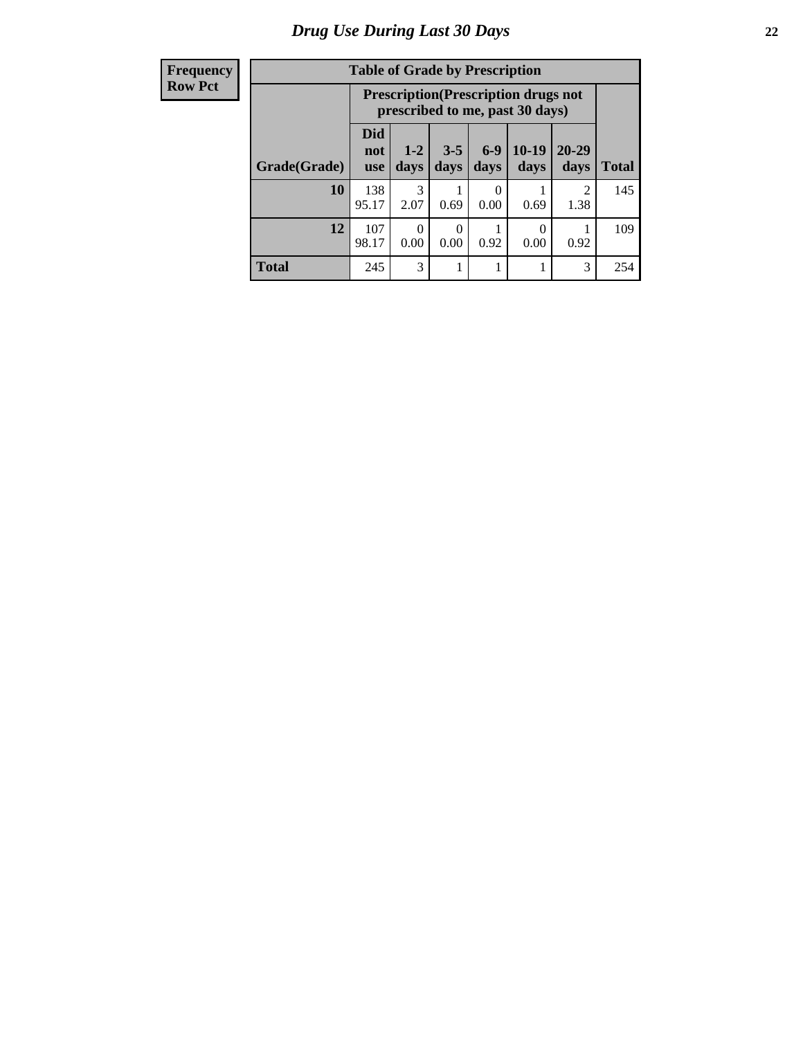# Drug Use During Last 30 Days

| Frequency<br>Row Pct |
|---|

**Table of Grade by Prescription**

| Grade(Grade) | Prescription(Prescription drugs not prescribed to me, past 30 days) | | | | | | Total |
|---|---|---|---|---|---|---|---|
| | Did not use | 1-2 days | 3-5 days | 6-9 days | 10-19 days | 20-29 days | |
| **10** | 138<br>95.17 | 3<br>2.07 | 1<br>0.69 | 0<br>0.00 | 1<br>0.69 | 2<br>1.38 | 145 |
| **12** | 107<br>98.17 | 0<br>0.00 | 0<br>0.00 | 1<br>0.92 | 0<br>0.00 | 1<br>0.92 | 109 |
| **Total** | 245 | 3 | 1 | 1 | 1 | 3 | 254 |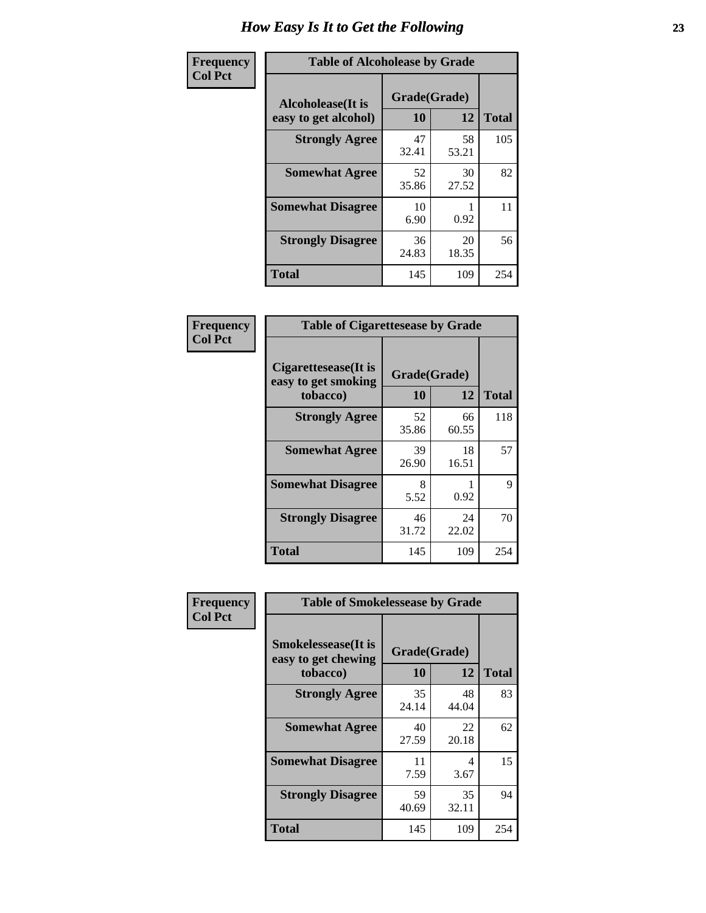# How Easy Is It to Get the Following

**Frequency**
**Col Pct**

**Table of Alcoholease by Grade**

| Alcoholease(It is easy to get alcohol) | Grade(Grade) 10 | 12 | Total |
|---|---|---|---|
| **Strongly Agree** | 47<br>32.41 | 58<br>53.21 | 105 |
| **Somewhat Agree** | 52<br>35.86 | 30<br>27.52 | 82 |
| **Somewhat Disagree** | 10<br>6.90 | 1<br>0.92 | 11 |
| **Strongly Disagree** | 36<br>24.83 | 20<br>18.35 | 56 |
| **Total** | 145 | 109 | 254 |

**Frequency**
**Col Pct**

**Table of Cigarettesease by Grade**

| Cigarettesease(It is easy to get smoking tobacco) | Grade(Grade) 10 | 12 | Total |
|---|---|---|---|
| **Strongly Agree** | 52<br>35.86 | 66<br>60.55 | 118 |
| **Somewhat Agree** | 39<br>26.90 | 18<br>16.51 | 57 |
| **Somewhat Disagree** | 8<br>5.52 | 1<br>0.92 | 9 |
| **Strongly Disagree** | 46<br>31.72 | 24<br>22.02 | 70 |
| **Total** | 145 | 109 | 254 |

**Frequency**
**Col Pct**

**Table of Smokelessease by Grade**

| Smokelessease(It is easy to get chewing tobacco) | Grade(Grade) 10 | 12 | Total |
|---|---|---|---|
| **Strongly Agree** | 35<br>24.14 | 48<br>44.04 | 83 |
| **Somewhat Agree** | 40<br>27.59 | 22<br>20.18 | 62 |
| **Somewhat Disagree** | 11<br>7.59 | 4<br>3.67 | 15 |
| **Strongly Disagree** | 59<br>40.69 | 35<br>32.11 | 94 |
| **Total** | 145 | 109 | 254 |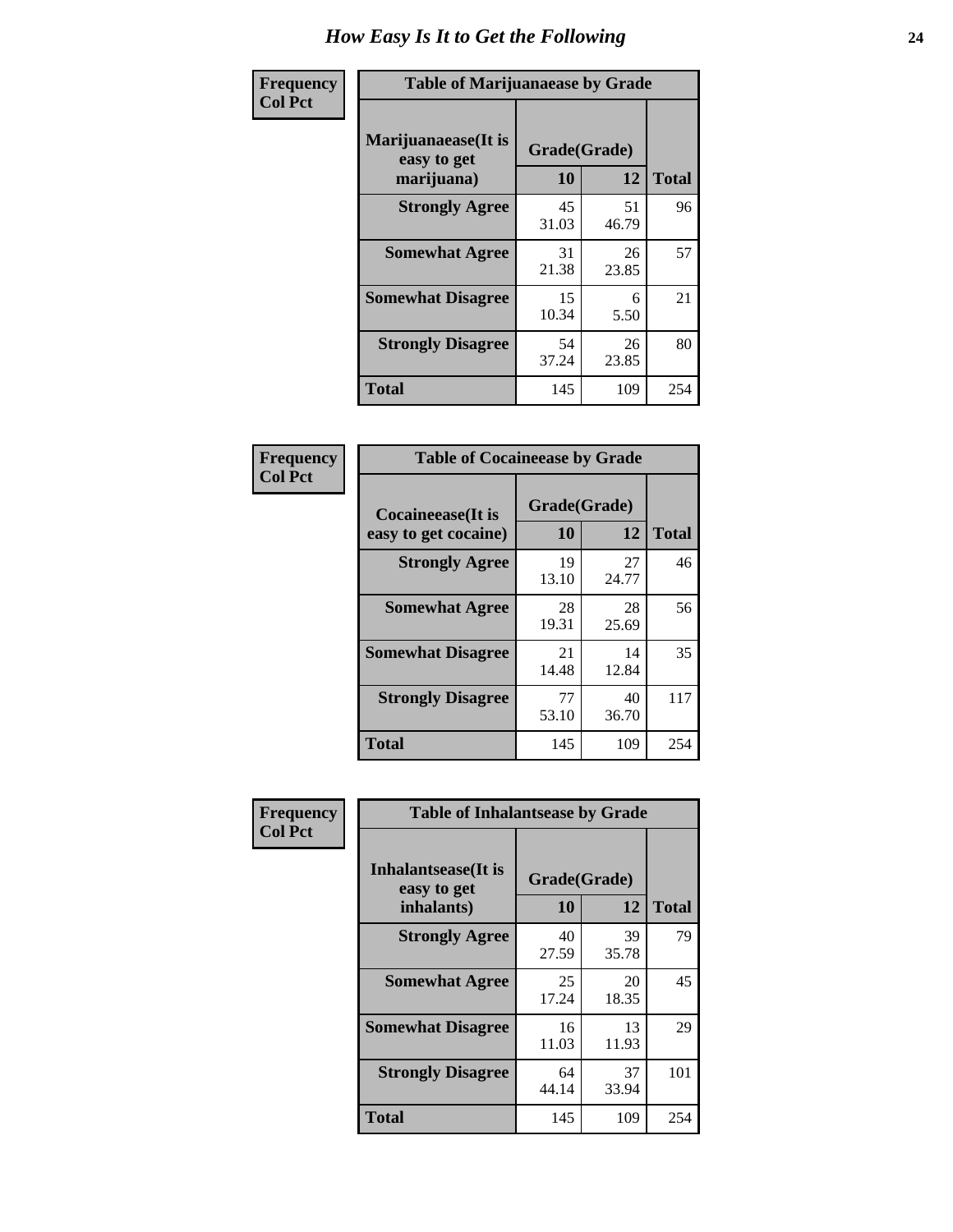# How Easy Is It to Get the Following

**Frequency**
**Col Pct**

**Table of Marijuanaease by Grade**

| Marijuanaease(It is easy to get marijuana) | Grade(Grade) | | Total |
|---|---|---|---|
| | 10 | 12 | |
| Strongly Agree | 45<br>31.03 | 51<br>46.79 | 96 |
| Somewhat Agree | 31<br>21.38 | 26<br>23.85 | 57 |
| Somewhat Disagree | 15<br>10.34 | 6<br>5.50 | 21 |
| Strongly Disagree | 54<br>37.24 | 26<br>23.85 | 80 |
| Total | 145 | 109 | 254 |

**Frequency**
**Col Pct**

**Table of Cocaineease by Grade**

| Cocaineease(It is easy to get cocaine) | Grade(Grade) | | Total |
|---|---|---|---|
| | 10 | 12 | |
| Strongly Agree | 19<br>13.10 | 27<br>24.77 | 46 |
| Somewhat Agree | 28<br>19.31 | 28<br>25.69 | 56 |
| Somewhat Disagree | 21<br>14.48 | 14<br>12.84 | 35 |
| Strongly Disagree | 77<br>53.10 | 40<br>36.70 | 117 |
| Total | 145 | 109 | 254 |

**Frequency**
**Col Pct**

**Table of Inhalantsease by Grade**

| Inhalantsease(It is easy to get inhalants) | Grade(Grade) | | Total |
|---|---|---|---|
| | 10 | 12 | |
| Strongly Agree | 40<br>27.59 | 39<br>35.78 | 79 |
| Somewhat Agree | 25<br>17.24 | 20<br>18.35 | 45 |
| Somewhat Disagree | 16<br>11.03 | 13<br>11.93 | 29 |
| Strongly Disagree | 64<br>44.14 | 37<br>33.94 | 101 |
| Total | 145 | 109 | 254 |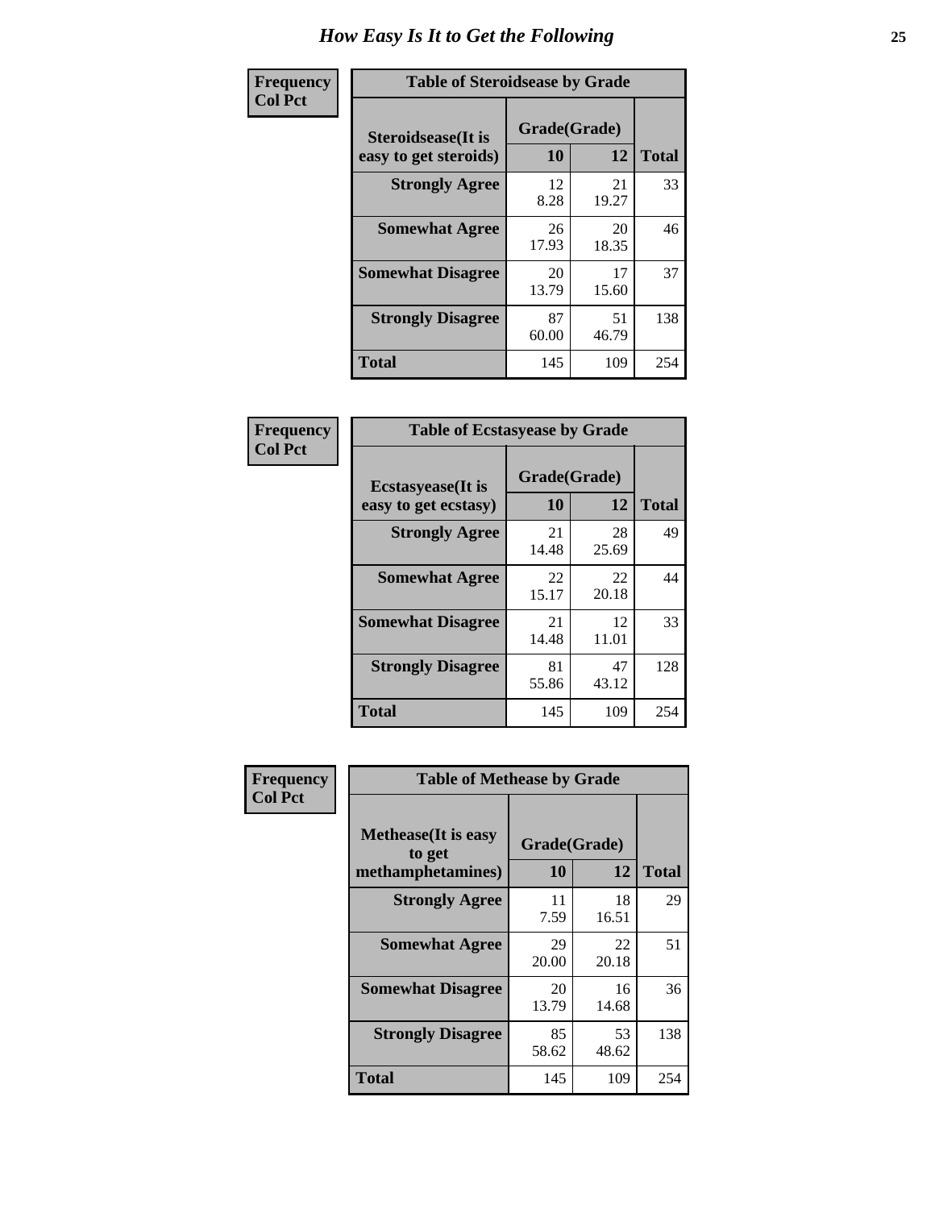# How Easy Is It to Get the Following

**Frequency**
**Col Pct**

**Table of Steroidsease by Grade**

| Steroidsease(It is easy to get steroids) | Grade(Grade) 10 | 12 | Total |
|---|---|---|---|
| **Strongly Agree** | 12<br>8.28 | 21<br>19.27 | 33 |
| **Somewhat Agree** | 26<br>17.93 | 20<br>18.35 | 46 |
| **Somewhat Disagree** | 20<br>13.79 | 17<br>15.60 | 37 |
| **Strongly Disagree** | 87<br>60.00 | 51<br>46.79 | 138 |
| **Total** | 145 | 109 | 254 |

**Frequency**
**Col Pct**

**Table of Ecstasyease by Grade**

| Ecstasyease(It is easy to get ecstasy) | Grade(Grade) 10 | 12 | Total |
|---|---|---|---|
| **Strongly Agree** | 21<br>14.48 | 28<br>25.69 | 49 |
| **Somewhat Agree** | 22<br>15.17 | 22<br>20.18 | 44 |
| **Somewhat Disagree** | 21<br>14.48 | 12<br>11.01 | 33 |
| **Strongly Disagree** | 81<br>55.86 | 47<br>43.12 | 128 |
| **Total** | 145 | 109 | 254 |

**Frequency**
**Col Pct**

**Table of Methease by Grade**

| Methease(It is easy to get methamphetamines) | Grade(Grade) 10 | 12 | Total |
|---|---|---|---|
| **Strongly Agree** | 11<br>7.59 | 18<br>16.51 | 29 |
| **Somewhat Agree** | 29<br>20.00 | 22<br>20.18 | 51 |
| **Somewhat Disagree** | 20<br>13.79 | 16<br>14.68 | 36 |
| **Strongly Disagree** | 85<br>58.62 | 53<br>48.62 | 138 |
| **Total** | 145 | 109 | 254 |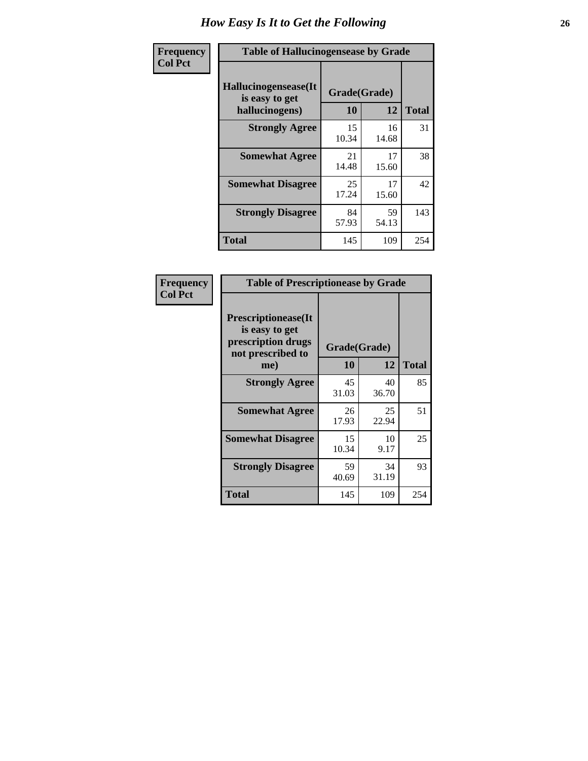# How Easy Is It to Get the Following

| Frequency<br>Col Pct | Table of Hallucinogensease by Grade | | |
|---|---|---|---|
| Hallucinogensease(It is easy to get hallucinogens) | Grade(Grade) 10 | 12 | Total |
| Strongly Agree | 15<br>10.34 | 16<br>14.68 | 31 |
| Somewhat Agree | 21<br>14.48 | 17<br>15.60 | 38 |
| Somewhat Disagree | 25<br>17.24 | 17<br>15.60 | 42 |
| Strongly Disagree | 84<br>57.93 | 59<br>54.13 | 143 |
| Total | 145 | 109 | 254 |

| Frequency<br>Col Pct | Table of Prescriptionease by Grade | | |
|---|---|---|---|
| Prescriptionease(It is easy to get prescription drugs not prescribed to me) | Grade(Grade) 10 | 12 | Total |
| Strongly Agree | 45<br>31.03 | 40<br>36.70 | 85 |
| Somewhat Agree | 26<br>17.93 | 25<br>22.94 | 51 |
| Somewhat Disagree | 15<br>10.34 | 10<br>9.17 | 25 |
| Strongly Disagree | 59<br>40.69 | 34<br>31.19 | 93 |
| Total | 145 | 109 | 254 |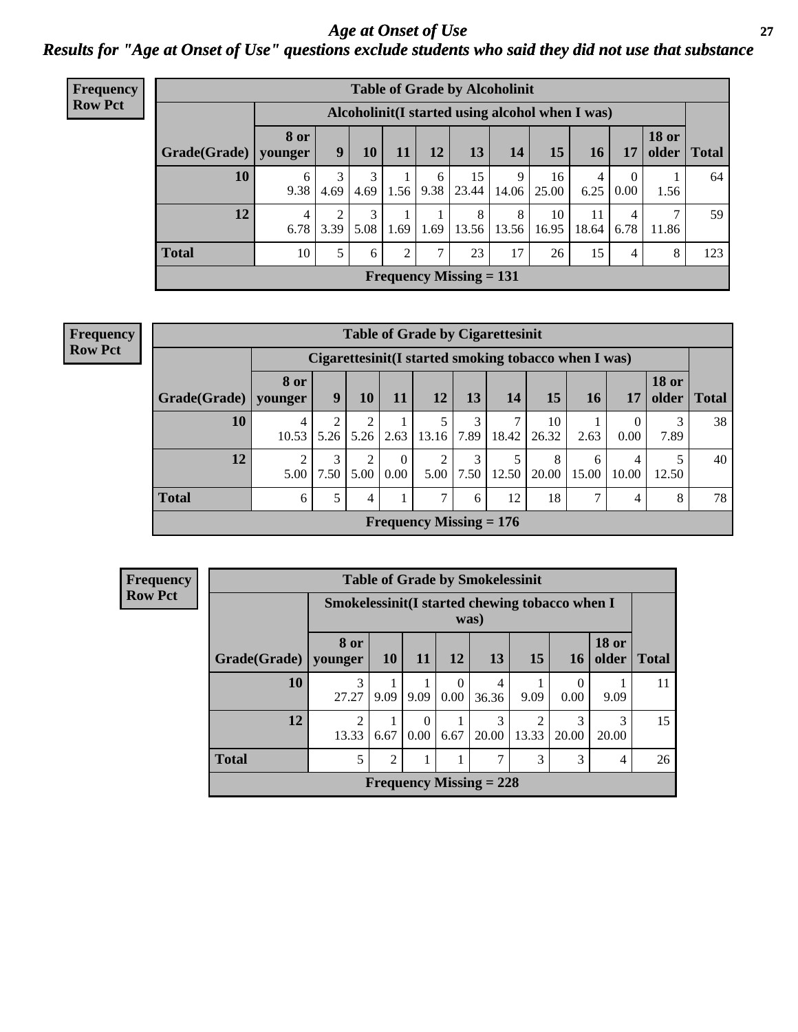# Age at Onset of Use

## Results for "Age at Onset of Use" questions exclude students who said they did not use that substance

**Frequency**
**Row Pct**

| Table of Grade by Alcoholinit | | | | | | | | | | | | |
|---|---|---|---|---|---|---|---|---|---|---|---|---|
| | Alcoholinit(I started using alcohol when I was) | | | | | | | | | | | |
| Grade(Grade) | 8 or younger | 9 | 10 | 11 | 12 | 13 | 14 | 15 | 16 | 17 | 18 or older | Total |
| 10 | 6<br>9.38 | 3<br>4.69 | 3<br>4.69 | 1<br>1.56 | 6<br>9.38 | 15<br>23.44 | 9<br>14.06 | 16<br>25.00 | 4<br>6.25 | 0<br>0.00 | 1<br>1.56 | 64 |
| 12 | 4<br>6.78 | 2<br>3.39 | 3<br>5.08 | 1<br>1.69 | 1<br>1.69 | 8<br>13.56 | 8<br>13.56 | 10<br>16.95 | 11<br>18.64 | 4<br>6.78 | 7<br>11.86 | 59 |
| Total | 10 | 5 | 6 | 2 | 7 | 23 | 17 | 26 | 15 | 4 | 8 | 123 |
| Frequency Missing = 131 | | | | | | | | | | | | |

**Frequency**
**Row Pct**

| Table of Grade by Cigarettesinit | | | | | | | | | | | | |
|---|---|---|---|---|---|---|---|---|---|---|---|---|
| | Cigarettesinit(I started smoking tobacco when I was) | | | | | | | | | | | |
| Grade(Grade) | 8 or younger | 9 | 10 | 11 | 12 | 13 | 14 | 15 | 16 | 17 | 18 or older | Total |
| 10 | 4<br>10.53 | 2<br>5.26 | 2<br>5.26 | 1<br>2.63 | 5<br>13.16 | 3<br>7.89 | 7<br>18.42 | 10<br>26.32 | 1<br>2.63 | 0<br>0.00 | 3<br>7.89 | 38 |
| 12 | 2<br>5.00 | 3<br>7.50 | 2<br>5.00 | 0<br>0.00 | 2<br>5.00 | 3<br>7.50 | 5<br>12.50 | 8<br>20.00 | 6<br>15.00 | 4<br>10.00 | 5<br>12.50 | 40 |
| Total | 6 | 5 | 4 | 1 | 7 | 6 | 12 | 18 | 7 | 4 | 8 | 78 |
| Frequency Missing = 176 | | | | | | | | | | | | |

**Frequency**
**Row Pct**

| Table of Grade by Smokelessinit | | | | | | | | | |
|---|---|---|---|---|---|---|---|---|---|
| | Smokelessinit(I started chewing tobacco when I was) | | | | | | | | |
| Grade(Grade) | 8 or younger | 10 | 11 | 12 | 13 | 15 | 16 | 18 or older | Total |
| 10 | 3<br>27.27 | 1<br>9.09 | 1<br>9.09 | 0<br>0.00 | 4<br>36.36 | 1<br>9.09 | 0<br>0.00 | 1<br>9.09 | 11 |
| 12 | 2<br>13.33 | 1<br>6.67 | 0<br>0.00 | 1<br>6.67 | 3<br>20.00 | 2<br>13.33 | 3<br>20.00 | 3<br>20.00 | 15 |
| Total | 5 | 2 | 1 | 1 | 7 | 3 | 3 | 4 | 26 |
| Frequency Missing = 228 | | | | | | | | | |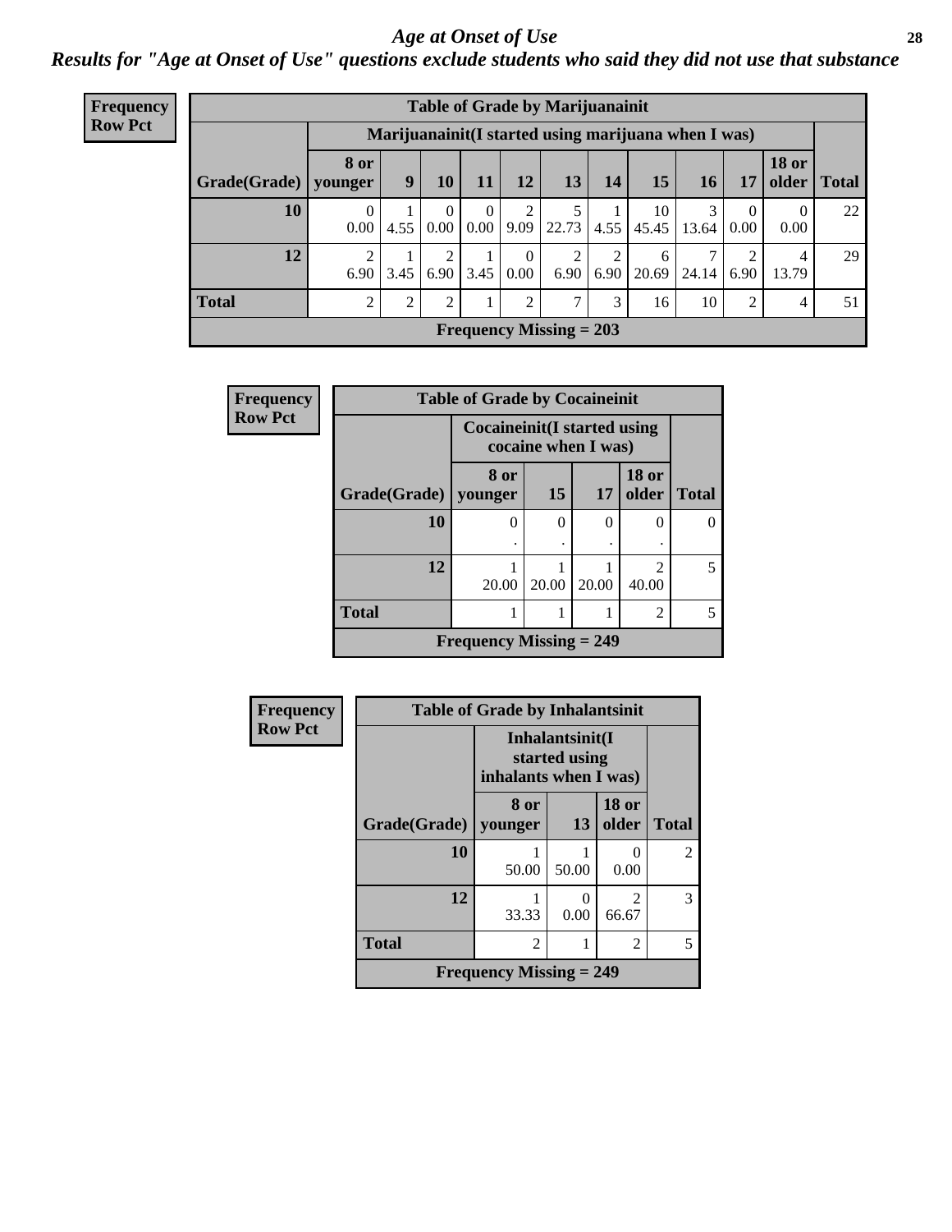# Age at Onset of Use

## Results for "Age at Onset of Use" questions exclude students who said they did not use that substance

**Frequency**
**Row Pct**

| Table of Grade by Marijuanainit | | | | | | | | | | | | |
|---|---|---|---|---|---|---|---|---|---|---|---|---|
| | Marijuanainit(I started using marijuana when I was) | | | | | | | | | | | |
| Grade(Grade) | 8 or younger | 9 | 10 | 11 | 12 | 13 | 14 | 15 | 16 | 17 | 18 or older | Total |
| 10 | 0<br>0.00 | 1<br>4.55 | 0<br>0.00 | 0<br>0.00 | 2<br>9.09 | 5<br>22.73 | 1<br>4.55 | 10<br>45.45 | 3<br>13.64 | 0<br>0.00 | 0<br>0.00 | 22 |
| 12 | 2<br>6.90 | 1<br>3.45 | 2<br>6.90 | 1<br>3.45 | 0<br>0.00 | 2<br>6.90 | 2<br>6.90 | 6<br>20.69 | 7<br>24.14 | 2<br>6.90 | 4<br>13.79 | 29 |
| Total | 2 | 2 | 2 | 1 | 2 | 7 | 3 | 16 | 10 | 2 | 4 | 51 |
| Frequency Missing = 203 | | | | | | | | | | | | |

**Frequency**
**Row Pct**

| Table of Grade by Cocaineinit | | | | | |
|---|---|---|---|---|---|
| | Cocaineinit(I started using cocaine when I was) | | | | |
| Grade(Grade) | 8 or younger | 15 | 17 | 18 or older | Total |
| 10 | 0<br>. | 0<br>. | 0<br>. | 0<br>. | 0 |
| 12 | 1<br>20.00 | 1<br>20.00 | 1<br>20.00 | 2<br>40.00 | 5 |
| Total | 1 | 1 | 1 | 2 | 5 |
| Frequency Missing = 249 | | | | | |

**Frequency**
**Row Pct**

| Table of Grade by Inhalantsinit | | | | |
|---|---|---|---|---|
| | Inhalantsinit(I started using inhalants when I was) | | | |
| Grade(Grade) | 8 or younger | 13 | 18 or older | Total |
| 10 | 1<br>50.00 | 1<br>50.00 | 0<br>0.00 | 2 |
| 12 | 1<br>33.33 | 0<br>0.00 | 2<br>66.67 | 3 |
| Total | 2 | 1 | 2 | 5 |
| Frequency Missing = 249 | | | | |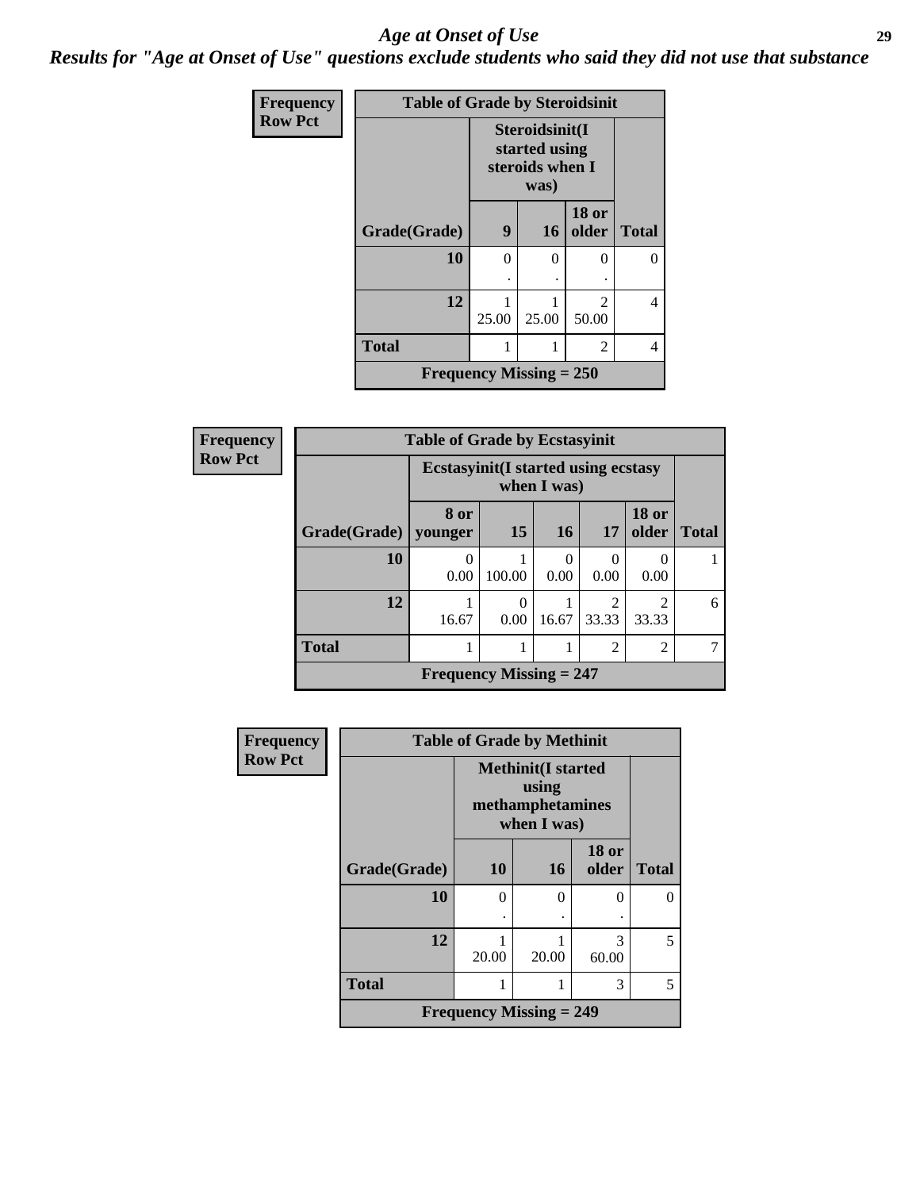# Age at Onset of Use

## *Results for "Age at Onset of Use" questions exclude students who said they did not use that substance*

**Frequency**
**Row Pct**

| Table of Grade by Steroidsinit | | | | |
|---|---|---|---|---|
| | Steroidsinit(I started using steroids when I was) | | | |
| Grade(Grade) | 9 | 16 | 18 or older | Total |
| 10 | 0<br>. | 0<br>. | 0<br>. | 0 |
| 12 | 1<br>25.00 | 1<br>25.00 | 2<br>50.00 | 4 |
| Total | 1 | 1 | 2 | 4 |
| Frequency Missing = 250 | | | | |

**Frequency**
**Row Pct**

| Table of Grade by Ecstasyinit | | | | | | |
|---|---|---|---|---|---|---|
| | Ecstasyinit(I started using ecstasy when I was) | | | | | |
| Grade(Grade) | 8 or younger | 15 | 16 | 17 | 18 or older | Total |
| 10 | 0<br>0.00 | 1<br>100.00 | 0<br>0.00 | 0<br>0.00 | 0<br>0.00 | 1 |
| 12 | 1<br>16.67 | 0<br>0.00 | 1<br>16.67 | 2<br>33.33 | 2<br>33.33 | 6 |
| Total | 1 | 1 | 1 | 2 | 2 | 7 |
| Frequency Missing = 247 | | | | | | |

**Frequency**
**Row Pct**

| Table of Grade by Methinit | | | | |
|---|---|---|---|---|
| | Methinit(I started using methamphetamines when I was) | | | |
| Grade(Grade) | 10 | 16 | 18 or older | Total |
| 10 | 0<br>. | 0<br>. | 0<br>. | 0 |
| 12 | 1<br>20.00 | 1<br>20.00 | 3<br>60.00 | 5 |
| Total | 1 | 1 | 3 | 5 |
| Frequency Missing = 249 | | | | |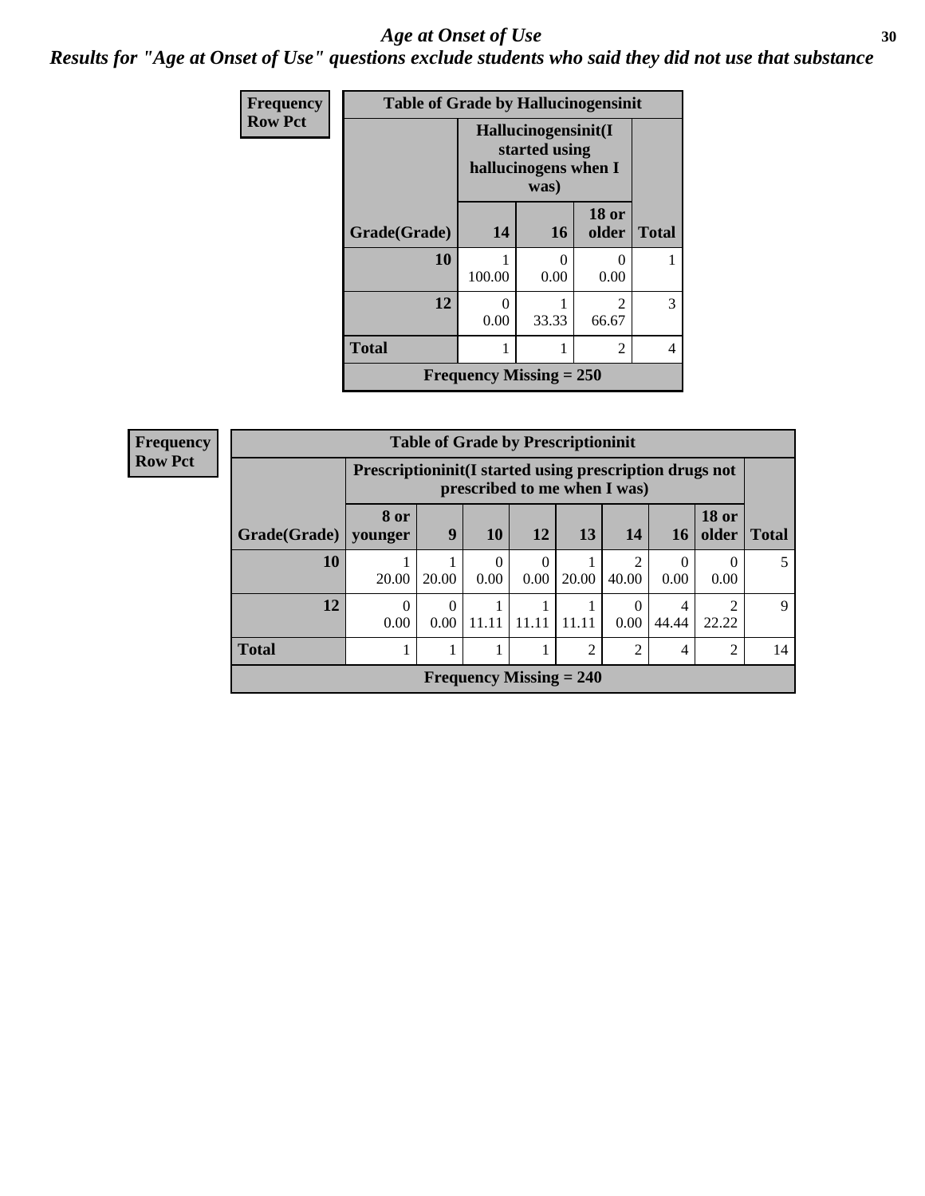# *Age at Onset of Use*

## *Results for "Age at Onset of Use" questions exclude students who said they did not use that substance*

| Frequency<br>Row Pct | Table of Grade by Hallucinogensinit | | | |
|---|---|---|---|---|
| | **Hallucinogensinit(I started using hallucinogens when I was)** | | | |
| **Grade(Grade)** | **14** | **16** | **18 or older** | **Total** |
| **10** | 1<br>100.00 | 0<br>0.00 | 0<br>0.00 | 1 |
| **12** | 0<br>0.00 | 1<br>33.33 | 2<br>66.67 | 3 |
| **Total** | 1 | 1 | 2 | 4 |
| **Frequency Missing = 250** | | | | |

| Frequency<br>Row Pct | Table of Grade by Prescriptioninit | | | | | | | | |
|---|---|---|---|---|---|---|---|---|---|
| | **Prescriptioninit(I started using prescription drugs not prescribed to me when I was)** | | | | | | | | |
| **Grade(Grade)** | **8 or younger** | **9** | **10** | **12** | **13** | **14** | **16** | **18 or older** | **Total** |
| **10** | 1<br>20.00 | 1<br>20.00 | 0<br>0.00 | 0<br>0.00 | 1<br>20.00 | 2<br>40.00 | 0<br>0.00 | 0<br>0.00 | 5 |
| **12** | 0<br>0.00 | 0<br>0.00 | 1<br>11.11 | 1<br>11.11 | 1<br>11.11 | 0<br>0.00 | 4<br>44.44 | 2<br>22.22 | 9 |
| **Total** | 1 | 1 | 1 | 1 | 2 | 2 | 4 | 2 | 14 |
| **Frequency Missing = 240** | | | | | | | | | |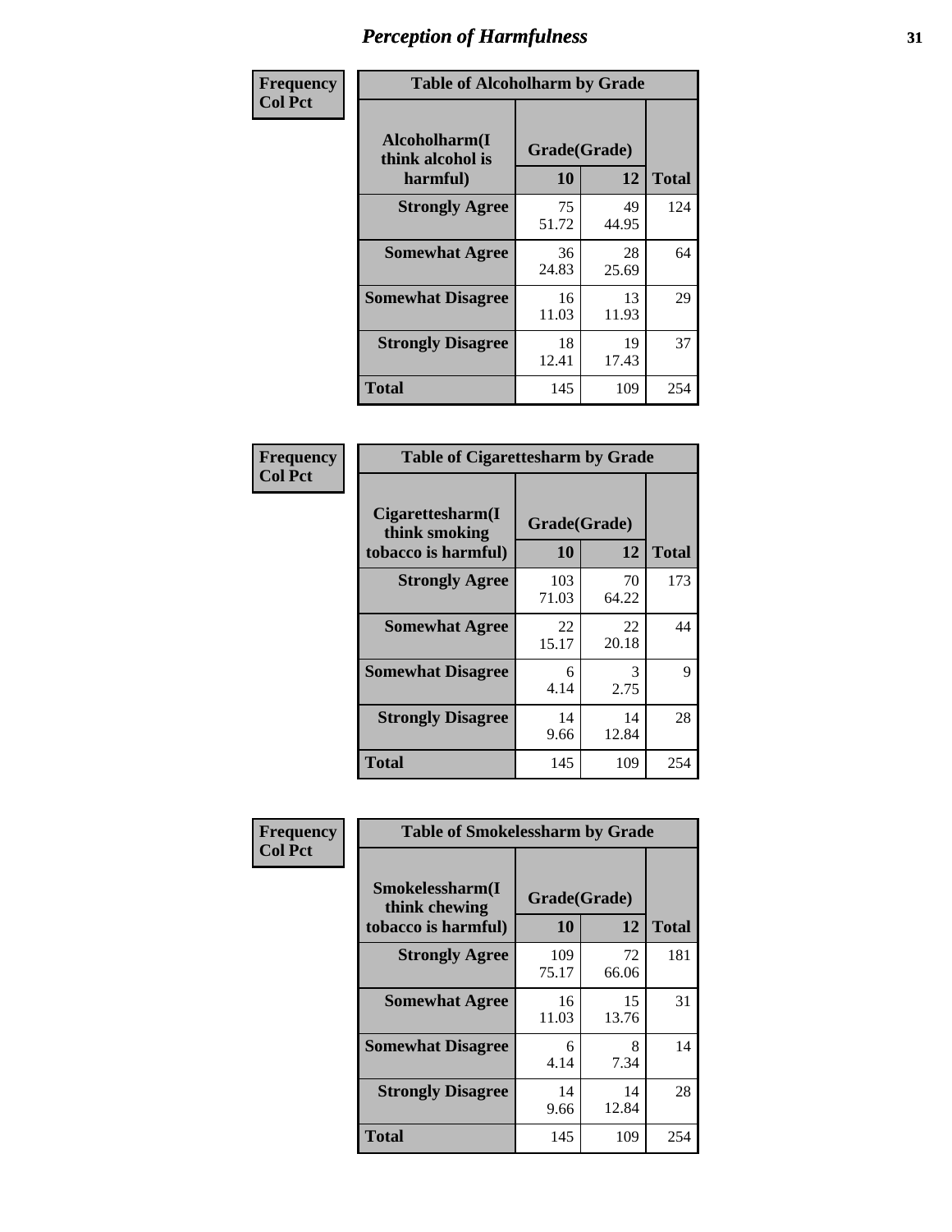# Perception of Harmfulness

| Frequency Col Pct | Table of Alcoholharm by Grade | | |
|---|---|---|---|
| **Alcoholharm(I think alcohol is harmful)** | **Grade(Grade)** | | |
| | **10** | **12** | **Total** |
| **Strongly Agree** | 75<br>51.72 | 49<br>44.95 | 124 |
| **Somewhat Agree** | 36<br>24.83 | 28<br>25.69 | 64 |
| **Somewhat Disagree** | 16<br>11.03 | 13<br>11.93 | 29 |
| **Strongly Disagree** | 18<br>12.41 | 19<br>17.43 | 37 |
| **Total** | 145 | 109 | 254 |

| Frequency Col Pct | Table of Cigarettesharm by Grade | | |
|---|---|---|---|
| **Cigarettesharm(I think smoking tobacco is harmful)** | **Grade(Grade)** | | |
| | **10** | **12** | **Total** |
| **Strongly Agree** | 103<br>71.03 | 70<br>64.22 | 173 |
| **Somewhat Agree** | 22<br>15.17 | 22<br>20.18 | 44 |
| **Somewhat Disagree** | 6<br>4.14 | 3<br>2.75 | 9 |
| **Strongly Disagree** | 14<br>9.66 | 14<br>12.84 | 28 |
| **Total** | 145 | 109 | 254 |

| Frequency Col Pct | Table of Smokelessharm by Grade | | |
|---|---|---|---|
| **Smokelessharm(I think chewing tobacco is harmful)** | **Grade(Grade)** | | |
| | **10** | **12** | **Total** |
| **Strongly Agree** | 109<br>75.17 | 72<br>66.06 | 181 |
| **Somewhat Agree** | 16<br>11.03 | 15<br>13.76 | 31 |
| **Somewhat Disagree** | 6<br>4.14 | 8<br>7.34 | 14 |
| **Strongly Disagree** | 14<br>9.66 | 14<br>12.84 | 28 |
| **Total** | 145 | 109 | 254 |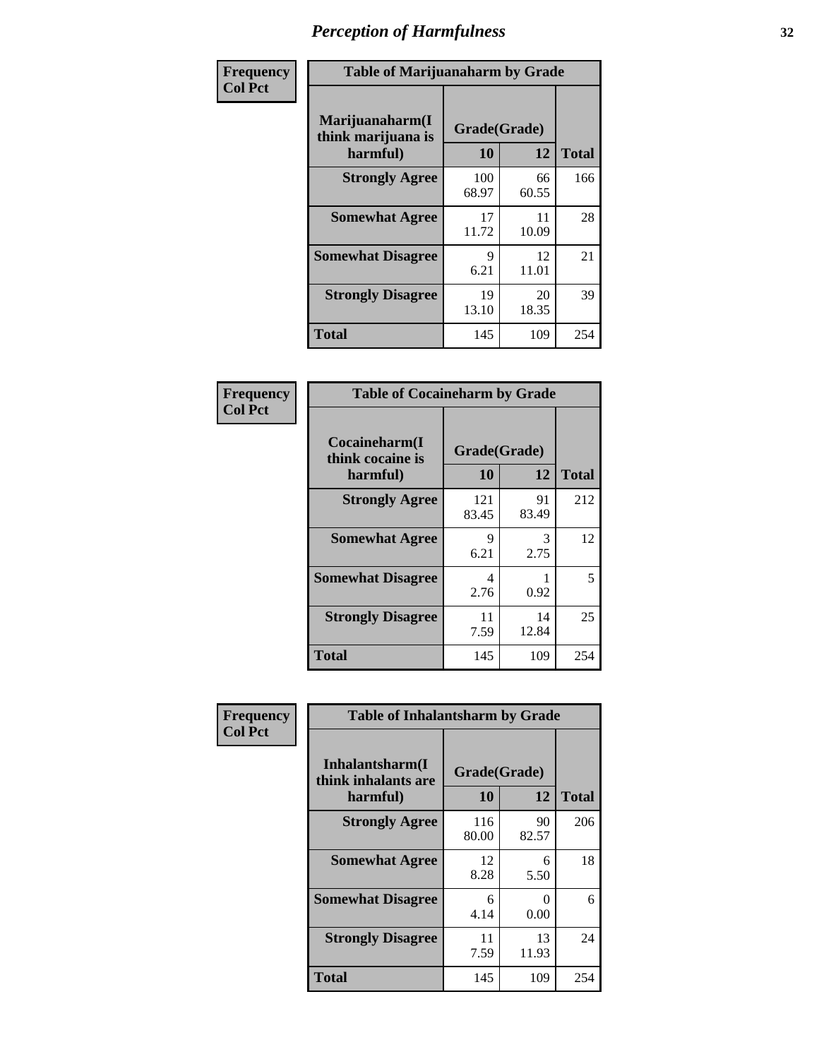# Perception of Harmfulness

| Frequency Col Pct | Table of Marijuanaharm by Grade | | |
|---|---|---|---|
| Marijuanaharm(I think marijuana is harmful) | Grade(Grade) | | Total |
| | 10 | 12 | |
| Strongly Agree | 100<br>68.97 | 66<br>60.55 | 166 |
| Somewhat Agree | 17<br>11.72 | 11<br>10.09 | 28 |
| Somewhat Disagree | 9<br>6.21 | 12<br>11.01 | 21 |
| Strongly Disagree | 19<br>13.10 | 20<br>18.35 | 39 |
| Total | 145 | 109 | 254 |

| Frequency Col Pct | Table of Cocaineharm by Grade | | |
|---|---|---|---|
| Cocaineharm(I think cocaine is harmful) | Grade(Grade) | | Total |
| | 10 | 12 | |
| Strongly Agree | 121<br>83.45 | 91<br>83.49 | 212 |
| Somewhat Agree | 9<br>6.21 | 3<br>2.75 | 12 |
| Somewhat Disagree | 4<br>2.76 | 1<br>0.92 | 5 |
| Strongly Disagree | 11<br>7.59 | 14<br>12.84 | 25 |
| Total | 145 | 109 | 254 |

| Frequency Col Pct | Table of Inhalantsharm by Grade | | |
|---|---|---|---|
| Inhalantsharm(I think inhalants are harmful) | Grade(Grade) | | Total |
| | 10 | 12 | |
| Strongly Agree | 116<br>80.00 | 90<br>82.57 | 206 |
| Somewhat Agree | 12<br>8.28 | 6<br>5.50 | 18 |
| Somewhat Disagree | 6<br>4.14 | 0<br>0.00 | 6 |
| Strongly Disagree | 11<br>7.59 | 13<br>11.93 | 24 |
| Total | 145 | 109 | 254 |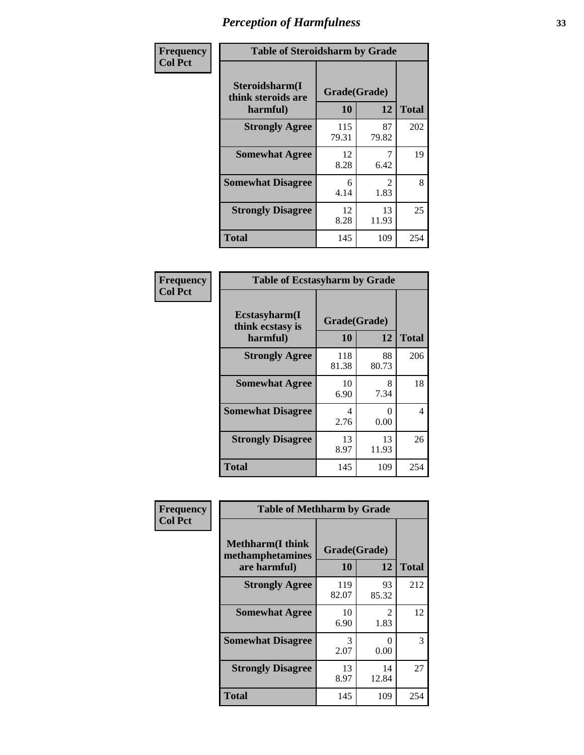# Perception of Harmfulness

| Frequency<br>Col Pct | Table of Steroidsharm by Grade | | |
|---|---|---|---|
| Steroidsharm(I think steroids are harmful) | Grade(Grade) | | |
| | 10 | 12 | Total |
| Strongly Agree | 115<br>79.31 | 87<br>79.82 | 202 |
| Somewhat Agree | 12<br>8.28 | 7<br>6.42 | 19 |
| Somewhat Disagree | 6<br>4.14 | 2<br>1.83 | 8 |
| Strongly Disagree | 12<br>8.28 | 13<br>11.93 | 25 |
| Total | 145 | 109 | 254 |

| Frequency<br>Col Pct | Table of Ecstasyharm by Grade | | |
|---|---|---|---|
| Ecstasyharm(I think ecstasy is harmful) | Grade(Grade) | | |
| | 10 | 12 | Total |
| Strongly Agree | 118<br>81.38 | 88<br>80.73 | 206 |
| Somewhat Agree | 10<br>6.90 | 8<br>7.34 | 18 |
| Somewhat Disagree | 4<br>2.76 | 0<br>0.00 | 4 |
| Strongly Disagree | 13<br>8.97 | 13<br>11.93 | 26 |
| Total | 145 | 109 | 254 |

| Frequency<br>Col Pct | Table of Methharm by Grade | | |
|---|---|---|---|
| Methharm(I think methamphetamines are harmful) | Grade(Grade) | | |
| | 10 | 12 | Total |
| Strongly Agree | 119<br>82.07 | 93<br>85.32 | 212 |
| Somewhat Agree | 10<br>6.90 | 2<br>1.83 | 12 |
| Somewhat Disagree | 3<br>2.07 | 0<br>0.00 | 3 |
| Strongly Disagree | 13<br>8.97 | 14<br>12.84 | 27 |
| Total | 145 | 109 | 254 |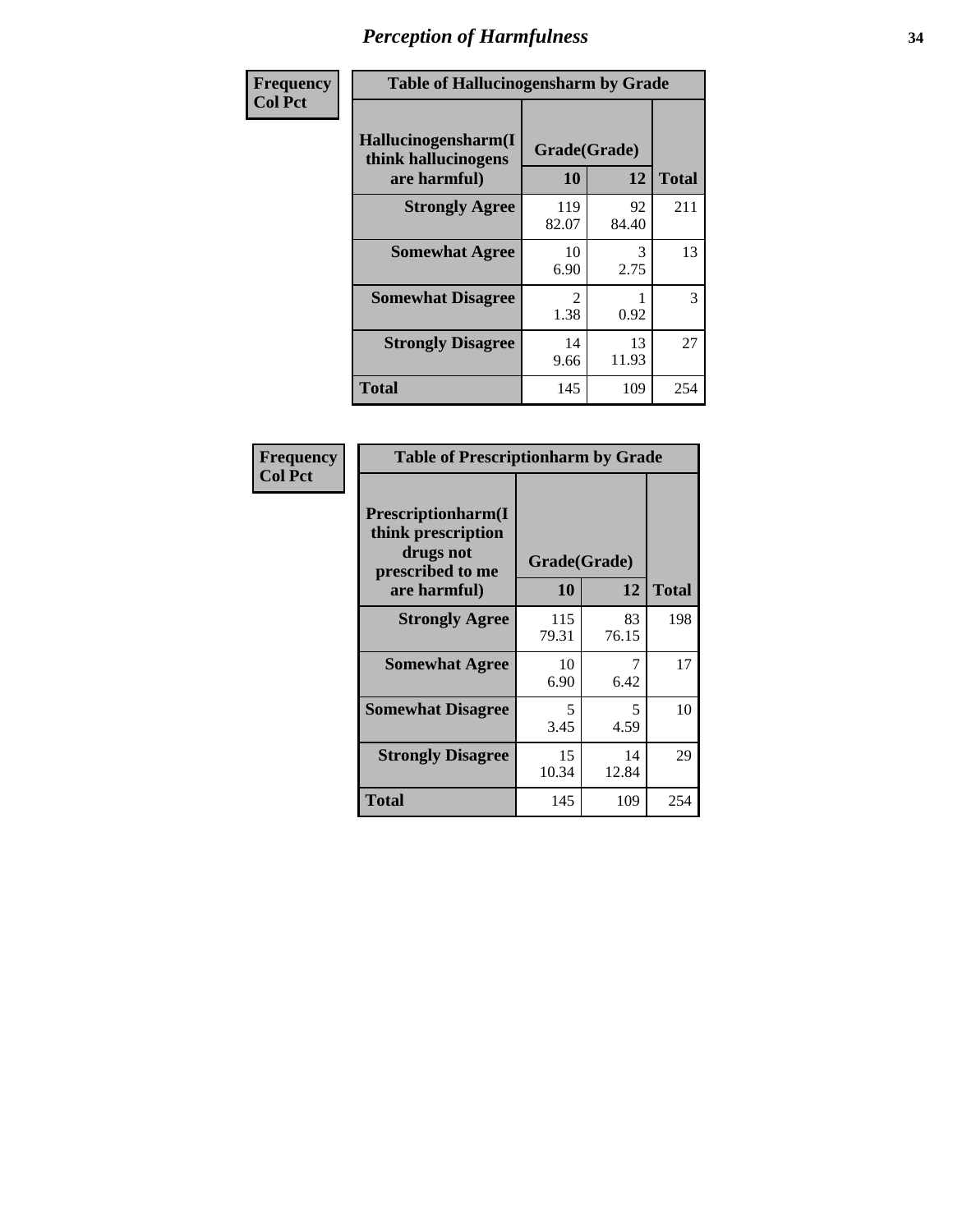# Perception of Harmfulness

| Frequency Col Pct | Table of Hallucinogensharm by Grade | | |
|---|---|---|---|
| Hallucinogensharm(I think hallucinogens are harmful) | Grade(Grade) | | |
| | 10 | 12 | Total |
| Strongly Agree | 119<br>82.07 | 92<br>84.40 | 211 |
| Somewhat Agree | 10<br>6.90 | 3<br>2.75 | 13 |
| Somewhat Disagree | 2<br>1.38 | 1<br>0.92 | 3 |
| Strongly Disagree | 14<br>9.66 | 13<br>11.93 | 27 |
| Total | 145 | 109 | 254 |

| Frequency Col Pct | Table of Prescriptionharm by Grade | | |
|---|---|---|---|
| Prescriptionharm(I think prescription drugs not prescribed to me are harmful) | Grade(Grade) | | |
| | 10 | 12 | Total |
| Strongly Agree | 115<br>79.31 | 83<br>76.15 | 198 |
| Somewhat Agree | 10<br>6.90 | 7<br>6.42 | 17 |
| Somewhat Disagree | 5<br>3.45 | 5<br>4.59 | 10 |
| Strongly Disagree | 15<br>10.34 | 14<br>12.84 | 29 |
| Total | 145 | 109 | 254 |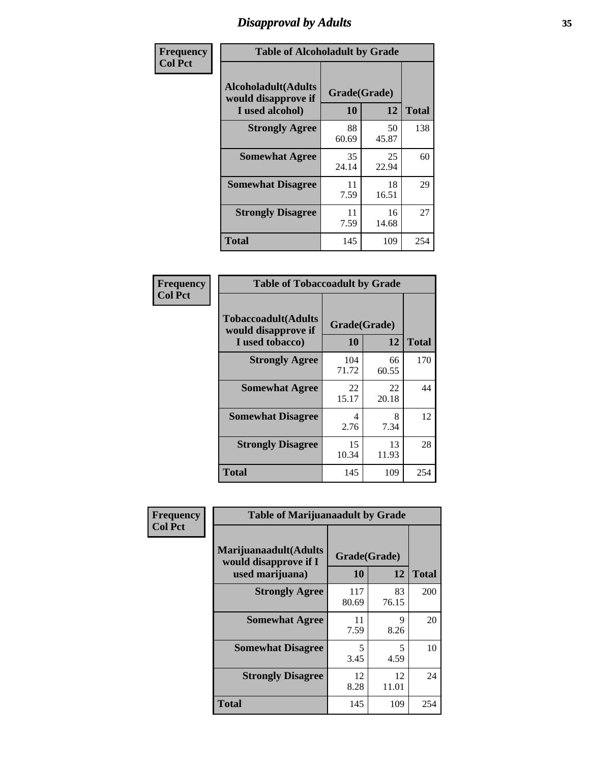# Disapproval by Adults

Frequency
Col Pct

| Table of Alcoholadult by Grade | | | |
|---|---|---|---|
| Alcoholadult(Adults would disapprove if I used alcohol) | Grade(Grade) | | Total |
| | 10 | 12 | |
| Strongly Agree | 88<br>60.69 | 50<br>45.87 | 138 |
| Somewhat Agree | 35<br>24.14 | 25<br>22.94 | 60 |
| Somewhat Disagree | 11<br>7.59 | 18<br>16.51 | 29 |
| Strongly Disagree | 11<br>7.59 | 16<br>14.68 | 27 |
| Total | 145 | 109 | 254 |

Frequency
Col Pct

| Table of Tobaccoadult by Grade | | | |
|---|---|---|---|
| Tobaccoadult(Adults would disapprove if I used tobacco) | Grade(Grade) | | Total |
| | 10 | 12 | |
| Strongly Agree | 104<br>71.72 | 66<br>60.55 | 170 |
| Somewhat Agree | 22<br>15.17 | 22<br>20.18 | 44 |
| Somewhat Disagree | 4<br>2.76 | 8<br>7.34 | 12 |
| Strongly Disagree | 15<br>10.34 | 13<br>11.93 | 28 |
| Total | 145 | 109 | 254 |

Frequency
Col Pct

| Table of Marijuanaadult by Grade | | | |
|---|---|---|---|
| Marijuanaadult(Adults would disapprove if I used marijuana) | Grade(Grade) | | Total |
| | 10 | 12 | |
| Strongly Agree | 117<br>80.69 | 83<br>76.15 | 200 |
| Somewhat Agree | 11<br>7.59 | 9<br>8.26 | 20 |
| Somewhat Disagree | 5<br>3.45 | 5<br>4.59 | 10 |
| Strongly Disagree | 12<br>8.28 | 12<br>11.01 | 24 |
| Total | 145 | 109 | 254 |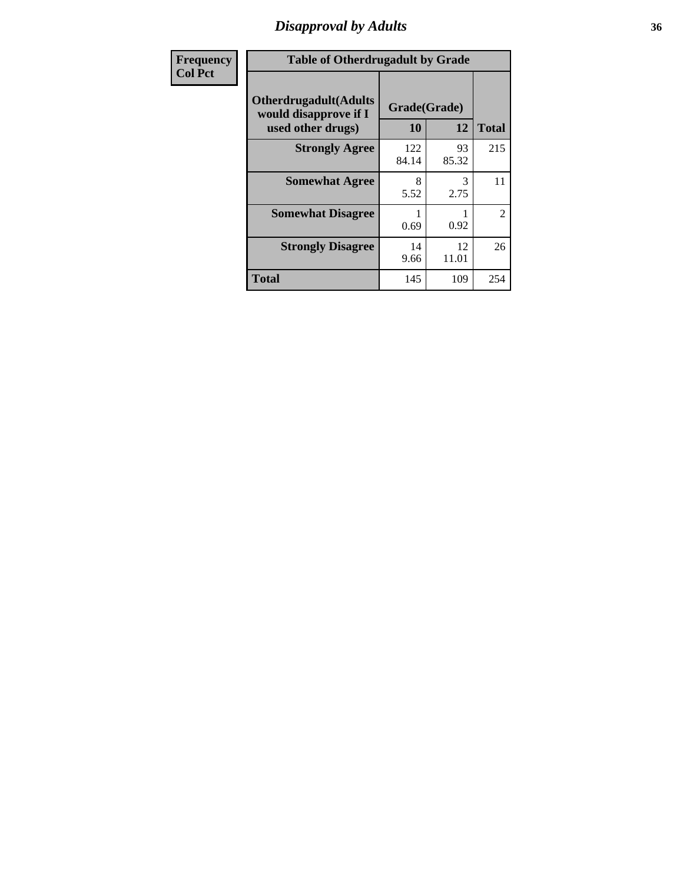# Disapproval by Adults

| Frequency<br>Col Pct |
|---|

| Table of Otherdrugadult by Grade | | | |
|---|---|---|---|
| Otherdrugadult(Adults would disapprove if I used other drugs) | Grade(Grade) | | Total |
| | 10 | 12 | |
| Strongly Agree | 122<br>84.14 | 93<br>85.32 | 215 |
| Somewhat Agree | 8<br>5.52 | 3<br>2.75 | 11 |
| Somewhat Disagree | 1<br>0.69 | 1<br>0.92 | 2 |
| Strongly Disagree | 14<br>9.66 | 12<br>11.01 | 26 |
| Total | 145 | 109 | 254 |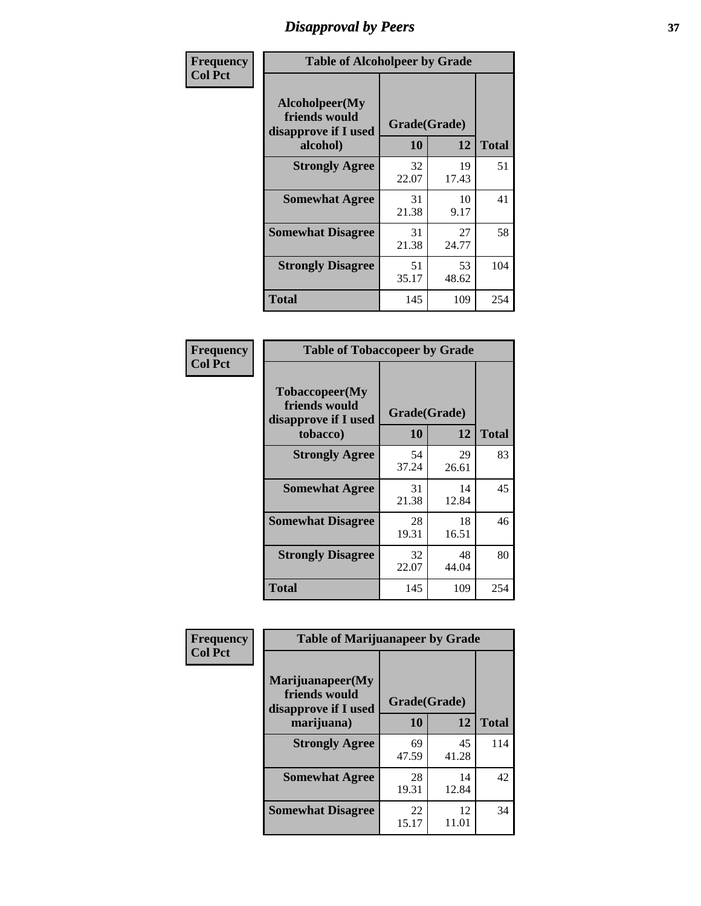# Disapproval by Peers

| Frequency Col Pct | Table of Alcoholpeer by Grade | | |
|---|---|---|---|
| Alcoholpeer(My friends would disapprove if I used alcohol) | Grade(Grade) | | |
| | 10 | 12 | Total |
| Strongly Agree | 32<br>22.07 | 19<br>17.43 | 51 |
| Somewhat Agree | 31<br>21.38 | 10<br>9.17 | 41 |
| Somewhat Disagree | 31<br>21.38 | 27<br>24.77 | 58 |
| Strongly Disagree | 51<br>35.17 | 53<br>48.62 | 104 |
| Total | 145 | 109 | 254 |

| Frequency Col Pct | Table of Tobaccopeer by Grade | | |
|---|---|---|---|
| Tobaccopeer(My friends would disapprove if I used tobacco) | Grade(Grade) | | |
| | 10 | 12 | Total |
| Strongly Agree | 54<br>37.24 | 29<br>26.61 | 83 |
| Somewhat Agree | 31<br>21.38 | 14<br>12.84 | 45 |
| Somewhat Disagree | 28<br>19.31 | 18<br>16.51 | 46 |
| Strongly Disagree | 32<br>22.07 | 48<br>44.04 | 80 |
| Total | 145 | 109 | 254 |

| Frequency Col Pct | Table of Marijuanapeer by Grade | | |
|---|---|---|---|
| Marijuanapeer(My friends would disapprove if I used marijuana) | Grade(Grade) | | |
| | 10 | 12 | Total |
| Strongly Agree | 69<br>47.59 | 45<br>41.28 | 114 |
| Somewhat Agree | 28<br>19.31 | 14<br>12.84 | 42 |
| Somewhat Disagree | 22<br>15.17 | 12<br>11.01 | 34 |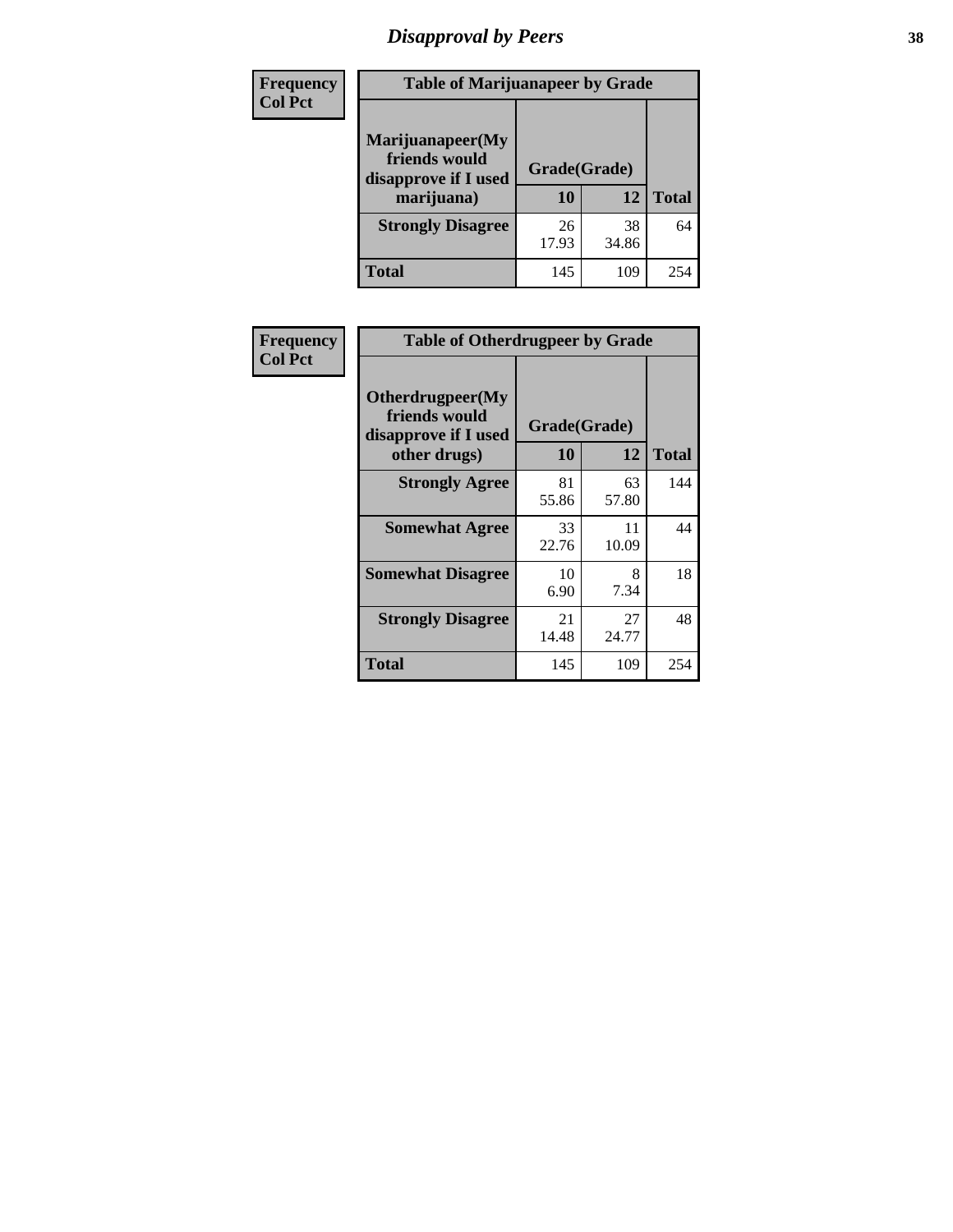## Disapproval by Peers

**Frequency**
**Col Pct**

**Table of Marijuanapeer by Grade**

| Marijuanapeer(My friends would disapprove if I used marijuana) | Grade(Grade) | | Total |
|---|---|---|---|
| | 10 | 12 | |
| **Strongly Disagree** | 26<br>17.93 | 38<br>34.86 | 64 |
| **Total** | 145 | 109 | 254 |

**Frequency**
**Col Pct**

**Table of Otherdrugpeer by Grade**

| Otherdrugpeer(My friends would disapprove if I used other drugs) | Grade(Grade) | | Total |
|---|---|---|---|
| | 10 | 12 | |
| **Strongly Agree** | 81<br>55.86 | 63<br>57.80 | 144 |
| **Somewhat Agree** | 33<br>22.76 | 11<br>10.09 | 44 |
| **Somewhat Disagree** | 10<br>6.90 | 8<br>7.34 | 18 |
| **Strongly Disagree** | 21<br>14.48 | 27<br>24.77 | 48 |
| **Total** | 145 | 109 | 254 |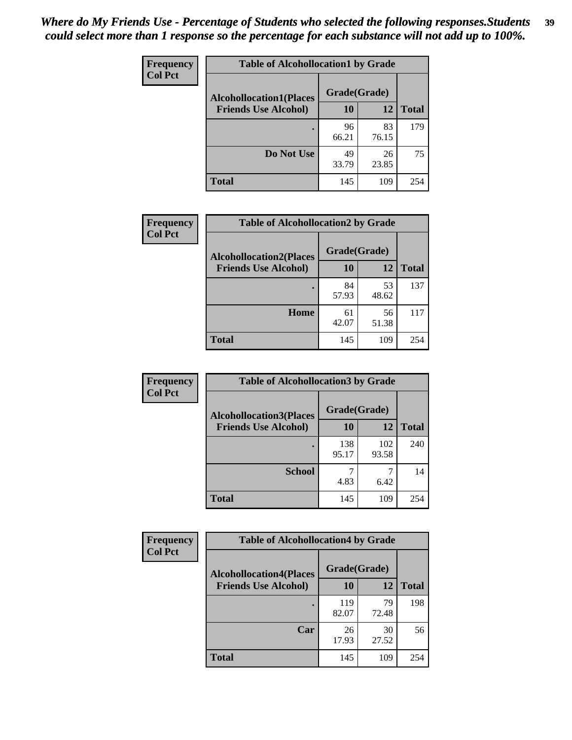*Where do My Friends Use - Percentage of Students who selected the following responses.Students could select more than 1 response so the percentage for each substance will not add up to 100%.*

| Frequency Col Pct | Table of Alcohollocation1 by Grade | | |
|---|---|---|---|
| Alcohollocation1(Places Friends Use Alcohol) | Grade(Grade) | | Total |
| | 10 | 12 | |
| . | 96<br>66.21 | 83<br>76.15 | 179 |
| Do Not Use | 49<br>33.79 | 26<br>23.85 | 75 |
| Total | 145 | 109 | 254 |

| Frequency Col Pct | Table of Alcohollocation2 by Grade | | |
|---|---|---|---|
| Alcohollocation2(Places Friends Use Alcohol) | Grade(Grade) | | Total |
| | 10 | 12 | |
| . | 84<br>57.93 | 53<br>48.62 | 137 |
| Home | 61<br>42.07 | 56<br>51.38 | 117 |
| Total | 145 | 109 | 254 |

| Frequency Col Pct | Table of Alcohollocation3 by Grade | | |
|---|---|---|---|
| Alcohollocation3(Places Friends Use Alcohol) | Grade(Grade) | | Total |
| | 10 | 12 | |
| . | 138<br>95.17 | 102<br>93.58 | 240 |
| School | 7<br>4.83 | 7<br>6.42 | 14 |
| Total | 145 | 109 | 254 |

| Frequency Col Pct | Table of Alcohollocation4 by Grade | | |
|---|---|---|---|
| Alcohollocation4(Places Friends Use Alcohol) | Grade(Grade) | | Total |
| | 10 | 12 | |
| . | 119<br>82.07 | 79<br>72.48 | 198 |
| Car | 26<br>17.93 | 30<br>27.52 | 56 |
| Total | 145 | 109 | 254 |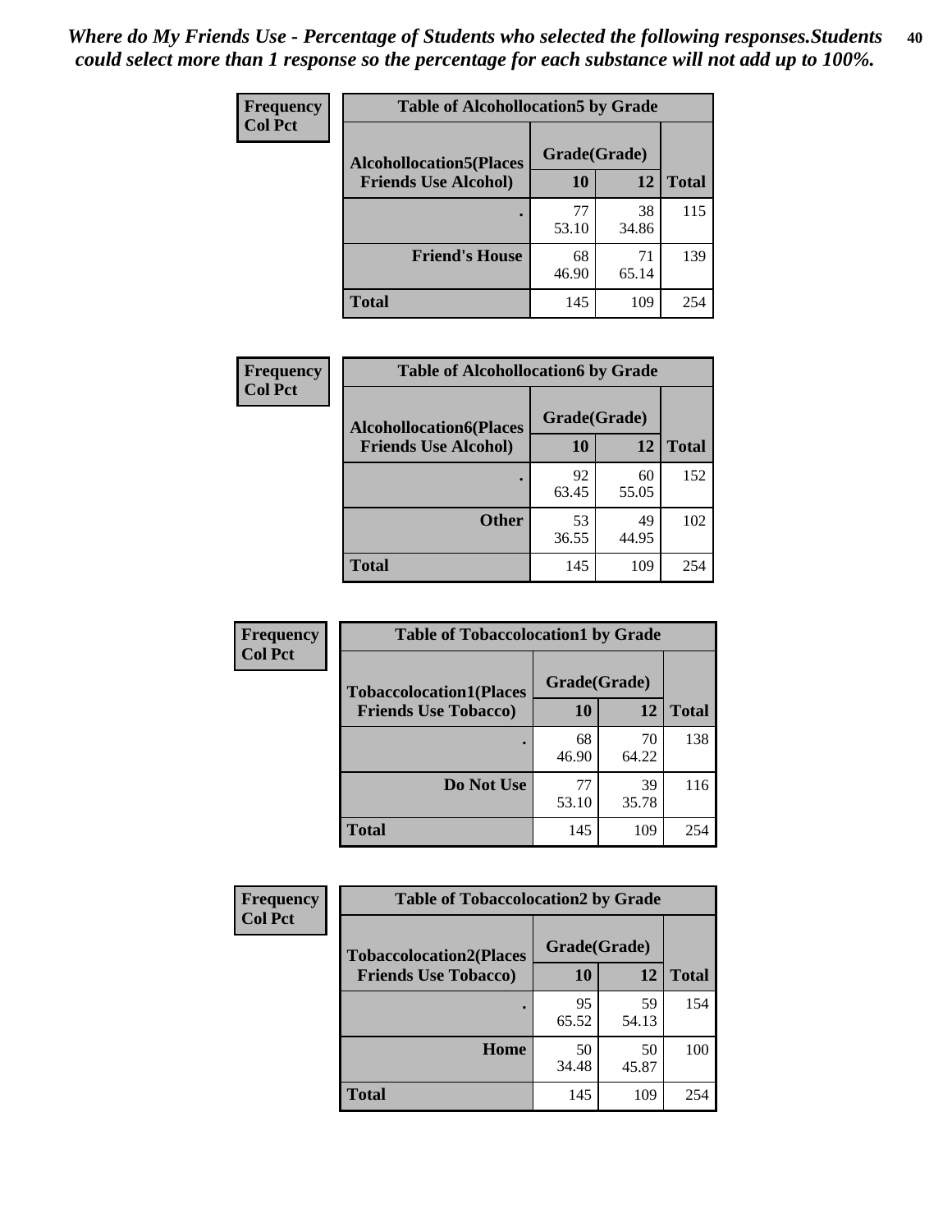*Where do My Friends Use - Percentage of Students who selected the following responses.Students could select more than 1 response so the percentage for each substance will not add up to 100%.*

**Frequency**
**Col Pct**

| Table of Alcohollocation5 by Grade | | | |
|---|---|---|---|
| **Alcohollocation5(Places Friends Use Alcohol)** | **Grade(Grade)** | | **Total** |
| | **10** | **12** | |
| **.** | 77<br>53.10 | 38<br>34.86 | 115 |
| **Friend's House** | 68<br>46.90 | 71<br>65.14 | 139 |
| **Total** | 145 | 109 | 254 |

**Frequency**
**Col Pct**

| Table of Alcohollocation6 by Grade | | | |
|---|---|---|---|
| **Alcohollocation6(Places Friends Use Alcohol)** | **Grade(Grade)** | | **Total** |
| | **10** | **12** | |
| **.** | 92<br>63.45 | 60<br>55.05 | 152 |
| **Other** | 53<br>36.55 | 49<br>44.95 | 102 |
| **Total** | 145 | 109 | 254 |

**Frequency**
**Col Pct**

| Table of Tobaccolocation1 by Grade | | | |
|---|---|---|---|
| **Tobaccolocation1(Places Friends Use Tobacco)** | **Grade(Grade)** | | **Total** |
| | **10** | **12** | |
| **.** | 68<br>46.90 | 70<br>64.22 | 138 |
| **Do Not Use** | 77<br>53.10 | 39<br>35.78 | 116 |
| **Total** | 145 | 109 | 254 |

**Frequency**
**Col Pct**

| Table of Tobaccolocation2 by Grade | | | |
|---|---|---|---|
| **Tobaccolocation2(Places Friends Use Tobacco)** | **Grade(Grade)** | | **Total** |
| | **10** | **12** | |
| **.** | 95<br>65.52 | 59<br>54.13 | 154 |
| **Home** | 50<br>34.48 | 50<br>45.87 | 100 |
| **Total** | 145 | 109 | 254 |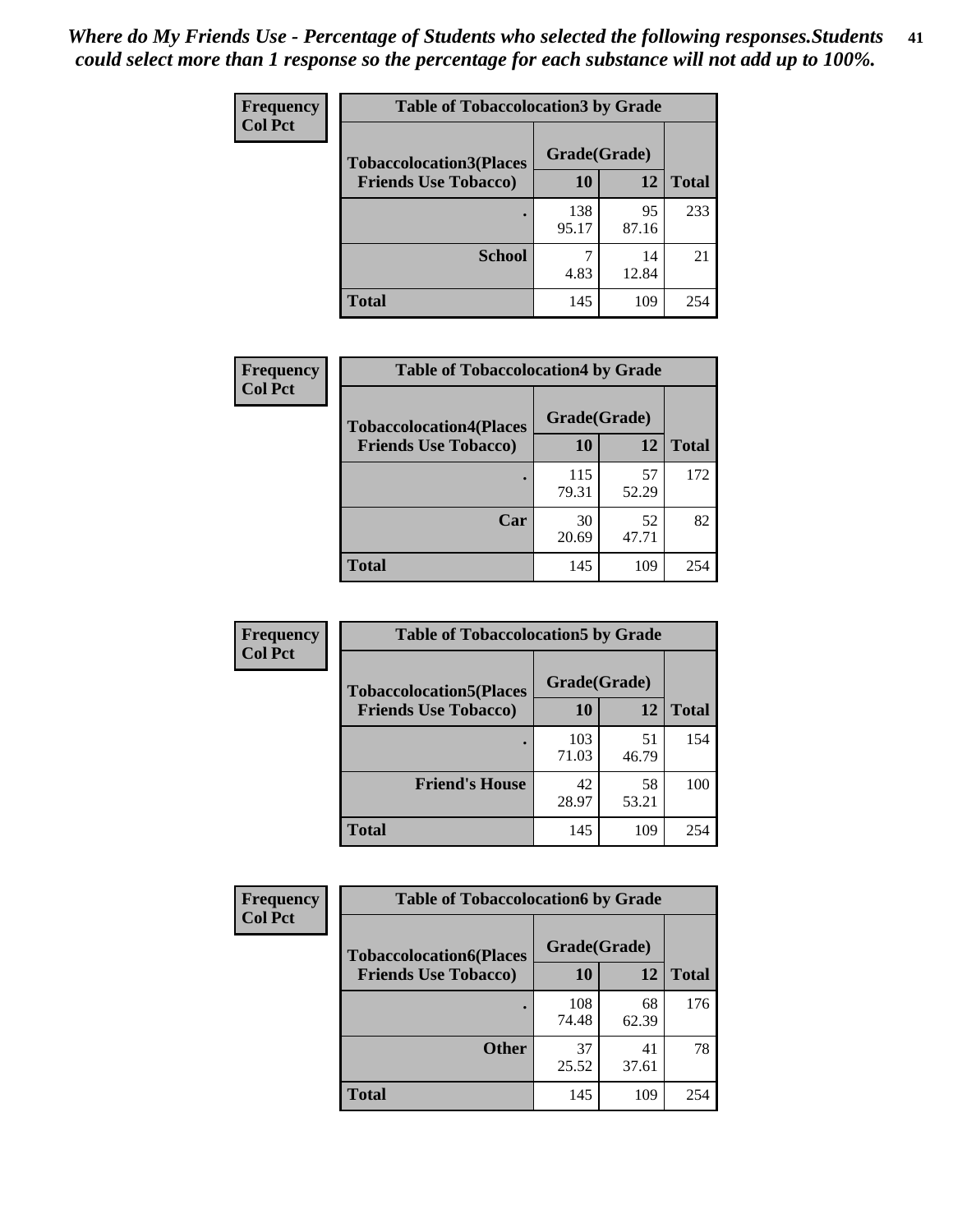*Where do My Friends Use - Percentage of Students who selected the following responses.Students could select more than 1 response so the percentage for each substance will not add up to 100%.*

**Frequency**
**Col Pct**

| Table of Tobaccolocation3 by Grade | | | |
|---|---|---|---|
| **Tobaccolocation3(Places Friends Use Tobacco)** | **Grade(Grade)** | | **Total** |
| | **10** | **12** | |
| **.** | 138<br>95.17 | 95<br>87.16 | 233 |
| **School** | 7<br>4.83 | 14<br>12.84 | 21 |
| **Total** | 145 | 109 | 254 |

**Frequency**
**Col Pct**

| Table of Tobaccolocation4 by Grade | | | |
|---|---|---|---|
| **Tobaccolocation4(Places Friends Use Tobacco)** | **Grade(Grade)** | | **Total** |
| | **10** | **12** | |
| **.** | 115<br>79.31 | 57<br>52.29 | 172 |
| **Car** | 30<br>20.69 | 52<br>47.71 | 82 |
| **Total** | 145 | 109 | 254 |

**Frequency**
**Col Pct**

| Table of Tobaccolocation5 by Grade | | | |
|---|---|---|---|
| **Tobaccolocation5(Places Friends Use Tobacco)** | **Grade(Grade)** | | **Total** |
| | **10** | **12** | |
| **.** | 103<br>71.03 | 51<br>46.79 | 154 |
| **Friend's House** | 42<br>28.97 | 58<br>53.21 | 100 |
| **Total** | 145 | 109 | 254 |

**Frequency**
**Col Pct**

| Table of Tobaccolocation6 by Grade | | | |
|---|---|---|---|
| **Tobaccolocation6(Places Friends Use Tobacco)** | **Grade(Grade)** | | **Total** |
| | **10** | **12** | |
| **.** | 108<br>74.48 | 68<br>62.39 | 176 |
| **Other** | 37<br>25.52 | 41<br>37.61 | 78 |
| **Total** | 145 | 109 | 254 |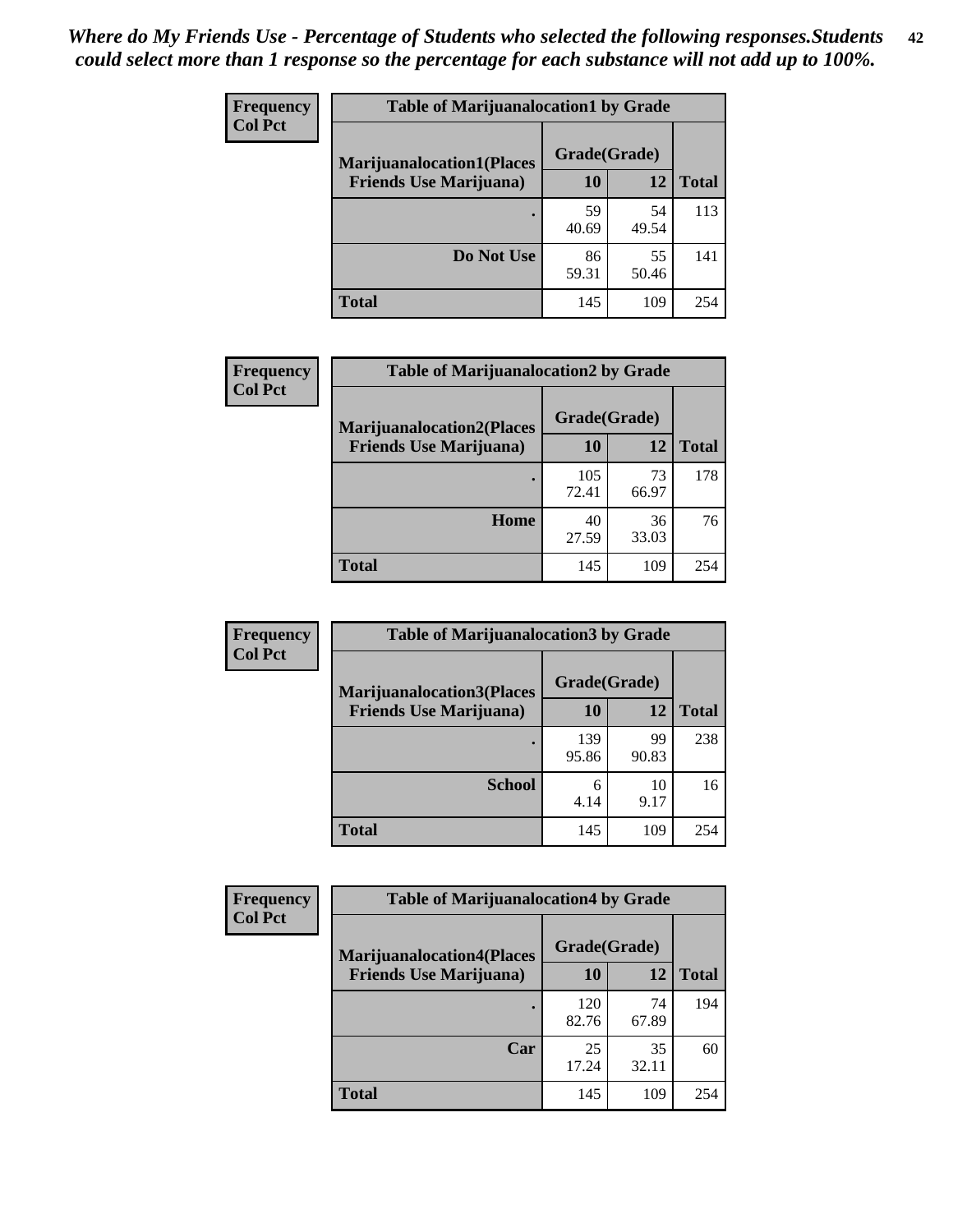*Where do My Friends Use - Percentage of Students who selected the following responses.Students could select more than 1 response so the percentage for each substance will not add up to 100%.*

**Frequency**
**Col Pct**

| Table of Marijuanalocation1 by Grade | | | |
|---|---|---|---|
| **Marijuanalocation1(Places Friends Use Marijuana)** | **Grade(Grade)** | | **Total** |
| | **10** | **12** | |
| **.** | 59<br>40.69 | 54<br>49.54 | 113 |
| **Do Not Use** | 86<br>59.31 | 55<br>50.46 | 141 |
| **Total** | 145 | 109 | 254 |

**Frequency**
**Col Pct**

| Table of Marijuanalocation2 by Grade | | | |
|---|---|---|---|
| **Marijuanalocation2(Places Friends Use Marijuana)** | **Grade(Grade)** | | **Total** |
| | **10** | **12** | |
| **.** | 105<br>72.41 | 73<br>66.97 | 178 |
| **Home** | 40<br>27.59 | 36<br>33.03 | 76 |
| **Total** | 145 | 109 | 254 |

**Frequency**
**Col Pct**

| Table of Marijuanalocation3 by Grade | | | |
|---|---|---|---|
| **Marijuanalocation3(Places Friends Use Marijuana)** | **Grade(Grade)** | | **Total** |
| | **10** | **12** | |
| **.** | 139<br>95.86 | 99<br>90.83 | 238 |
| **School** | 6<br>4.14 | 10<br>9.17 | 16 |
| **Total** | 145 | 109 | 254 |

**Frequency**
**Col Pct**

| Table of Marijuanalocation4 by Grade | | | |
|---|---|---|---|
| **Marijuanalocation4(Places Friends Use Marijuana)** | **Grade(Grade)** | | **Total** |
| | **10** | **12** | |
| **.** | 120<br>82.76 | 74<br>67.89 | 194 |
| **Car** | 25<br>17.24 | 35<br>32.11 | 60 |
| **Total** | 145 | 109 | 254 |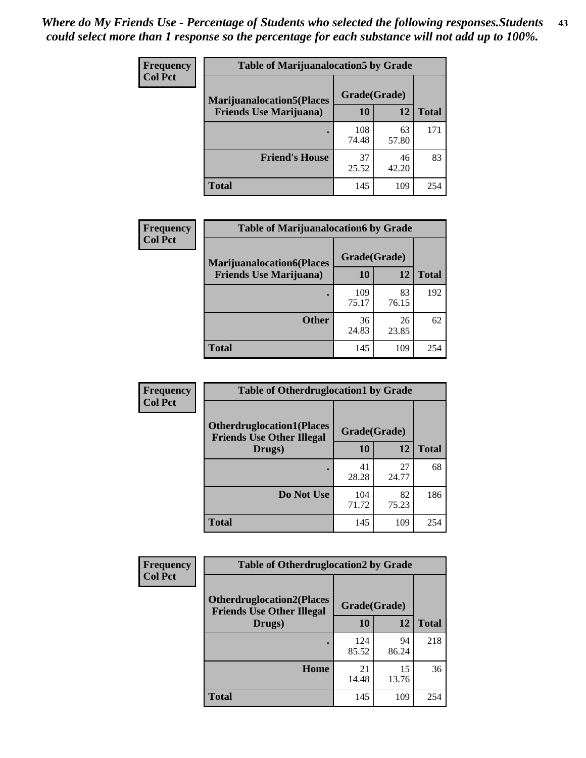*Where do My Friends Use - Percentage of Students who selected the following responses.Students could select more than 1 response so the percentage for each substance will not add up to 100%.*

**Frequency**
**Col Pct**

| Table of Marijuanalocation5 by Grade | | | |
|---|---|---|---|
| **Marijuanalocation5(Places Friends Use Marijuana)** | **Grade(Grade)** | | **Total** |
| | **10** | **12** | |
| . | 108<br>74.48 | 63<br>57.80 | 171 |
| **Friend's House** | 37<br>25.52 | 46<br>42.20 | 83 |
| **Total** | 145 | 109 | 254 |

**Frequency**
**Col Pct**

| Table of Marijuanalocation6 by Grade | | | |
|---|---|---|---|
| **Marijuanalocation6(Places Friends Use Marijuana)** | **Grade(Grade)** | | **Total** |
| | **10** | **12** | |
| . | 109<br>75.17 | 83<br>76.15 | 192 |
| **Other** | 36<br>24.83 | 26<br>23.85 | 62 |
| **Total** | 145 | 109 | 254 |

**Frequency**
**Col Pct**

| Table of Otherdruglocation1 by Grade | | | |
|---|---|---|---|
| **Otherdruglocation1(Places Friends Use Other Illegal Drugs)** | **Grade(Grade)** | | **Total** |
| | **10** | **12** | |
| . | 41<br>28.28 | 27<br>24.77 | 68 |
| **Do Not Use** | 104<br>71.72 | 82<br>75.23 | 186 |
| **Total** | 145 | 109 | 254 |

**Frequency**
**Col Pct**

| Table of Otherdruglocation2 by Grade | | | |
|---|---|---|---|
| **Otherdruglocation2(Places Friends Use Other Illegal Drugs)** | **Grade(Grade)** | | **Total** |
| | **10** | **12** | |
| . | 124<br>85.52 | 94<br>86.24 | 218 |
| **Home** | 21<br>14.48 | 15<br>13.76 | 36 |
| **Total** | 145 | 109 | 254 |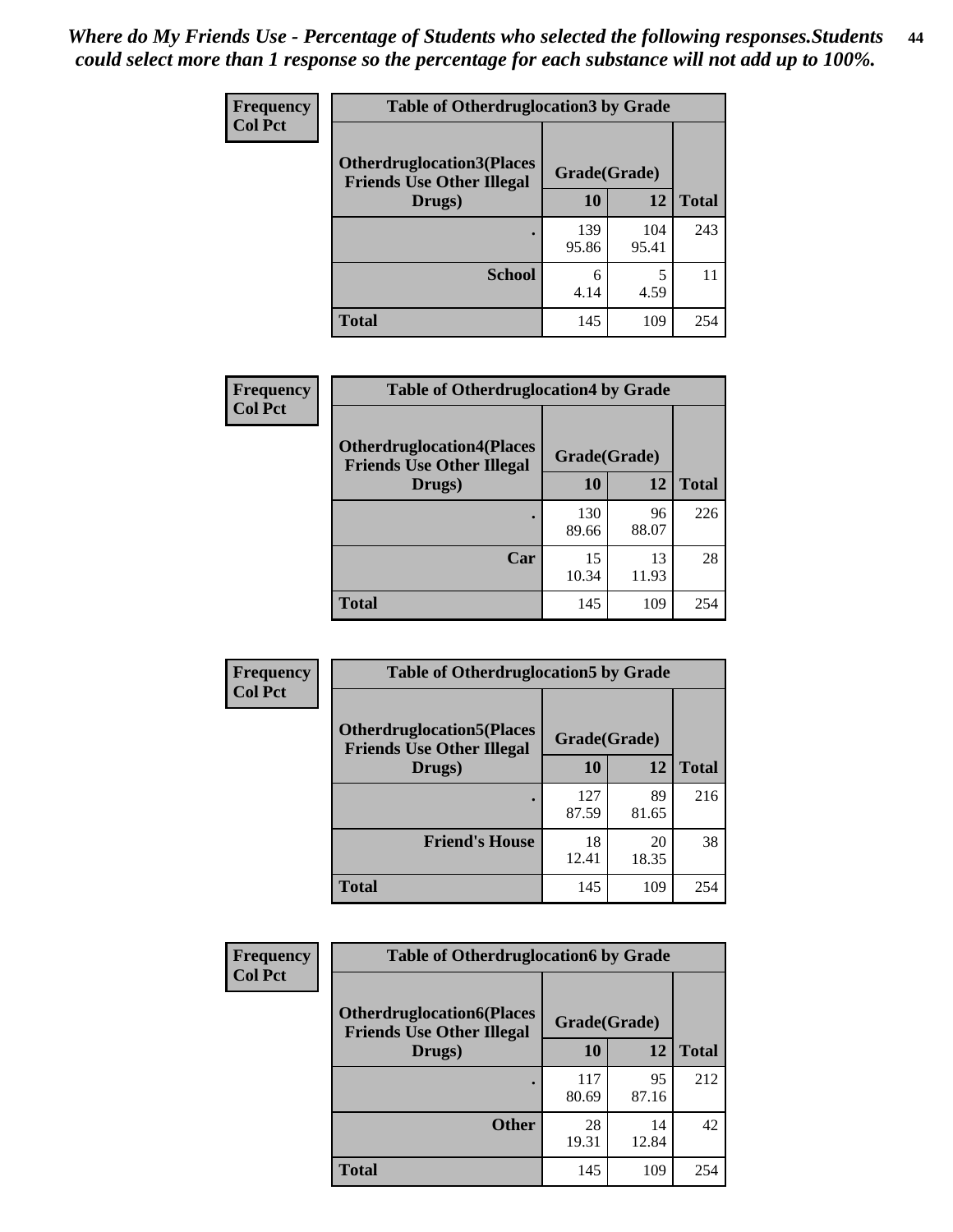*Where do My Friends Use - Percentage of Students who selected the following responses.Students could select more than 1 response so the percentage for each substance will not add up to 100%.*

**Frequency**
**Col Pct**

| Table of Otherdruglocation3 by Grade | | | |
|---|---|---|---|
| **Otherdruglocation3(Places Friends Use Other Illegal Drugs)** | **Grade(Grade)** | | **Total** |
| | **10** | **12** | |
| **.** | 139<br>95.86 | 104<br>95.41 | 243 |
| **School** | 6<br>4.14 | 5<br>4.59 | 11 |
| **Total** | 145 | 109 | 254 |

**Frequency**
**Col Pct**

| Table of Otherdruglocation4 by Grade | | | |
|---|---|---|---|
| **Otherdruglocation4(Places Friends Use Other Illegal Drugs)** | **Grade(Grade)** | | **Total** |
| | **10** | **12** | |
| **.** | 130<br>89.66 | 96<br>88.07 | 226 |
| **Car** | 15<br>10.34 | 13<br>11.93 | 28 |
| **Total** | 145 | 109 | 254 |

**Frequency**
**Col Pct**

| Table of Otherdruglocation5 by Grade | | | |
|---|---|---|---|
| **Otherdruglocation5(Places Friends Use Other Illegal Drugs)** | **Grade(Grade)** | | **Total** |
| | **10** | **12** | |
| **.** | 127<br>87.59 | 89<br>81.65 | 216 |
| **Friend's House** | 18<br>12.41 | 20<br>18.35 | 38 |
| **Total** | 145 | 109 | 254 |

**Frequency**
**Col Pct**

| Table of Otherdruglocation6 by Grade | | | |
|---|---|---|---|
| **Otherdruglocation6(Places Friends Use Other Illegal Drugs)** | **Grade(Grade)** | | **Total** |
| | **10** | **12** | |
| **.** | 117<br>80.69 | 95<br>87.16 | 212 |
| **Other** | 28<br>19.31 | 14<br>12.84 | 42 |
| **Total** | 145 | 109 | 254 |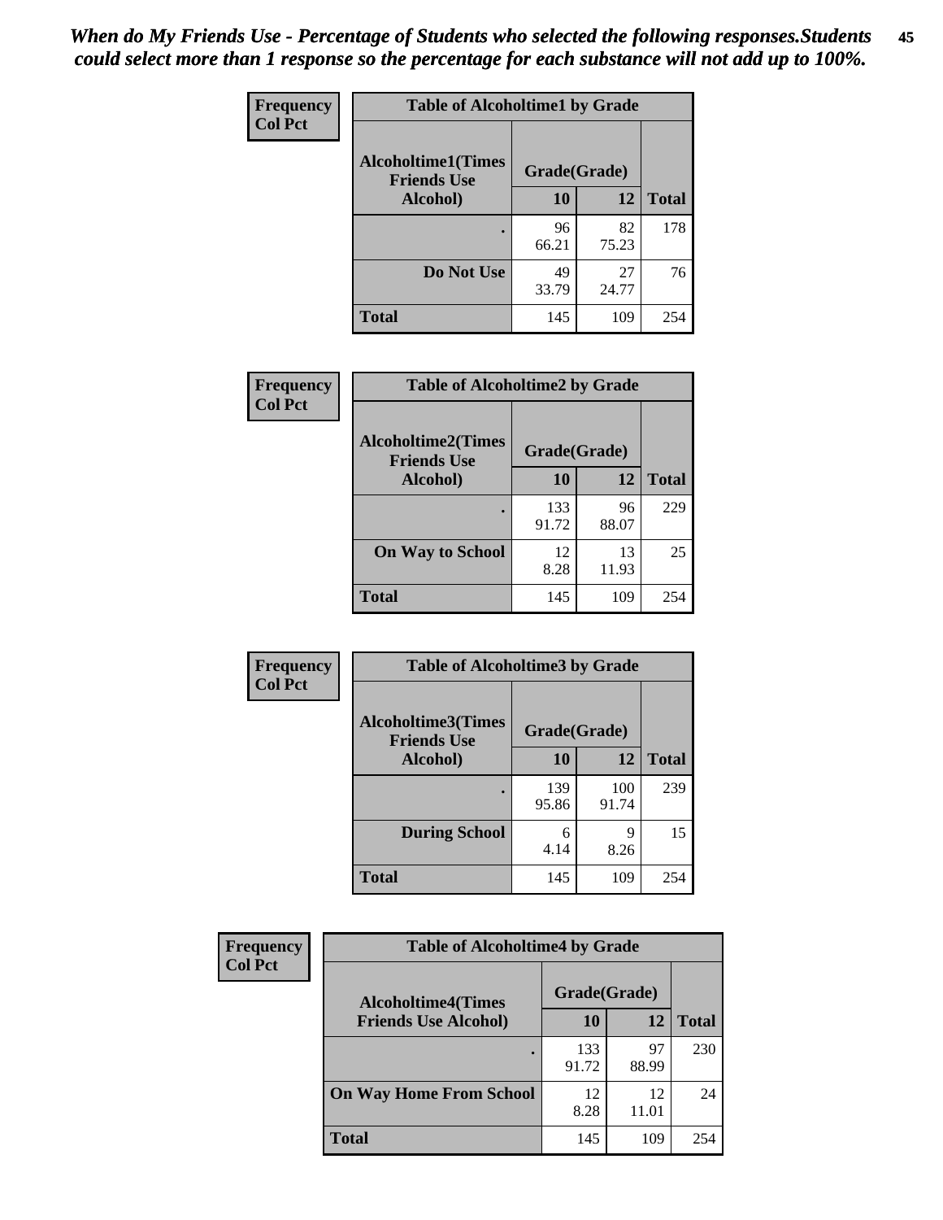*When do My Friends Use - Percentage of Students who selected the following responses.Students could select more than 1 response so the percentage for each substance will not add up to 100%.*

**Frequency**
**Col Pct**

| Table of Alcoholtime1 by Grade | | | |
|---|---|---|---|
| **Alcoholtime1(Times Friends Use Alcohol)** | **Grade(Grade)** | | **Total** |
| | **10** | **12** | |
| **.** | 96<br>66.21 | 82<br>75.23 | 178 |
| **Do Not Use** | 49<br>33.79 | 27<br>24.77 | 76 |
| **Total** | 145 | 109 | 254 |

**Frequency**
**Col Pct**

| Table of Alcoholtime2 by Grade | | | |
|---|---|---|---|
| **Alcoholtime2(Times Friends Use Alcohol)** | **Grade(Grade)** | | **Total** |
| | **10** | **12** | |
| **.** | 133<br>91.72 | 96<br>88.07 | 229 |
| **On Way to School** | 12<br>8.28 | 13<br>11.93 | 25 |
| **Total** | 145 | 109 | 254 |

**Frequency**
**Col Pct**

| Table of Alcoholtime3 by Grade | | | |
|---|---|---|---|
| **Alcoholtime3(Times Friends Use Alcohol)** | **Grade(Grade)** | | **Total** |
| | **10** | **12** | |
| **.** | 139<br>95.86 | 100<br>91.74 | 239 |
| **During School** | 6<br>4.14 | 9<br>8.26 | 15 |
| **Total** | 145 | 109 | 254 |

**Frequency**
**Col Pct**

| Table of Alcoholtime4 by Grade | | | |
|---|---|---|---|
| **Alcoholtime4(Times Friends Use Alcohol)** | **Grade(Grade)** | | **Total** |
| | **10** | **12** | |
| **.** | 133<br>91.72 | 97<br>88.99 | 230 |
| **On Way Home From School** | 12<br>8.28 | 12<br>11.01 | 24 |
| **Total** | 145 | 109 | 254 |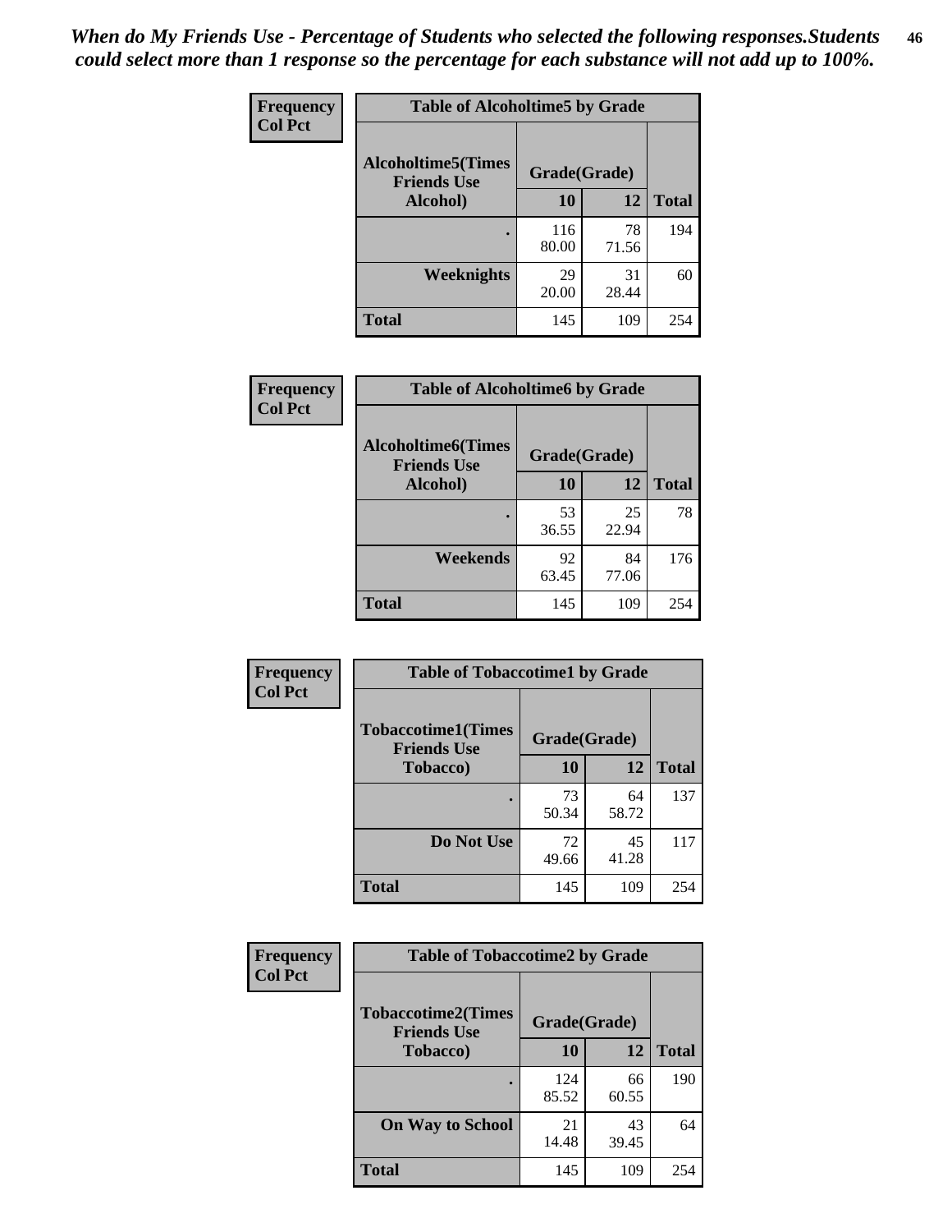*When do My Friends Use - Percentage of Students who selected the following responses.Students could select more than 1 response so the percentage for each substance will not add up to 100%.*

**Frequency**
**Col Pct**

| Table of Alcoholtime5 by Grade | | | |
|---|---|---|---|
| **Alcoholtime5(Times Friends Use Alcohol)** | **Grade(Grade)** | | **Total** |
| | **10** | **12** | |
| **.** | 116<br>80.00 | 78<br>71.56 | 194 |
| **Weeknights** | 29<br>20.00 | 31<br>28.44 | 60 |
| **Total** | 145 | 109 | 254 |

**Frequency**
**Col Pct**

| Table of Alcoholtime6 by Grade | | | |
|---|---|---|---|
| **Alcoholtime6(Times Friends Use Alcohol)** | **Grade(Grade)** | | **Total** |
| | **10** | **12** | |
| **.** | 53<br>36.55 | 25<br>22.94 | 78 |
| **Weekends** | 92<br>63.45 | 84<br>77.06 | 176 |
| **Total** | 145 | 109 | 254 |

**Frequency**
**Col Pct**

| Table of Tobaccotime1 by Grade | | | |
|---|---|---|---|
| **Tobaccotime1(Times Friends Use Tobacco)** | **Grade(Grade)** | | **Total** |
| | **10** | **12** | |
| **.** | 73<br>50.34 | 64<br>58.72 | 137 |
| **Do Not Use** | 72<br>49.66 | 45<br>41.28 | 117 |
| **Total** | 145 | 109 | 254 |

**Frequency**
**Col Pct**

| Table of Tobaccotime2 by Grade | | | |
|---|---|---|---|
| **Tobaccotime2(Times Friends Use Tobacco)** | **Grade(Grade)** | | **Total** |
| | **10** | **12** | |
| **.** | 124<br>85.52 | 66<br>60.55 | 190 |
| **On Way to School** | 21<br>14.48 | 43<br>39.45 | 64 |
| **Total** | 145 | 109 | 254 |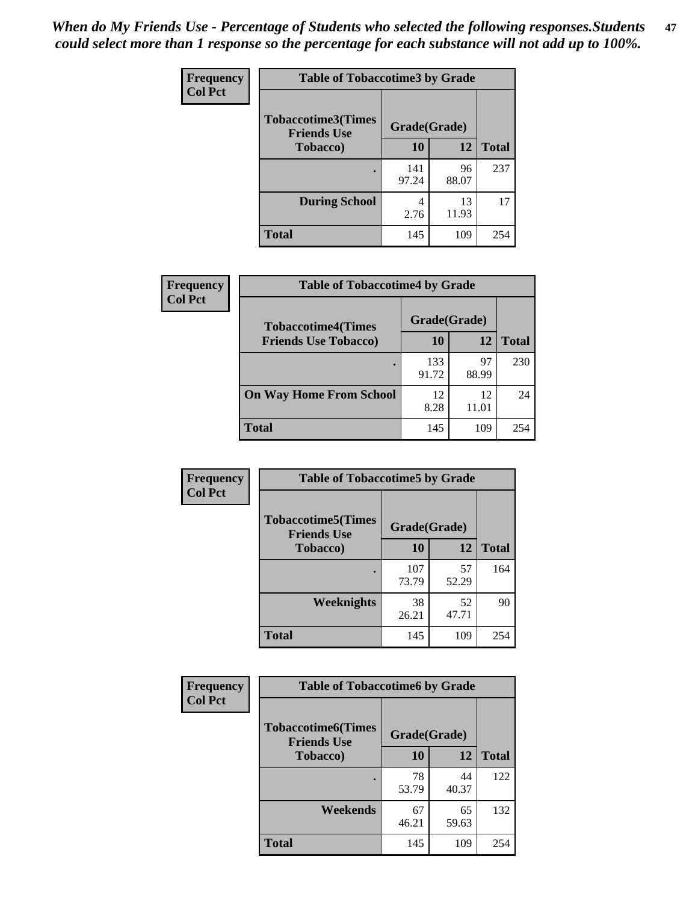*When do My Friends Use - Percentage of Students who selected the following responses.Students could select more than 1 response so the percentage for each substance will not add up to 100%.*

**Frequency**
**Col Pct**

| Table of Tobaccotime3 by Grade | | | |
|---|---|---|---|
| **Tobaccotime3(Times Friends Use Tobacco)** | **Grade(Grade)** | | **Total** |
| | **10** | **12** | |
| **.** | 141<br>97.24 | 96<br>88.07 | 237 |
| **During School** | 4<br>2.76 | 13<br>11.93 | 17 |
| **Total** | 145 | 109 | 254 |

**Frequency**
**Col Pct**

| Table of Tobaccotime4 by Grade | | | |
|---|---|---|---|
| **Tobaccotime4(Times Friends Use Tobacco)** | **Grade(Grade)** | | **Total** |
| | **10** | **12** | |
| **.** | 133<br>91.72 | 97<br>88.99 | 230 |
| **On Way Home From School** | 12<br>8.28 | 12<br>11.01 | 24 |
| **Total** | 145 | 109 | 254 |

**Frequency**
**Col Pct**

| Table of Tobaccotime5 by Grade | | | |
|---|---|---|---|
| **Tobaccotime5(Times Friends Use Tobacco)** | **Grade(Grade)** | | **Total** |
| | **10** | **12** | |
| **.** | 107<br>73.79 | 57<br>52.29 | 164 |
| **Weeknights** | 38<br>26.21 | 52<br>47.71 | 90 |
| **Total** | 145 | 109 | 254 |

**Frequency**
**Col Pct**

| Table of Tobaccotime6 by Grade | | | |
|---|---|---|---|
| **Tobaccotime6(Times Friends Use Tobacco)** | **Grade(Grade)** | | **Total** |
| | **10** | **12** | |
| **.** | 78<br>53.79 | 44<br>40.37 | 122 |
| **Weekends** | 67<br>46.21 | 65<br>59.63 | 132 |
| **Total** | 145 | 109 | 254 |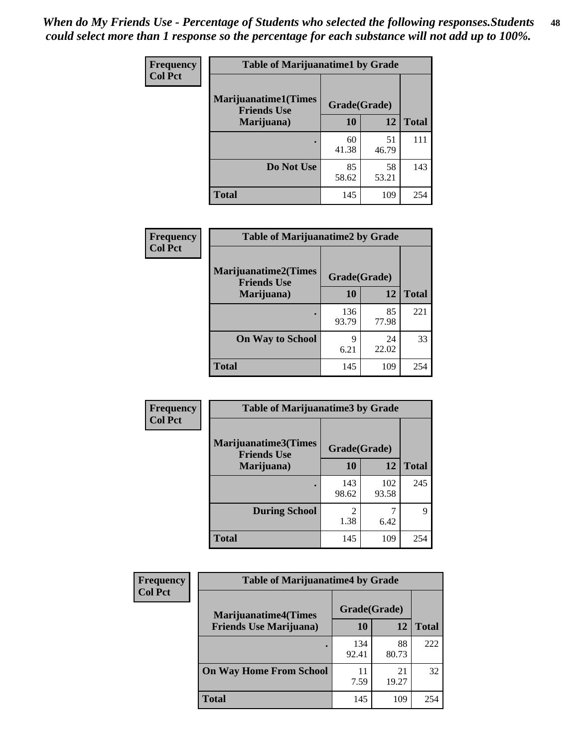*When do My Friends Use - Percentage of Students who selected the following responses.Students could select more than 1 response so the percentage for each substance will not add up to 100%.*

**Frequency**
**Col Pct**

| Table of Marijuanatime1 by Grade | | | |
|---|---|---|---|
| **Marijuanatime1(Times Friends Use Marijuana)** | **Grade(Grade)** | | **Total** |
| | **10** | **12** | |
| **.** | 60<br>41.38 | 51<br>46.79 | 111 |
| **Do Not Use** | 85<br>58.62 | 58<br>53.21 | 143 |
| **Total** | 145 | 109 | 254 |

**Frequency**
**Col Pct**

| Table of Marijuanatime2 by Grade | | | |
|---|---|---|---|
| **Marijuanatime2(Times Friends Use Marijuana)** | **Grade(Grade)** | | **Total** |
| | **10** | **12** | |
| **.** | 136<br>93.79 | 85<br>77.98 | 221 |
| **On Way to School** | 9<br>6.21 | 24<br>22.02 | 33 |
| **Total** | 145 | 109 | 254 |

**Frequency**
**Col Pct**

| Table of Marijuanatime3 by Grade | | | |
|---|---|---|---|
| **Marijuanatime3(Times Friends Use Marijuana)** | **Grade(Grade)** | | **Total** |
| | **10** | **12** | |
| **.** | 143<br>98.62 | 102<br>93.58 | 245 |
| **During School** | 2<br>1.38 | 7<br>6.42 | 9 |
| **Total** | 145 | 109 | 254 |

**Frequency**
**Col Pct**

| Table of Marijuanatime4 by Grade | | | |
|---|---|---|---|
| **Marijuanatime4(Times Friends Use Marijuana)** | **Grade(Grade)** | | **Total** |
| | **10** | **12** | |
| **.** | 134<br>92.41 | 88<br>80.73 | 222 |
| **On Way Home From School** | 11<br>7.59 | 21<br>19.27 | 32 |
| **Total** | 145 | 109 | 254 |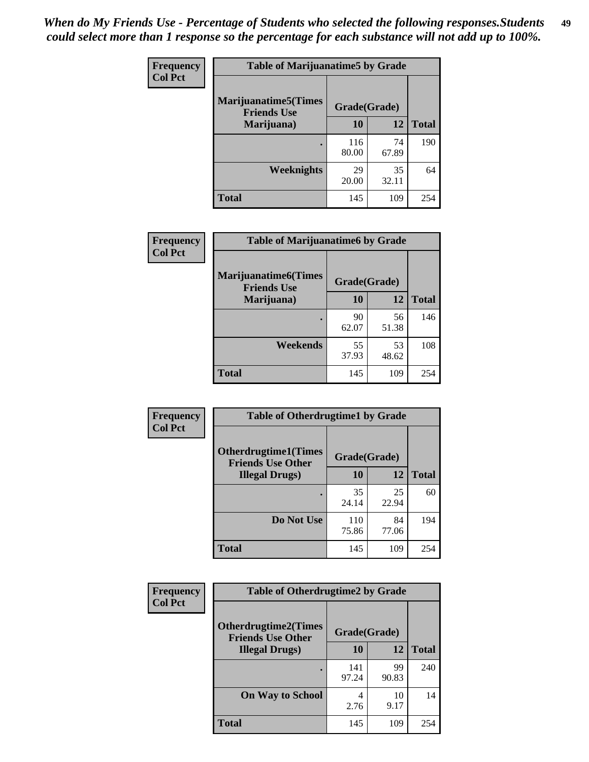*When do My Friends Use - Percentage of Students who selected the following responses.Students could select more than 1 response so the percentage for each substance will not add up to 100%.*

**Frequency**
**Col Pct**

| Table of Marijuanatime5 by Grade | | | |
|---|---|---|---|
| **Marijuanatime5(Times Friends Use Marijuana)** | **Grade(Grade)** | | **Total** |
| | **10** | **12** | |
| **.** | 116<br>80.00 | 74<br>67.89 | 190 |
| **Weeknights** | 29<br>20.00 | 35<br>32.11 | 64 |
| **Total** | 145 | 109 | 254 |

**Frequency**
**Col Pct**

| Table of Marijuanatime6 by Grade | | | |
|---|---|---|---|
| **Marijuanatime6(Times Friends Use Marijuana)** | **Grade(Grade)** | | **Total** |
| | **10** | **12** | |
| **.** | 90<br>62.07 | 56<br>51.38 | 146 |
| **Weekends** | 55<br>37.93 | 53<br>48.62 | 108 |
| **Total** | 145 | 109 | 254 |

**Frequency**
**Col Pct**

| Table of Otherdrugtime1 by Grade | | | |
|---|---|---|---|
| **Otherdrugtime1(Times Friends Use Other Illegal Drugs)** | **Grade(Grade)** | | **Total** |
| | **10** | **12** | |
| **.** | 35<br>24.14 | 25<br>22.94 | 60 |
| **Do Not Use** | 110<br>75.86 | 84<br>77.06 | 194 |
| **Total** | 145 | 109 | 254 |

**Frequency**
**Col Pct**

| Table of Otherdrugtime2 by Grade | | | |
|---|---|---|---|
| **Otherdrugtime2(Times Friends Use Other Illegal Drugs)** | **Grade(Grade)** | | **Total** |
| | **10** | **12** | |
| **.** | 141<br>97.24 | 99<br>90.83 | 240 |
| **On Way to School** | 4<br>2.76 | 10<br>9.17 | 14 |
| **Total** | 145 | 109 | 254 |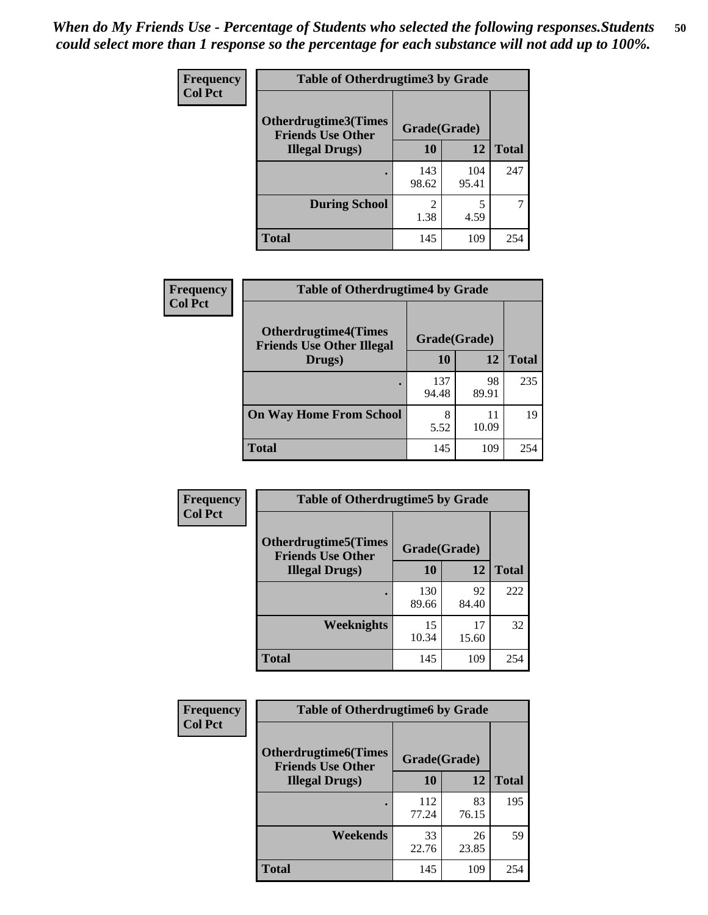*When do My Friends Use - Percentage of Students who selected the following responses.Students could select more than 1 response so the percentage for each substance will not add up to 100%.*

**Frequency**
**Col Pct**

| Table of Otherdrugtime3 by Grade | | | |
|---|---|---|---|
| **Otherdrugtime3(Times Friends Use Other Illegal Drugs)** | **Grade(Grade)** | | **Total** |
| | **10** | **12** | |
| **.** | 143<br>98.62 | 104<br>95.41 | 247 |
| **During School** | 2<br>1.38 | 5<br>4.59 | 7 |
| **Total** | 145 | 109 | 254 |

**Frequency**
**Col Pct**

| Table of Otherdrugtime4 by Grade | | | |
|---|---|---|---|
| **Otherdrugtime4(Times Friends Use Other Illegal Drugs)** | **Grade(Grade)** | | **Total** |
| | **10** | **12** | |
| **.** | 137<br>94.48 | 98<br>89.91 | 235 |
| **On Way Home From School** | 8<br>5.52 | 11<br>10.09 | 19 |
| **Total** | 145 | 109 | 254 |

**Frequency**
**Col Pct**

| Table of Otherdrugtime5 by Grade | | | |
|---|---|---|---|
| **Otherdrugtime5(Times Friends Use Other Illegal Drugs)** | **Grade(Grade)** | | **Total** |
| | **10** | **12** | |
| **.** | 130<br>89.66 | 92<br>84.40 | 222 |
| **Weeknights** | 15<br>10.34 | 17<br>15.60 | 32 |
| **Total** | 145 | 109 | 254 |

**Frequency**
**Col Pct**

| Table of Otherdrugtime6 by Grade | | | |
|---|---|---|---|
| **Otherdrugtime6(Times Friends Use Other Illegal Drugs)** | **Grade(Grade)** | | **Total** |
| | **10** | **12** | |
| **.** | 112<br>77.24 | 83<br>76.15 | 195 |
| **Weekends** | 33<br>22.76 | 26<br>23.85 | 59 |
| **Total** | 145 | 109 | 254 |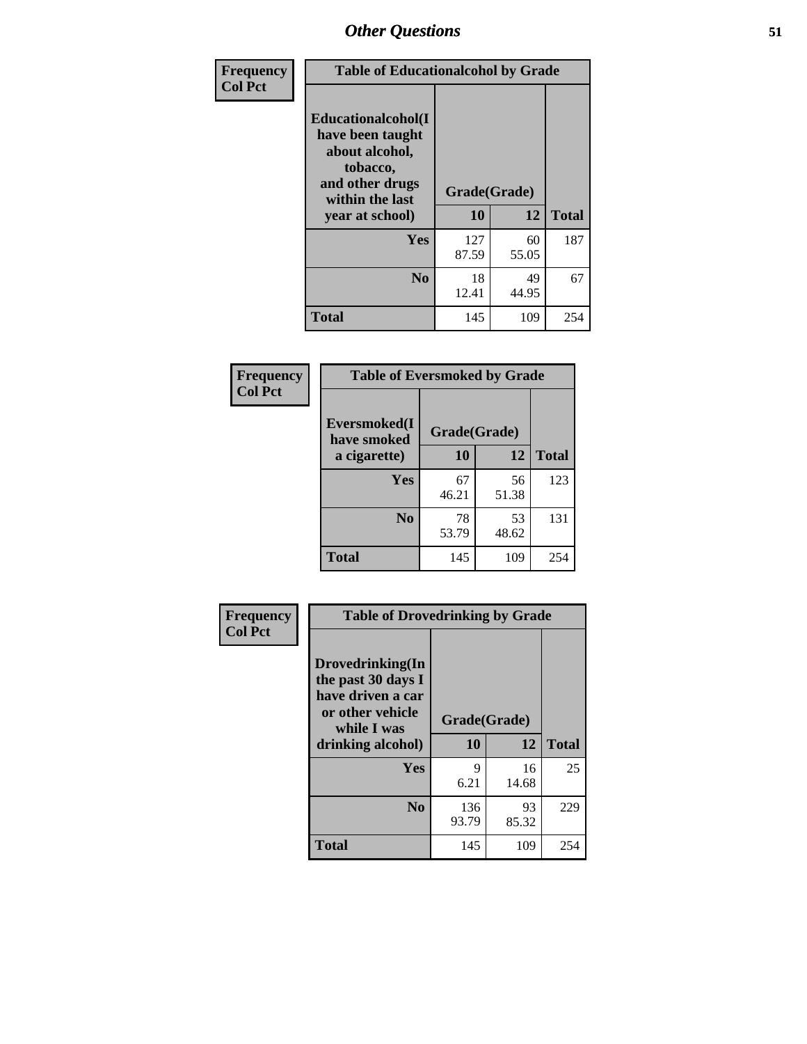## Other Questions

**Frequency / Col Pct**

| Table of Educationalcohol by Grade | | | |
|---|---|---|---|
| **Educationalcohol(I have been taught about alcohol, tobacco, and other drugs within the last year at school)** | **Grade(Grade)** | | |
| | **10** | **12** | **Total** |
| **Yes** | 127<br>87.59 | 60<br>55.05 | 187 |
| **No** | 18<br>12.41 | 49<br>44.95 | 67 |
| **Total** | 145 | 109 | 254 |

**Frequency / Col Pct**

| Table of Eversmoked by Grade | | | |
|---|---|---|---|
| **Eversmoked(I have smoked a cigarette)** | **Grade(Grade)** | | |
| | **10** | **12** | **Total** |
| **Yes** | 67<br>46.21 | 56<br>51.38 | 123 |
| **No** | 78<br>53.79 | 53<br>48.62 | 131 |
| **Total** | 145 | 109 | 254 |

**Frequency / Col Pct**

| Table of Drovedrinking by Grade | | | |
|---|---|---|---|
| **Drovedrinking(In the past 30 days I have driven a car or other vehicle while I was drinking alcohol)** | **Grade(Grade)** | | |
| | **10** | **12** | **Total** |
| **Yes** | 9<br>6.21 | 16<br>14.68 | 25 |
| **No** | 136<br>93.79 | 93<br>85.32 | 229 |
| **Total** | 145 | 109 | 254 |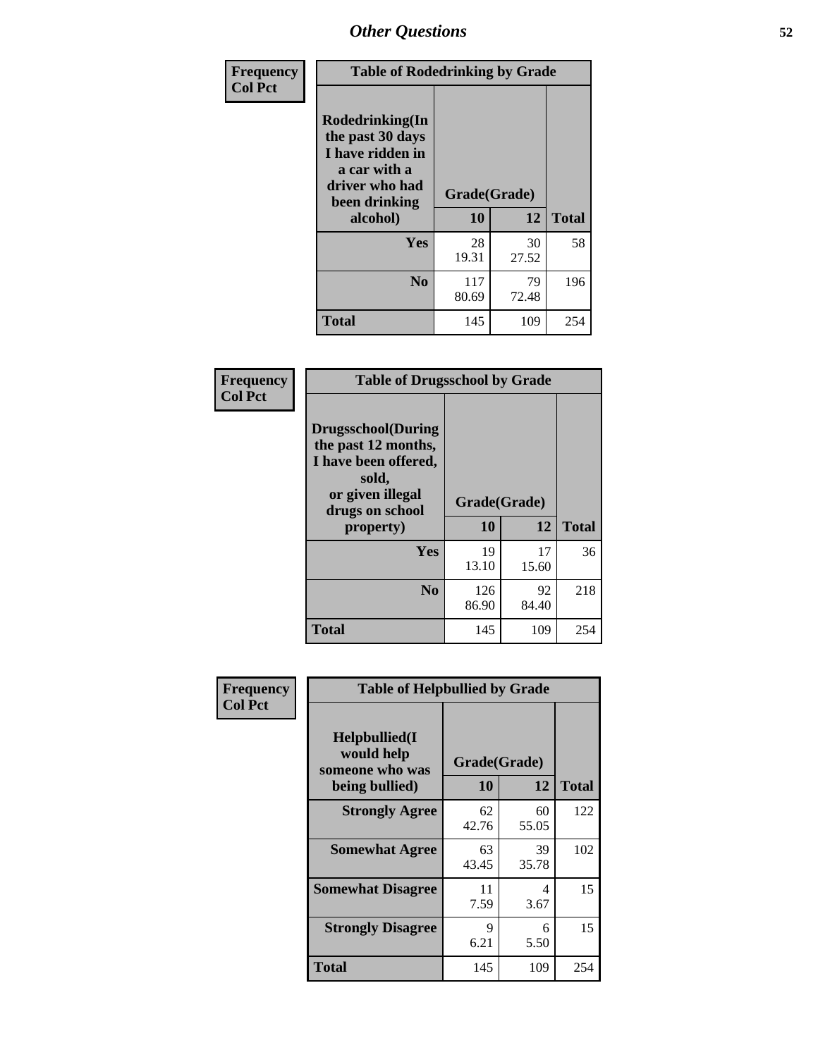# Other Questions

**Frequency**
**Col Pct**

| Table of Rodedrinking by Grade | | | |
|---|---|---|---|
| Rodedrinking(In the past 30 days I have ridden in a car with a driver who had been drinking alcohol) | Grade(Grade) | | |
| | 10 | 12 | Total |
| Yes | 28<br>19.31 | 30<br>27.52 | 58 |
| No | 117<br>80.69 | 79<br>72.48 | 196 |
| Total | 145 | 109 | 254 |

**Frequency**
**Col Pct**

| Table of Drugsschool by Grade | | | |
|---|---|---|---|
| Drugsschool(During the past 12 months, I have been offered, sold, or given illegal drugs on school property) | Grade(Grade) | | |
| | 10 | 12 | Total |
| Yes | 19<br>13.10 | 17<br>15.60 | 36 |
| No | 126<br>86.90 | 92<br>84.40 | 218 |
| Total | 145 | 109 | 254 |

**Frequency**
**Col Pct**

| Table of Helpbullied by Grade | | | |
|---|---|---|---|
| Helpbullied(I would help someone who was being bullied) | Grade(Grade) | | |
| | 10 | 12 | Total |
| Strongly Agree | 62<br>42.76 | 60<br>55.05 | 122 |
| Somewhat Agree | 63<br>43.45 | 39<br>35.78 | 102 |
| Somewhat Disagree | 11<br>7.59 | 4<br>3.67 | 15 |
| Strongly Disagree | 9<br>6.21 | 6<br>5.50 | 15 |
| Total | 145 | 109 | 254 |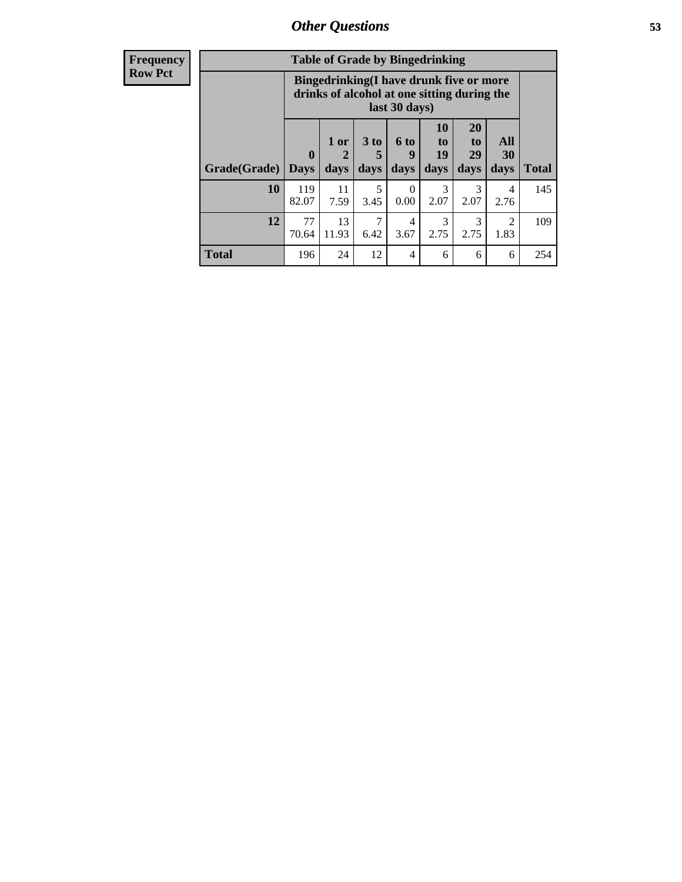| Frequency Row Pct |
|---|

**Table of Grade by Bingedrinking**

| Grade(Grade) | Bingedrinking(I have drunk five or more drinks of alcohol at one sitting during the last 30 days) | | | | | | | Total |
|---|---|---|---|---|---|---|---|---|
| | 0 Days | 1 or 2 days | 3 to 5 days | 6 to 9 days | 10 to 19 days | 20 to 29 days | All 30 days | |
| **10** | 119<br>82.07 | 11<br>7.59 | 5<br>3.45 | 0<br>0.00 | 3<br>2.07 | 3<br>2.07 | 4<br>2.76 | 145 |
| **12** | 77<br>70.64 | 13<br>11.93 | 7<br>6.42 | 4<br>3.67 | 3<br>2.75 | 3<br>2.75 | 2<br>1.83 | 109 |
| **Total** | 196 | 24 | 12 | 4 | 6 | 6 | 6 | 254 |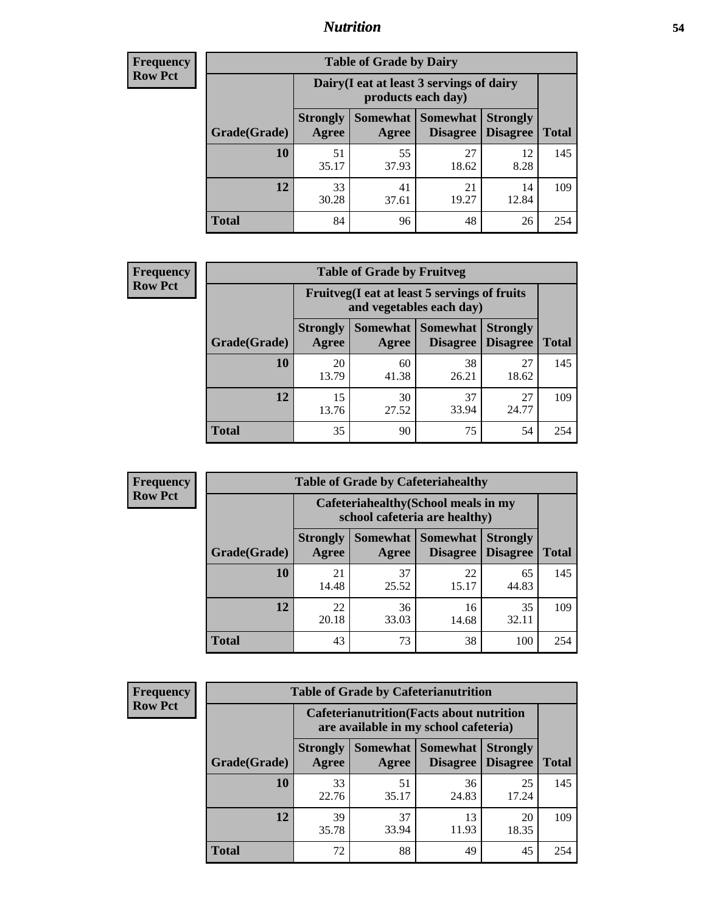## Nutrition

**Frequency**
**Row Pct**

**Table of Grade by Dairy**

| Grade(Grade) | Dairy(I eat at least 3 servings of dairy products each day) | | | | Total |
|---|---|---|---|---|---|
| | Strongly Agree | Somewhat Agree | Somewhat Disagree | Strongly Disagree | |
| 10 | 51<br>35.17 | 55<br>37.93 | 27<br>18.62 | 12<br>8.28 | 145 |
| 12 | 33<br>30.28 | 41<br>37.61 | 21<br>19.27 | 14<br>12.84 | 109 |
| Total | 84 | 96 | 48 | 26 | 254 |

**Frequency**
**Row Pct**

**Table of Grade by Fruitveg**

| Grade(Grade) | Fruitveg(I eat at least 5 servings of fruits and vegetables each day) | | | | Total |
|---|---|---|---|---|---|
| | Strongly Agree | Somewhat Agree | Somewhat Disagree | Strongly Disagree | |
| 10 | 20<br>13.79 | 60<br>41.38 | 38<br>26.21 | 27<br>18.62 | 145 |
| 12 | 15<br>13.76 | 30<br>27.52 | 37<br>33.94 | 27<br>24.77 | 109 |
| Total | 35 | 90 | 75 | 54 | 254 |

**Frequency**
**Row Pct**

**Table of Grade by Cafeteriahealthy**

| Grade(Grade) | Cafeteriahealthy(School meals in my school cafeteria are healthy) | | | | Total |
|---|---|---|---|---|---|
| | Strongly Agree | Somewhat Agree | Somewhat Disagree | Strongly Disagree | |
| 10 | 21<br>14.48 | 37<br>25.52 | 22<br>15.17 | 65<br>44.83 | 145 |
| 12 | 22<br>20.18 | 36<br>33.03 | 16<br>14.68 | 35<br>32.11 | 109 |
| Total | 43 | 73 | 38 | 100 | 254 |

**Frequency**
**Row Pct**

**Table of Grade by Cafeterianutrition**

| Grade(Grade) | Cafeterianutrition(Facts about nutrition are available in my school cafeteria) | | | | Total |
|---|---|---|---|---|---|
| | Strongly Agree | Somewhat Agree | Somewhat Disagree | Strongly Disagree | |
| 10 | 33<br>22.76 | 51<br>35.17 | 36<br>24.83 | 25<br>17.24 | 145 |
| 12 | 39<br>35.78 | 37<br>33.94 | 13<br>11.93 | 20<br>18.35 | 109 |
| Total | 72 | 88 | 49 | 45 | 254 |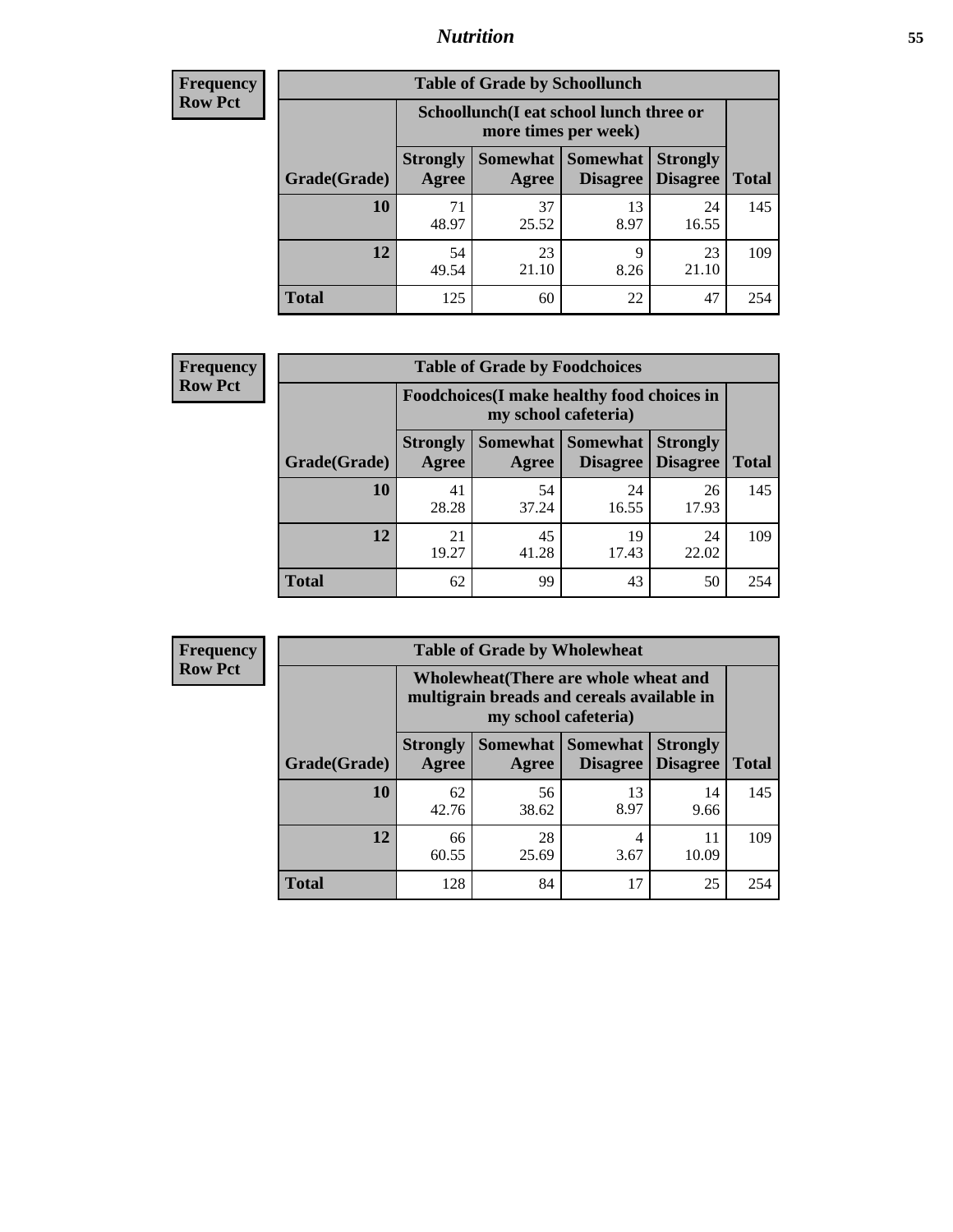| Frequency |
|---|
| Row Pct |

| Table of Grade by Schoollunch | | | | | |
|---|---|---|---|---|---|
| | Schoollunch(I eat school lunch three or more times per week) | | | | |
| Grade(Grade) | Strongly Agree | Somewhat Agree | Somewhat Disagree | Strongly Disagree | Total |
| 10 | 71<br>48.97 | 37<br>25.52 | 13<br>8.97 | 24<br>16.55 | 145 |
| 12 | 54<br>49.54 | 23<br>21.10 | 9<br>8.26 | 23<br>21.10 | 109 |
| Total | 125 | 60 | 22 | 47 | 254 |

| Frequency |
|---|
| Row Pct |

| Table of Grade by Foodchoices | | | | | |
|---|---|---|---|---|---|
| | Foodchoices(I make healthy food choices in my school cafeteria) | | | | |
| Grade(Grade) | Strongly Agree | Somewhat Agree | Somewhat Disagree | Strongly Disagree | Total |
| 10 | 41<br>28.28 | 54<br>37.24 | 24<br>16.55 | 26<br>17.93 | 145 |
| 12 | 21<br>19.27 | 45<br>41.28 | 19<br>17.43 | 24<br>22.02 | 109 |
| Total | 62 | 99 | 43 | 50 | 254 |

| Frequency |
|---|
| Row Pct |

| Table of Grade by Wholewheat | | | | | |
|---|---|---|---|---|---|
| | Wholewheat(There are whole wheat and multigrain breads and cereals available in my school cafeteria) | | | | |
| Grade(Grade) | Strongly Agree | Somewhat Agree | Somewhat Disagree | Strongly Disagree | Total |
| 10 | 62<br>42.76 | 56<br>38.62 | 13<br>8.97 | 14<br>9.66 | 145 |
| 12 | 66<br>60.55 | 28<br>25.69 | 4<br>3.67 | 11<br>10.09 | 109 |
| Total | 128 | 84 | 17 | 25 | 254 |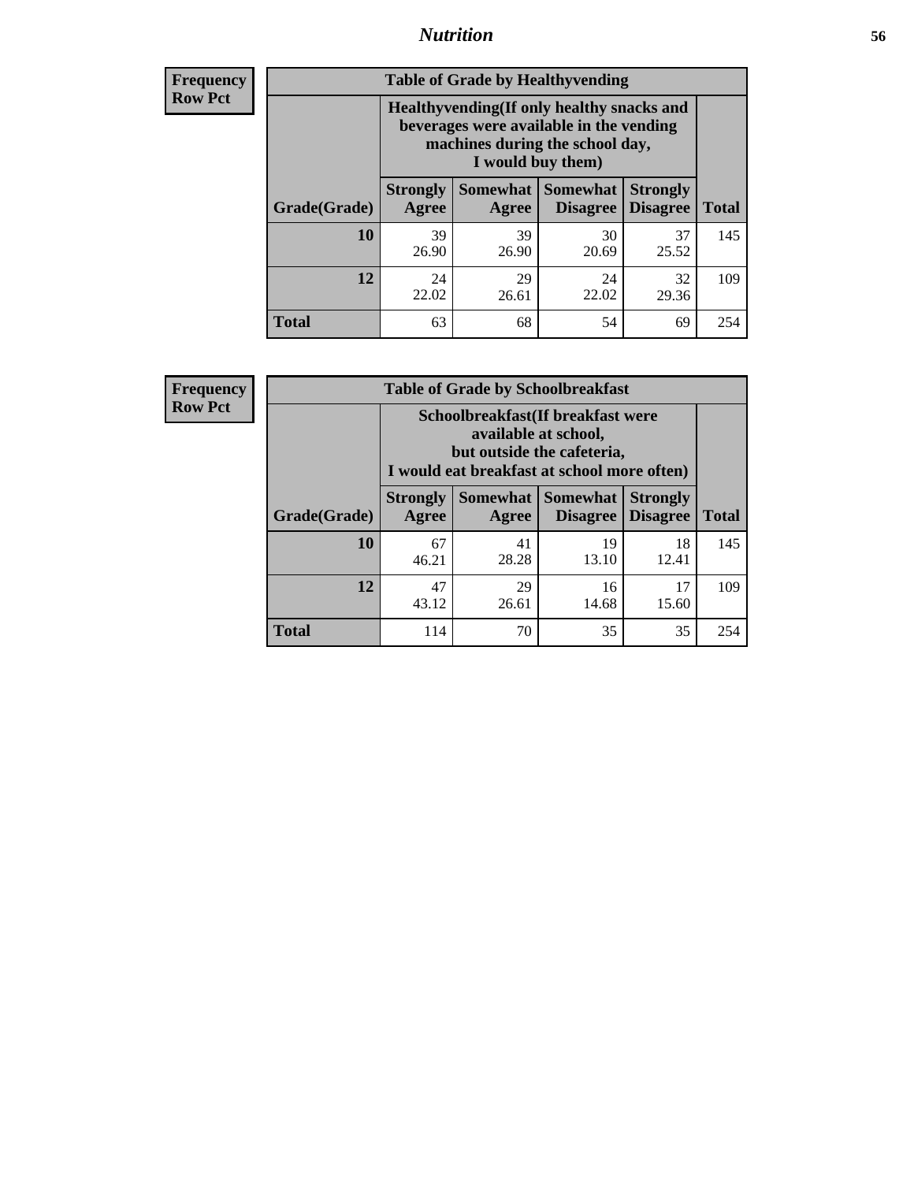## Nutrition

**Frequency**
**Row Pct**

| Table of Grade by Healthyvending | | | | | |
|---|---|---|---|---|---|
| | Healthyvending(If only healthy snacks and beverages were available in the vending machines during the school day, I would buy them) | | | | |
| Grade(Grade) | Strongly Agree | Somewhat Agree | Somewhat Disagree | Strongly Disagree | Total |
| **10** | 39<br>26.90 | 39<br>26.90 | 30<br>20.69 | 37<br>25.52 | 145 |
| **12** | 24<br>22.02 | 29<br>26.61 | 24<br>22.02 | 32<br>29.36 | 109 |
| **Total** | 63 | 68 | 54 | 69 | 254 |

**Frequency**
**Row Pct**

| Table of Grade by Schoolbreakfast | | | | | |
|---|---|---|---|---|---|
| | Schoolbreakfast(If breakfast were available at school, but outside the cafeteria, I would eat breakfast at school more often) | | | | |
| Grade(Grade) | Strongly Agree | Somewhat Agree | Somewhat Disagree | Strongly Disagree | Total |
| **10** | 67<br>46.21 | 41<br>28.28 | 19<br>13.10 | 18<br>12.41 | 145 |
| **12** | 47<br>43.12 | 29<br>26.61 | 16<br>14.68 | 17<br>15.60 | 109 |
| **Total** | 114 | 70 | 35 | 35 | 254 |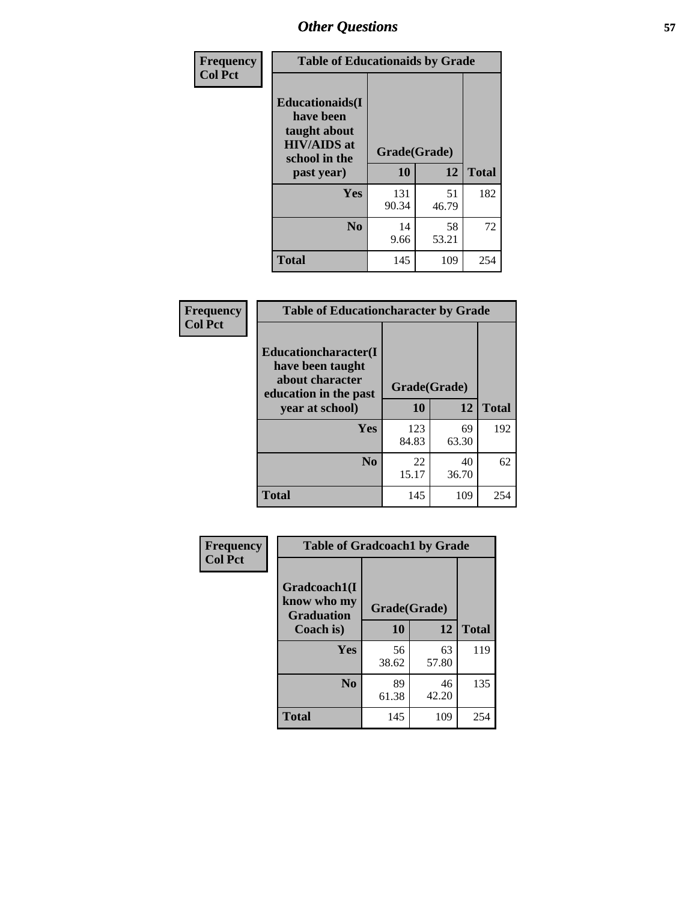## Other Questions

**Frequency**
**Col Pct**

| Table of Educationaids by Grade | | | |
|---|---|---|---|
| Educationaids(I have been taught about HIV/AIDS at school in the past year) | Grade(Grade) | | |
| | 10 | 12 | Total |
| Yes | 131<br>90.34 | 51<br>46.79 | 182 |
| No | 14<br>9.66 | 58<br>53.21 | 72 |
| Total | 145 | 109 | 254 |

**Frequency**
**Col Pct**

| Table of Educationcharacter by Grade | | | |
|---|---|---|---|
| Educationcharacter(I have been taught about character education in the past year at school) | Grade(Grade) | | |
| | 10 | 12 | Total |
| Yes | 123<br>84.83 | 69<br>63.30 | 192 |
| No | 22<br>15.17 | 40<br>36.70 | 62 |
| Total | 145 | 109 | 254 |

**Frequency**
**Col Pct**

| Table of Gradcoach1 by Grade | | | |
|---|---|---|---|
| Gradcoach1(I know who my Graduation Coach is) | Grade(Grade) | | |
| | 10 | 12 | Total |
| Yes | 56<br>38.62 | 63<br>57.80 | 119 |
| No | 89<br>61.38 | 46<br>42.20 | 135 |
| Total | 145 | 109 | 254 |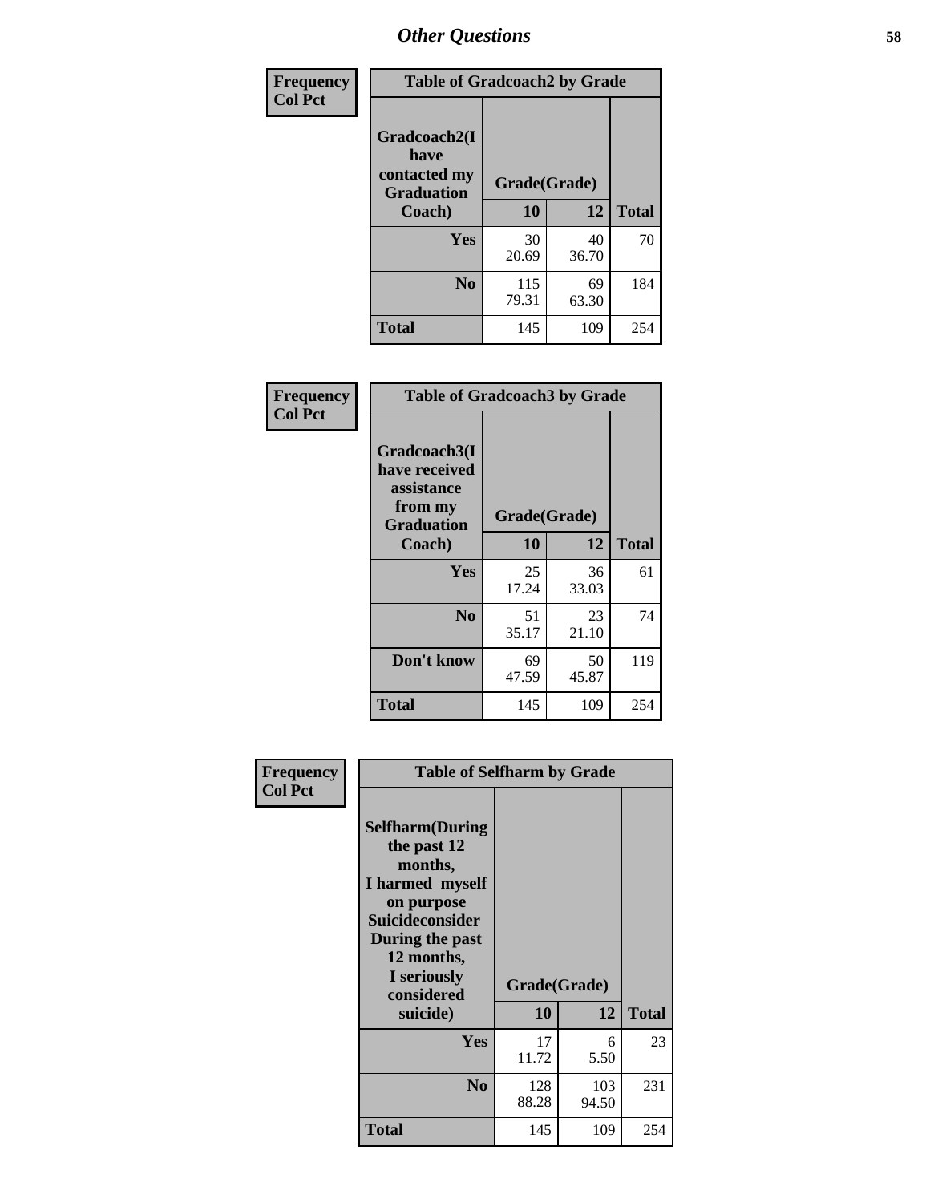# Other Questions

| Frequency<br>Col Pct | Table of Gradcoach2 by Grade | | |
|---|---|---|---|
| Gradcoach2(I have contacted my Graduation Coach) | Grade(Grade) | | |
| | 10 | 12 | Total |
| Yes | 30<br>20.69 | 40<br>36.70 | 70 |
| No | 115<br>79.31 | 69<br>63.30 | 184 |
| Total | 145 | 109 | 254 |

| Frequency<br>Col Pct | Table of Gradcoach3 by Grade | | |
|---|---|---|---|
| Gradcoach3(I have received assistance from my Graduation Coach) | Grade(Grade) | | |
| | 10 | 12 | Total |
| Yes | 25<br>17.24 | 36<br>33.03 | 61 |
| No | 51<br>35.17 | 23<br>21.10 | 74 |
| Don't know | 69<br>47.59 | 50<br>45.87 | 119 |
| Total | 145 | 109 | 254 |

| Frequency<br>Col Pct | Table of Selfharm by Grade | | |
|---|---|---|---|
| Selfharm(During the past 12 months, I harmed myself on purpose Suicideconsider During the past 12 months, I seriously considered suicide) | Grade(Grade) | | |
| | 10 | 12 | Total |
| Yes | 17<br>11.72 | 6<br>5.50 | 23 |
| No | 128<br>88.28 | 103<br>94.50 | 231 |
| Total | 145 | 109 | 254 |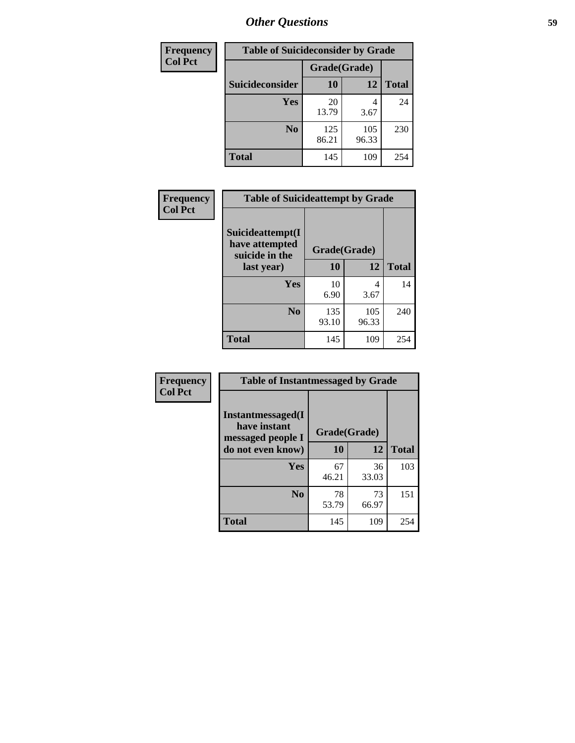## Other Questions

| Frequency Col Pct |
|---|

**Table of Suicideconsider by Grade**

| Suicideconsider | Grade(Grade) 10 | 12 | Total |
|---|---|---|---|
| Yes | 20<br>13.79 | 4<br>3.67 | 24 |
| No | 125<br>86.21 | 105<br>96.33 | 230 |
| Total | 145 | 109 | 254 |

| Frequency Col Pct |
|---|

**Table of Suicideattempt by Grade**

| Suicideattempt(I have attempted suicide in the last year) | Grade(Grade) 10 | 12 | Total |
|---|---|---|---|
| Yes | 10<br>6.90 | 4<br>3.67 | 14 |
| No | 135<br>93.10 | 105<br>96.33 | 240 |
| Total | 145 | 109 | 254 |

| Frequency Col Pct |
|---|

**Table of Instantmessaged by Grade**

| Instantmessaged(I have instant messaged people I do not even know) | Grade(Grade) 10 | 12 | Total |
|---|---|---|---|
| Yes | 67<br>46.21 | 36<br>33.03 | 103 |
| No | 78<br>53.79 | 73<br>66.97 | 151 |
| Total | 145 | 109 | 254 |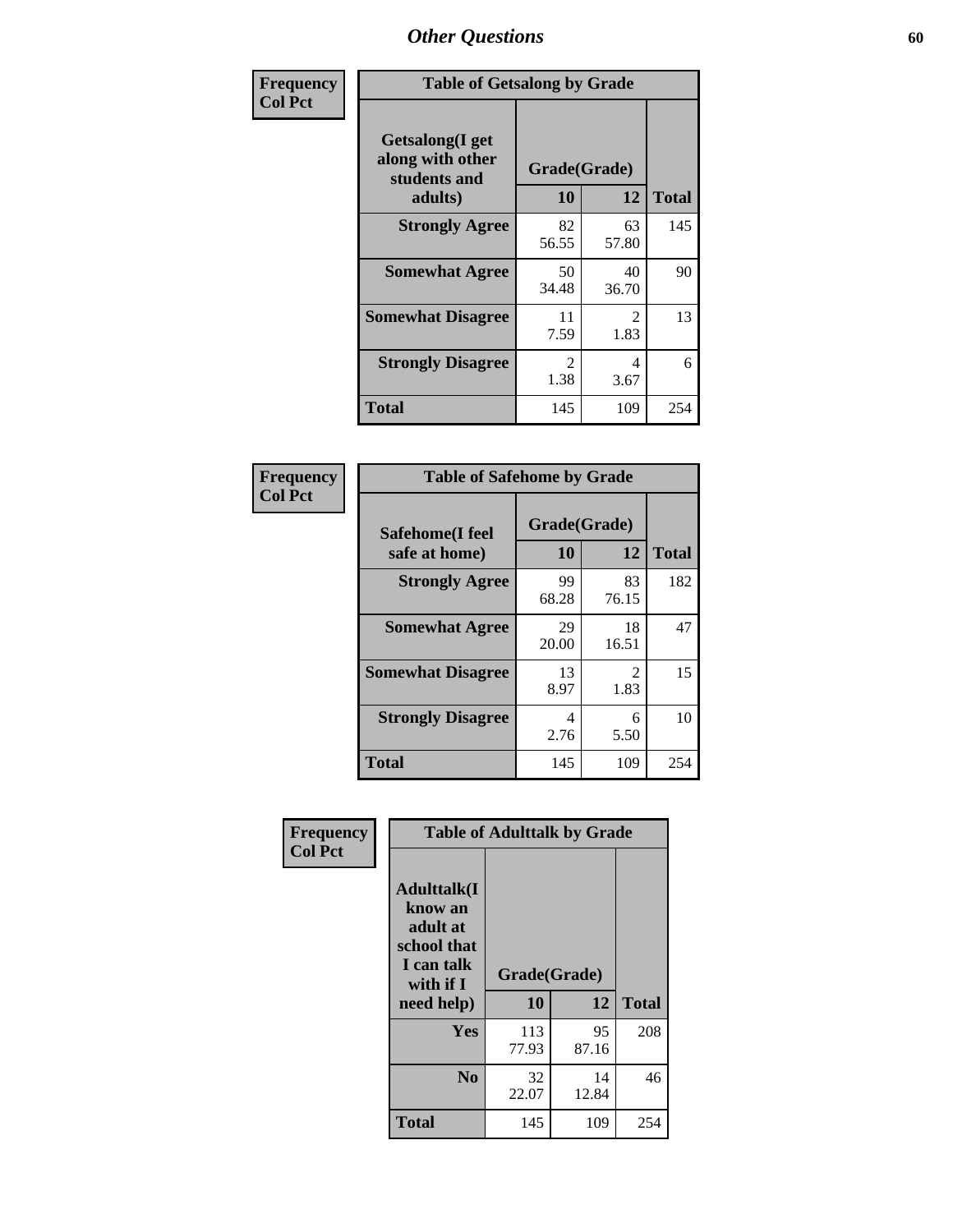# Other Questions

**Frequency / Col Pct**

| Table of Getsalong by Grade | | | |
|---|---|---|---|
| Getsalong(I get along with other students and adults) | Grade(Grade) | | |
| | 10 | 12 | Total |
| **Strongly Agree** | 82<br>56.55 | 63<br>57.80 | 145 |
| **Somewhat Agree** | 50<br>34.48 | 40<br>36.70 | 90 |
| **Somewhat Disagree** | 11<br>7.59 | 2<br>1.83 | 13 |
| **Strongly Disagree** | 2<br>1.38 | 4<br>3.67 | 6 |
| **Total** | 145 | 109 | 254 |

**Frequency / Col Pct**

| Table of Safehome by Grade | | | |
|---|---|---|---|
| Safehome(I feel safe at home) | Grade(Grade) | | |
| | 10 | 12 | Total |
| **Strongly Agree** | 99<br>68.28 | 83<br>76.15 | 182 |
| **Somewhat Agree** | 29<br>20.00 | 18<br>16.51 | 47 |
| **Somewhat Disagree** | 13<br>8.97 | 2<br>1.83 | 15 |
| **Strongly Disagree** | 4<br>2.76 | 6<br>5.50 | 10 |
| **Total** | 145 | 109 | 254 |

**Frequency / Col Pct**

| Table of Adulttalk by Grade | | | |
|---|---|---|---|
| Adulttalk(I know an adult at school that I can talk with if I need help) | Grade(Grade) | | |
| | 10 | 12 | Total |
| **Yes** | 113<br>77.93 | 95<br>87.16 | 208 |
| **No** | 32<br>22.07 | 14<br>12.84 | 46 |
| **Total** | 145 | 109 | 254 |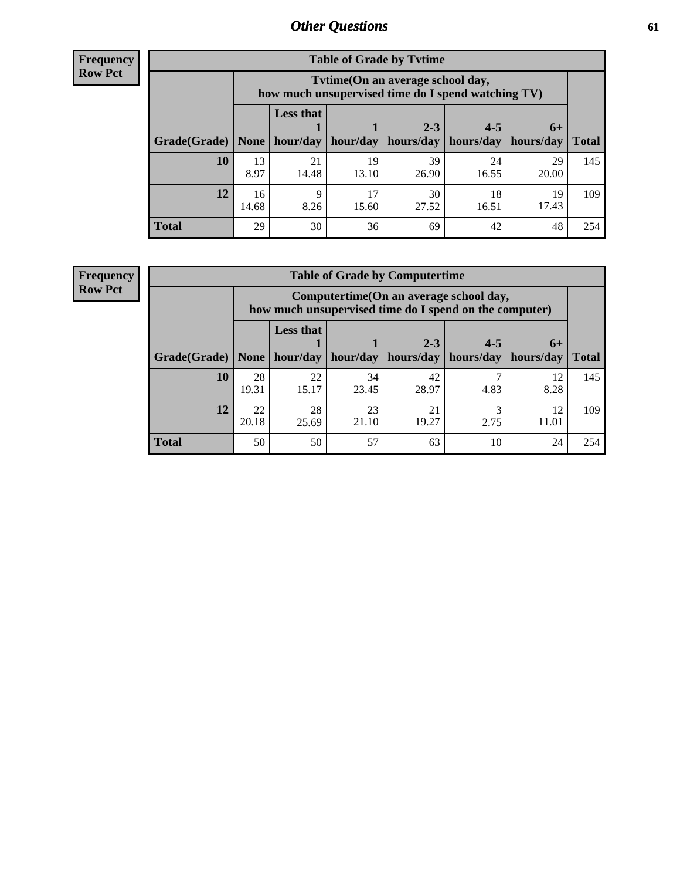**Frequency**
**Row Pct**

| Table of Grade by Tvtime | | | | | | | |
|---|---|---|---|---|---|---|---|
| | Tvtime(On an average school day, how much unsupervised time do I spend watching TV) | | | | | | |
| Grade(Grade) | None | Less that 1 hour/day | 1 hour/day | 2-3 hours/day | 4-5 hours/day | 6+ hours/day | Total |
| **10** | 13<br>8.97 | 21<br>14.48 | 19<br>13.10 | 39<br>26.90 | 24<br>16.55 | 29<br>20.00 | 145 |
| **12** | 16<br>14.68 | 9<br>8.26 | 17<br>15.60 | 30<br>27.52 | 18<br>16.51 | 19<br>17.43 | 109 |
| **Total** | 29 | 30 | 36 | 69 | 42 | 48 | 254 |

**Frequency**
**Row Pct**

| Table of Grade by Computertime | | | | | | | |
|---|---|---|---|---|---|---|---|
| | Computertime(On an average school day, how much unsupervised time do I spend on the computer) | | | | | | |
| Grade(Grade) | None | Less that 1 hour/day | 1 hour/day | 2-3 hours/day | 4-5 hours/day | 6+ hours/day | Total |
| **10** | 28<br>19.31 | 22<br>15.17 | 34<br>23.45 | 42<br>28.97 | 7<br>4.83 | 12<br>8.28 | 145 |
| **12** | 22<br>20.18 | 28<br>25.69 | 23<br>21.10 | 21<br>19.27 | 3<br>2.75 | 12<br>11.01 | 109 |
| **Total** | 50 | 50 | 57 | 63 | 10 | 24 | 254 |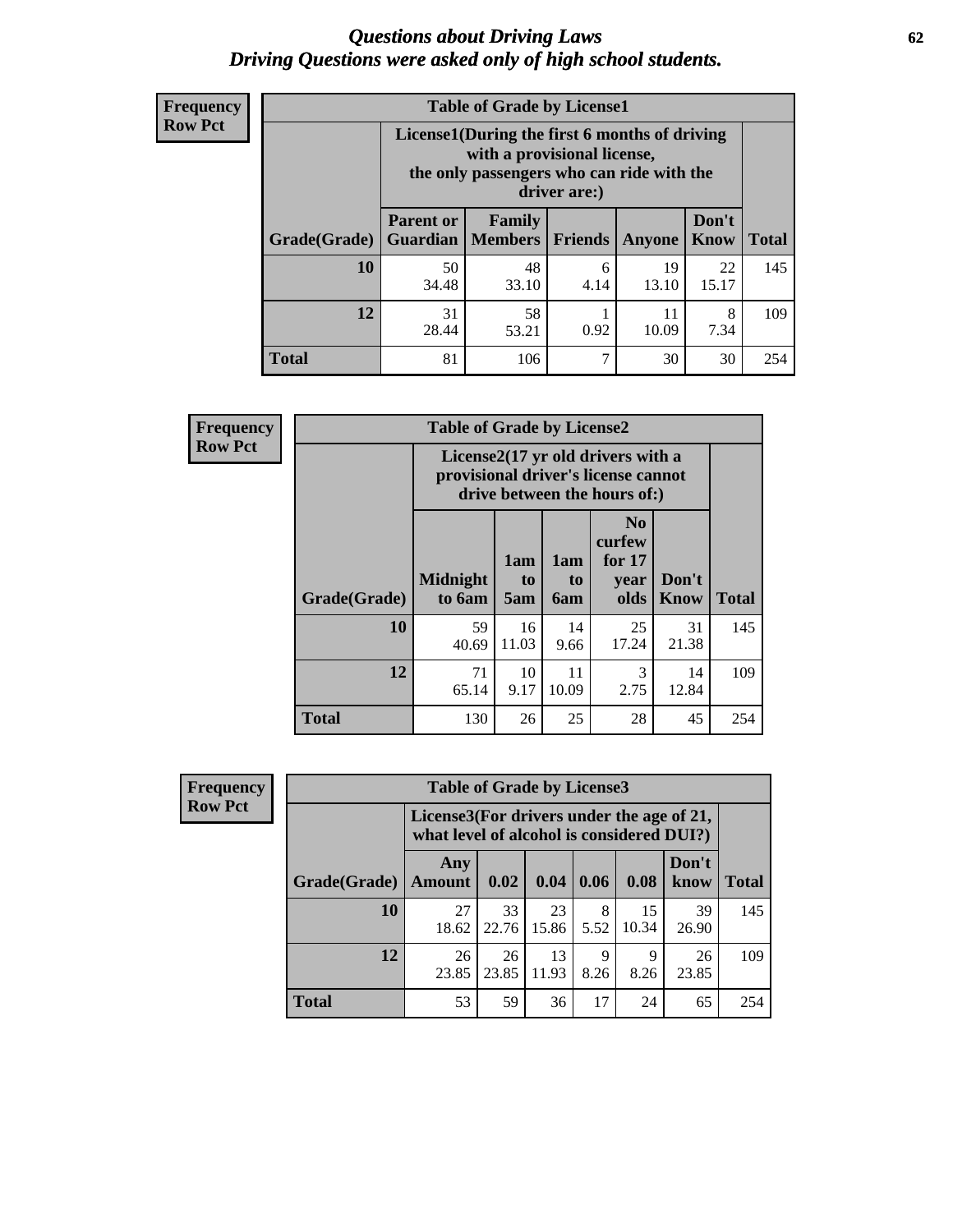# *Questions about Driving Laws*
## *Driving Questions were asked only of high school students.*

**Frequency**
**Row Pct**

| Table of Grade by License1 | | | | | | |
|---|---|---|---|---|---|---|
| | License1(During the first 6 months of driving with a provisional license, the only passengers who can ride with the driver are:) | | | | | |
| Grade(Grade) | Parent or Guardian | Family Members | Friends | Anyone | Don't Know | Total |
| 10 | 50<br>34.48 | 48<br>33.10 | 6<br>4.14 | 19<br>13.10 | 22<br>15.17 | 145 |
| 12 | 31<br>28.44 | 58<br>53.21 | 1<br>0.92 | 11<br>10.09 | 8<br>7.34 | 109 |
| Total | 81 | 106 | 7 | 30 | 30 | 254 |

**Frequency**
**Row Pct**

| Table of Grade by License2 | | | | | | |
|---|---|---|---|---|---|---|
| | License2(17 yr old drivers with a provisional driver's license cannot drive between the hours of:) | | | | | |
| Grade(Grade) | Midnight to 6am | 1am to 5am | 1am to 6am | No curfew for 17 year olds | Don't Know | Total |
| 10 | 59<br>40.69 | 16<br>11.03 | 14<br>9.66 | 25<br>17.24 | 31<br>21.38 | 145 |
| 12 | 71<br>65.14 | 10<br>9.17 | 11<br>10.09 | 3<br>2.75 | 14<br>12.84 | 109 |
| Total | 130 | 26 | 25 | 28 | 45 | 254 |

**Frequency**
**Row Pct**

| Table of Grade by License3 | | | | | | | |
|---|---|---|---|---|---|---|---|
| | License3(For drivers under the age of 21, what level of alcohol is considered DUI?) | | | | | | |
| Grade(Grade) | Any Amount | 0.02 | 0.04 | 0.06 | 0.08 | Don't know | Total |
| 10 | 27<br>18.62 | 33<br>22.76 | 23<br>15.86 | 8<br>5.52 | 15<br>10.34 | 39<br>26.90 | 145 |
| 12 | 26<br>23.85 | 26<br>23.85 | 13<br>11.93 | 9<br>8.26 | 9<br>8.26 | 26<br>23.85 | 109 |
| Total | 53 | 59 | 36 | 17 | 24 | 65 | 254 |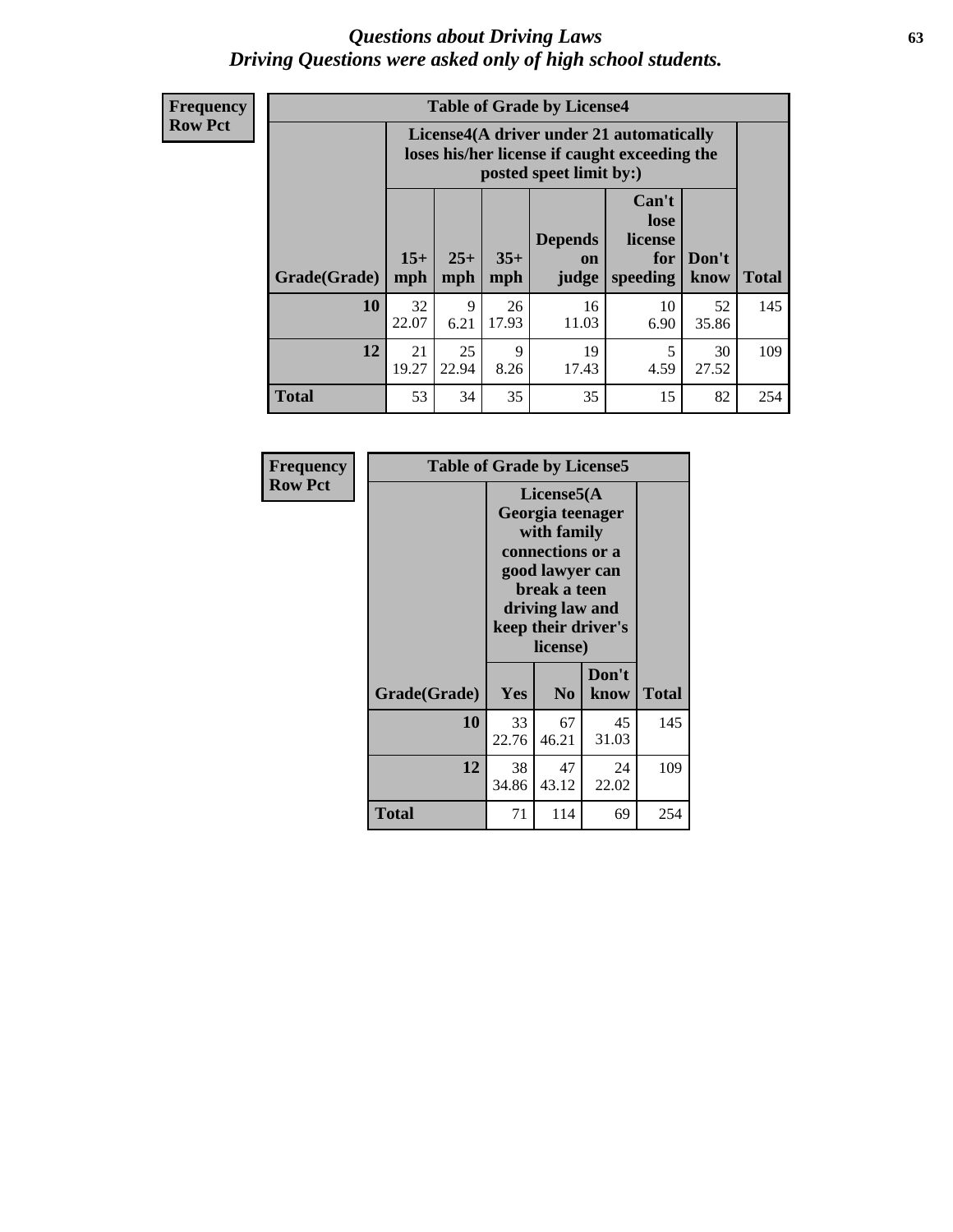# *Questions about Driving Laws*
# *Driving Questions were asked only of high school students.*

**Frequency**
**Row Pct**

| Table of Grade by License4 | | | | | | | |
|---|---|---|---|---|---|---|---|
| | License4(A driver under 21 automatically loses his/her license if caught exceeding the posted speet limit by:) | | | | | | |
| Grade(Grade) | 15+ mph | 25+ mph | 35+ mph | Depends on judge | Can't lose license for speeding | Don't know | Total |
| **10** | 32<br>22.07 | 9<br>6.21 | 26<br>17.93 | 16<br>11.03 | 10<br>6.90 | 52<br>35.86 | 145 |
| **12** | 21<br>19.27 | 25<br>22.94 | 9<br>8.26 | 19<br>17.43 | 5<br>4.59 | 30<br>27.52 | 109 |
| **Total** | 53 | 34 | 35 | 35 | 15 | 82 | 254 |

**Frequency**
**Row Pct**

| Table of Grade by License5 | | | | |
|---|---|---|---|---|
| | License5(A Georgia teenager with family connections or a good lawyer can break a teen driving law and keep their driver's license) | | | |
| Grade(Grade) | Yes | No | Don't know | Total |
| **10** | 33<br>22.76 | 67<br>46.21 | 45<br>31.03 | 145 |
| **12** | 38<br>34.86 | 47<br>43.12 | 24<br>22.02 | 109 |
| **Total** | 71 | 114 | 69 | 254 |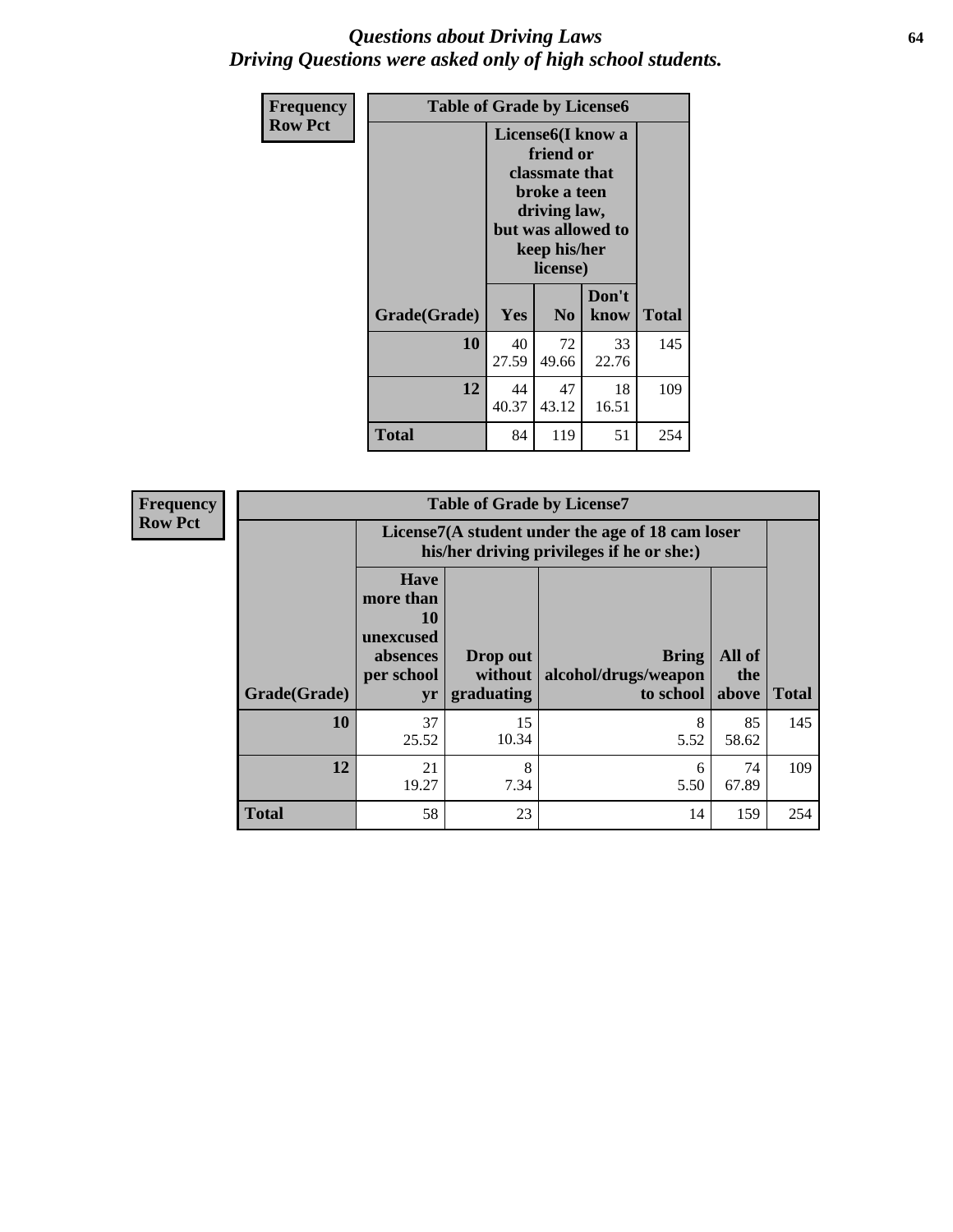# Questions about Driving Laws
## Driving Questions were asked only of high school students.

**Frequency**
**Row Pct**

| Table of Grade by License6 | | | | |
|---|---|---|---|---|
| | License6(I know a friend or classmate that broke a teen driving law, but was allowed to keep his/her license) | | | |
| Grade(Grade) | Yes | No | Don't know | Total |
| 10 | 40<br>27.59 | 72<br>49.66 | 33<br>22.76 | 145 |
| 12 | 44<br>40.37 | 47<br>43.12 | 18<br>16.51 | 109 |
| Total | 84 | 119 | 51 | 254 |

**Frequency**
**Row Pct**

| Table of Grade by License7 | | | | | |
|---|---|---|---|---|---|
| | License7(A student under the age of 18 cam loser his/her driving privileges if he or she:) | | | | |
| Grade(Grade) | Have more than 10 unexcused absences per school yr | Drop out without graduating | Bring alcohol/drugs/weapon to school | All of the above | Total |
| 10 | 37<br>25.52 | 15<br>10.34 | 8<br>5.52 | 85<br>58.62 | 145 |
| 12 | 21<br>19.27 | 8<br>7.34 | 6<br>5.50 | 74<br>67.89 | 109 |
| Total | 58 | 23 | 14 | 159 | 254 |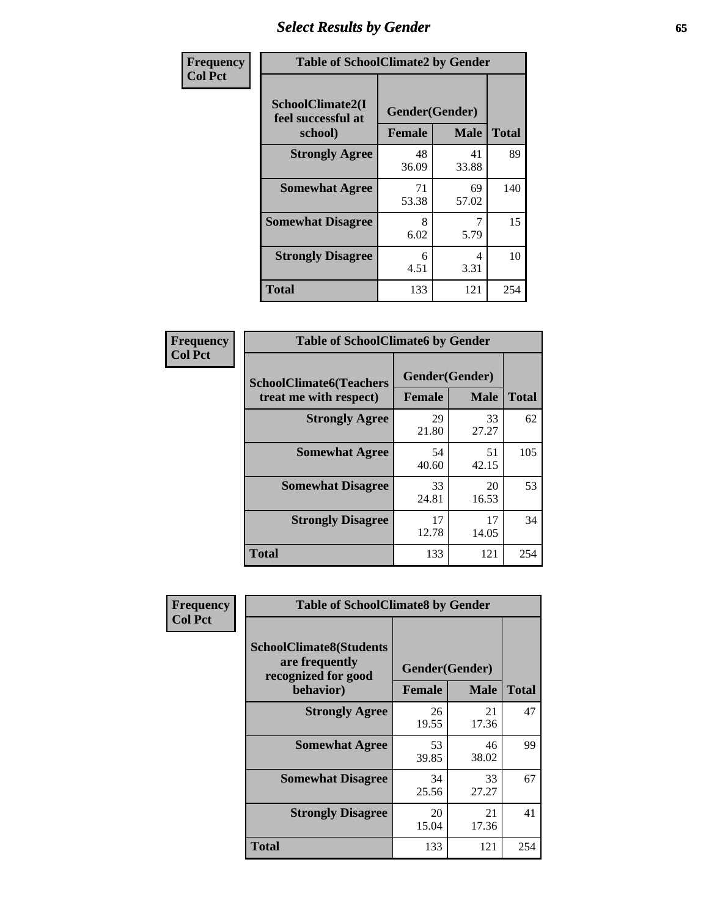# Select Results by Gender

**Frequency**
**Col Pct**

| SchoolClimate2(I feel successful at school) | Gender(Gender) | | Total |
|---|---|---|---|
| | Female | Male | |
| Strongly Agree | 48<br>36.09 | 41<br>33.88 | 89 |
| Somewhat Agree | 71<br>53.38 | 69<br>57.02 | 140 |
| Somewhat Disagree | 8<br>6.02 | 7<br>5.79 | 15 |
| Strongly Disagree | 6<br>4.51 | 4<br>3.31 | 10 |
| Total | 133 | 121 | 254 |

Table of SchoolClimate2 by Gender

**Frequency**
**Col Pct**

| SchoolClimate6(Teachers treat me with respect) | Gender(Gender) | | Total |
|---|---|---|---|
| | Female | Male | |
| Strongly Agree | 29<br>21.80 | 33<br>27.27 | 62 |
| Somewhat Agree | 54<br>40.60 | 51<br>42.15 | 105 |
| Somewhat Disagree | 33<br>24.81 | 20<br>16.53 | 53 |
| Strongly Disagree | 17<br>12.78 | 17<br>14.05 | 34 |
| Total | 133 | 121 | 254 |

Table of SchoolClimate6 by Gender

**Frequency**
**Col Pct**

| SchoolClimate8(Students are frequently recognized for good behavior) | Gender(Gender) | | Total |
|---|---|---|---|
| | Female | Male | |
| Strongly Agree | 26<br>19.55 | 21<br>17.36 | 47 |
| Somewhat Agree | 53<br>39.85 | 46<br>38.02 | 99 |
| Somewhat Disagree | 34<br>25.56 | 33<br>27.27 | 67 |
| Strongly Disagree | 20<br>15.04 | 21<br>17.36 | 41 |
| Total | 133 | 121 | 254 |

Table of SchoolClimate8 by Gender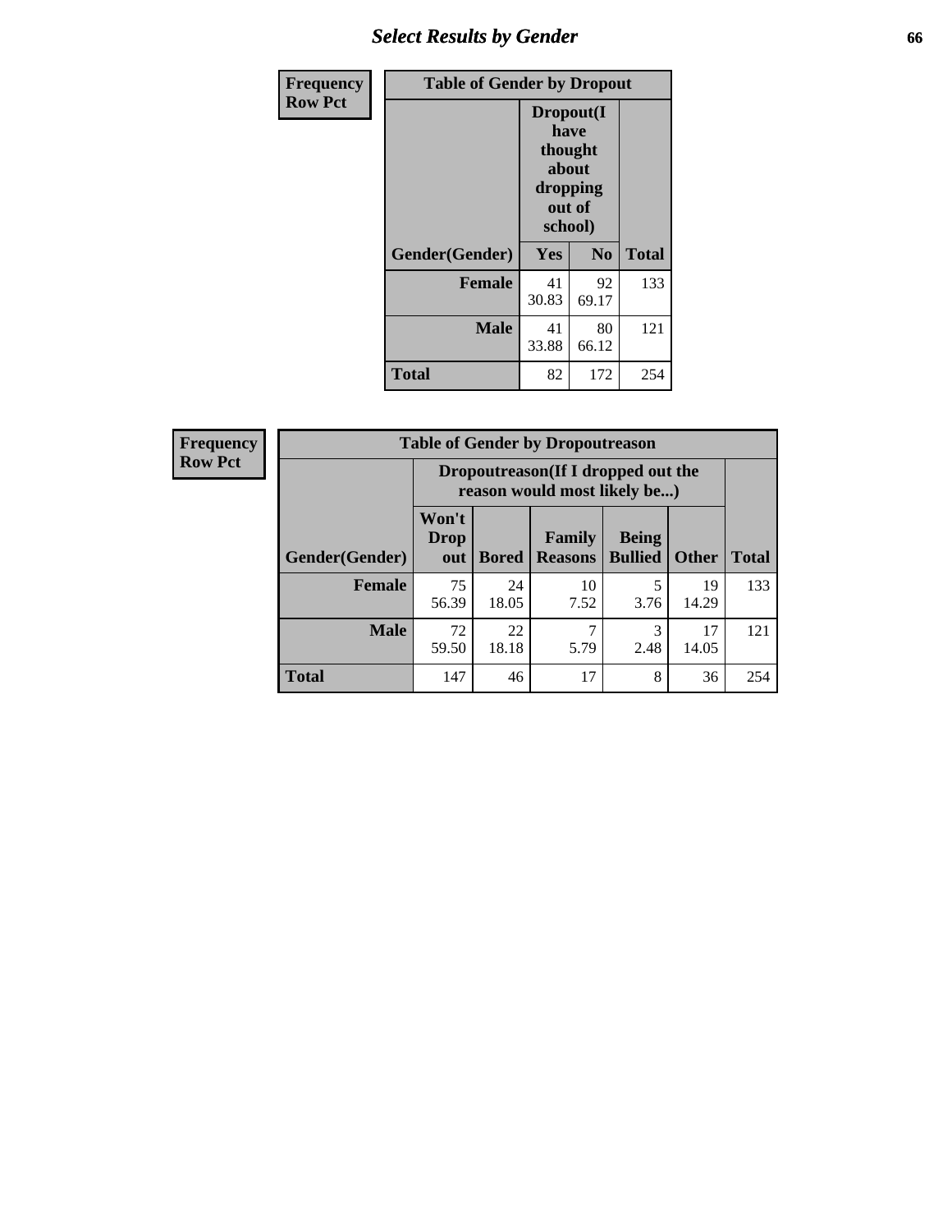| Frequency<br>Row Pct |
|---|

**Table of Gender by Dropout**

| | Dropout(I have thought about dropping out of school) | | |
|---|---|---|---|
| Gender(Gender) | Yes | No | Total |
| **Female** | 41<br>30.83 | 92<br>69.17 | 133 |
| **Male** | 41<br>33.88 | 80<br>66.12 | 121 |
| **Total** | 82 | 172 | 254 |

| Frequency<br>Row Pct |
|---|

**Table of Gender by Dropoutreason**

| | Dropoutreason(If I dropped out the reason would most likely be...) | | | | | |
|---|---|---|---|---|---|---|
| Gender(Gender) | Won't Drop out | Bored | Family Reasons | Being Bullied | Other | Total |
| **Female** | 75<br>56.39 | 24<br>18.05 | 10<br>7.52 | 5<br>3.76 | 19<br>14.29 | 133 |
| **Male** | 72<br>59.50 | 22<br>18.18 | 7<br>5.79 | 3<br>2.48 | 17<br>14.05 | 121 |
| **Total** | 147 | 46 | 17 | 8 | 36 | 254 |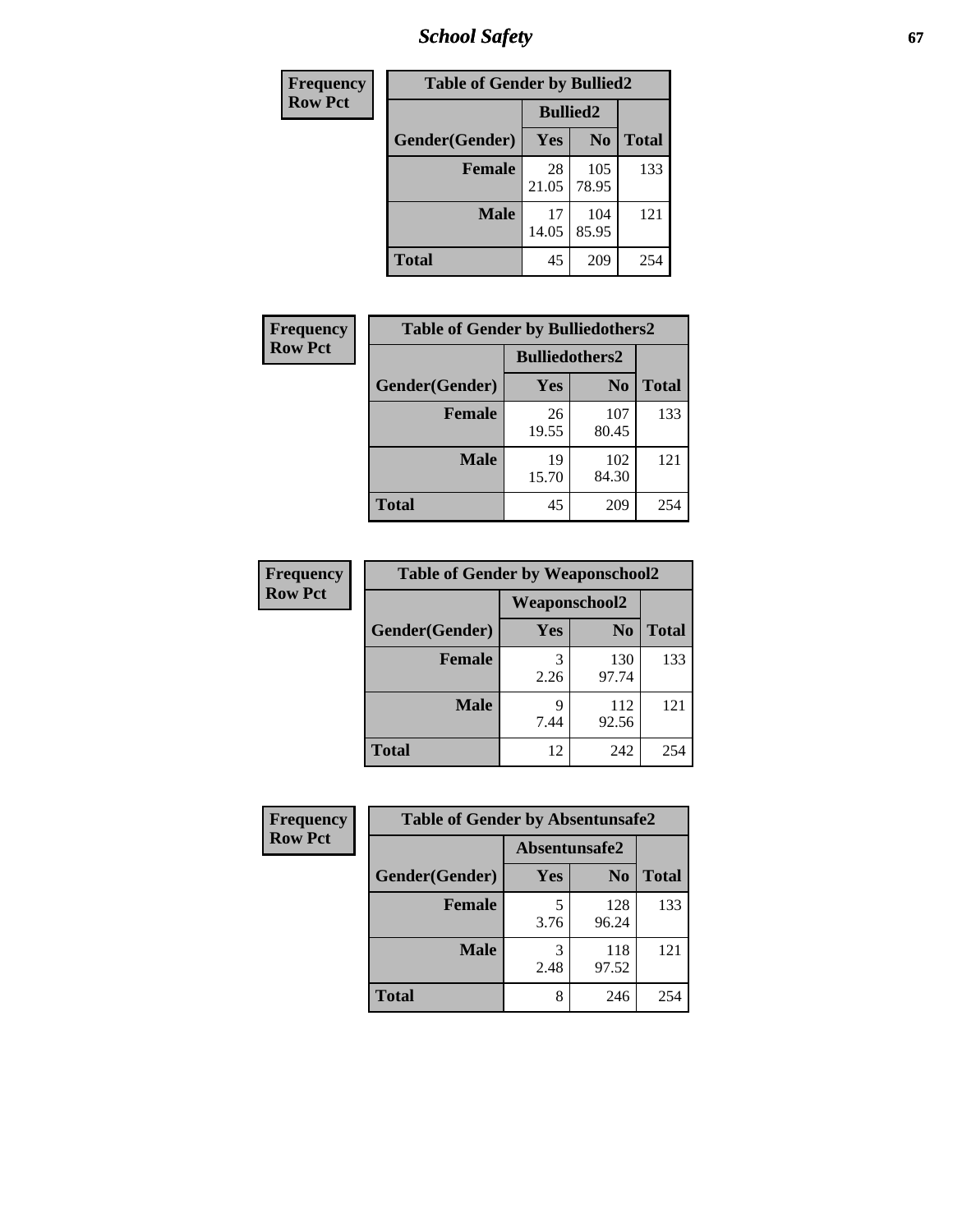| Frequency Row Pct | Table of Gender by Bullied2 | | |
|---|---|---|---|
| | Bullied2 | | |
| Gender(Gender) | Yes | No | Total |
| **Female** | 28<br>21.05 | 105<br>78.95 | 133 |
| **Male** | 17<br>14.05 | 104<br>85.95 | 121 |
| **Total** | 45 | 209 | 254 |

| Frequency Row Pct | Table of Gender by Bulliedothers2 | | |
|---|---|---|---|
| | Bulliedothers2 | | |
| Gender(Gender) | Yes | No | Total |
| **Female** | 26<br>19.55 | 107<br>80.45 | 133 |
| **Male** | 19<br>15.70 | 102<br>84.30 | 121 |
| **Total** | 45 | 209 | 254 |

| Frequency Row Pct | Table of Gender by Weaponschool2 | | |
|---|---|---|---|
| | Weaponschool2 | | |
| Gender(Gender) | Yes | No | Total |
| **Female** | 3<br>2.26 | 130<br>97.74 | 133 |
| **Male** | 9<br>7.44 | 112<br>92.56 | 121 |
| **Total** | 12 | 242 | 254 |

| Frequency Row Pct | Table of Gender by Absentunsafe2 | | |
|---|---|---|---|
| | Absentunsafe2 | | |
| Gender(Gender) | Yes | No | Total |
| **Female** | 5<br>3.76 | 128<br>96.24 | 133 |
| **Male** | 3<br>2.48 | 118<br>97.52 | 121 |
| **Total** | 8 | 246 | 254 |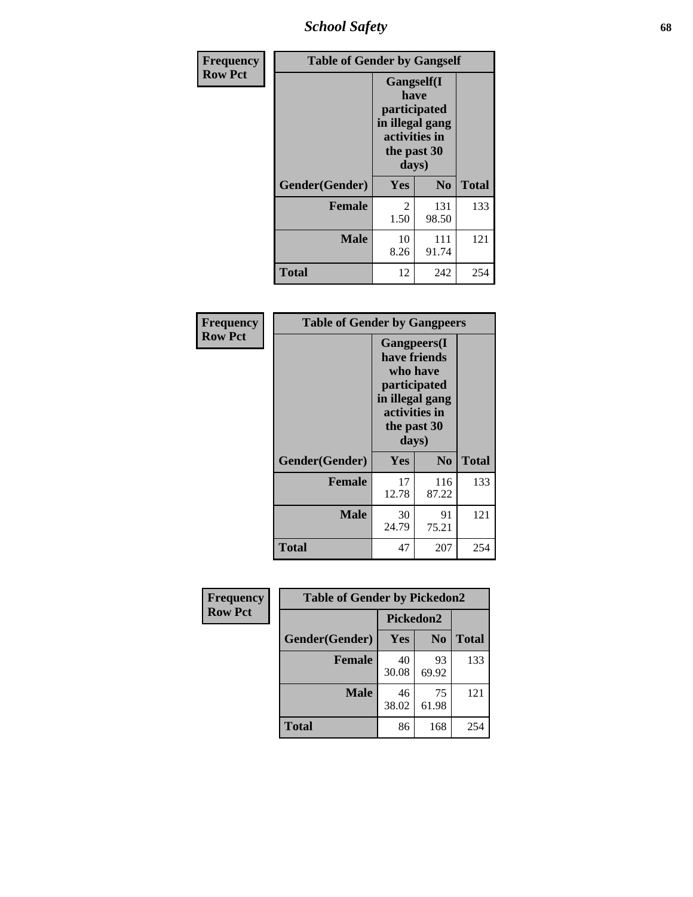# School Safety

| Frequency Row Pct | | | |
|---|---|---|---|

**Table of Gender by Gangself**

| | Gangself(I have participated in illegal gang activities in the past 30 days) | | |
|---|---|---|---|
| Gender(Gender) | Yes | No | Total |
| Female | 2<br>1.50 | 131<br>98.50 | 133 |
| Male | 10<br>8.26 | 111<br>91.74 | 121 |
| Total | 12 | 242 | 254 |

| Frequency Row Pct | | | |
|---|---|---|---|

**Table of Gender by Gangpeers**

| | Gangpeers(I have friends who have participated in illegal gang activities in the past 30 days) | | |
|---|---|---|---|
| Gender(Gender) | Yes | No | Total |
| Female | 17<br>12.78 | 116<br>87.22 | 133 |
| Male | 30<br>24.79 | 91<br>75.21 | 121 |
| Total | 47 | 207 | 254 |

| Frequency Row Pct | | | |
|---|---|---|---|

**Table of Gender by Pickedon2**

| | Pickedon2 | | |
|---|---|---|---|
| Gender(Gender) | Yes | No | Total |
| Female | 40<br>30.08 | 93<br>69.92 | 133 |
| Male | 46<br>38.02 | 75<br>61.98 | 121 |
| Total | 86 | 168 | 254 |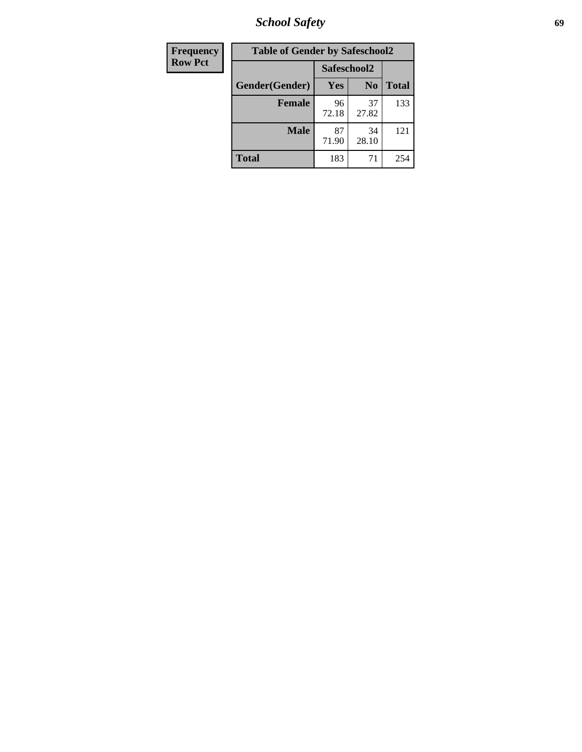| Frequency Row Pct |
| --- |

**Table of Gender by Safeschool2**

| Gender(Gender) | Safeschool2 Yes | Safeschool2 No | Total |
| --- | --- | --- | --- |
| **Female** | 96<br>72.18 | 37<br>27.82 | 133 |
| **Male** | 87<br>71.90 | 34<br>28.10 | 121 |
| **Total** | 183 | 71 | 254 |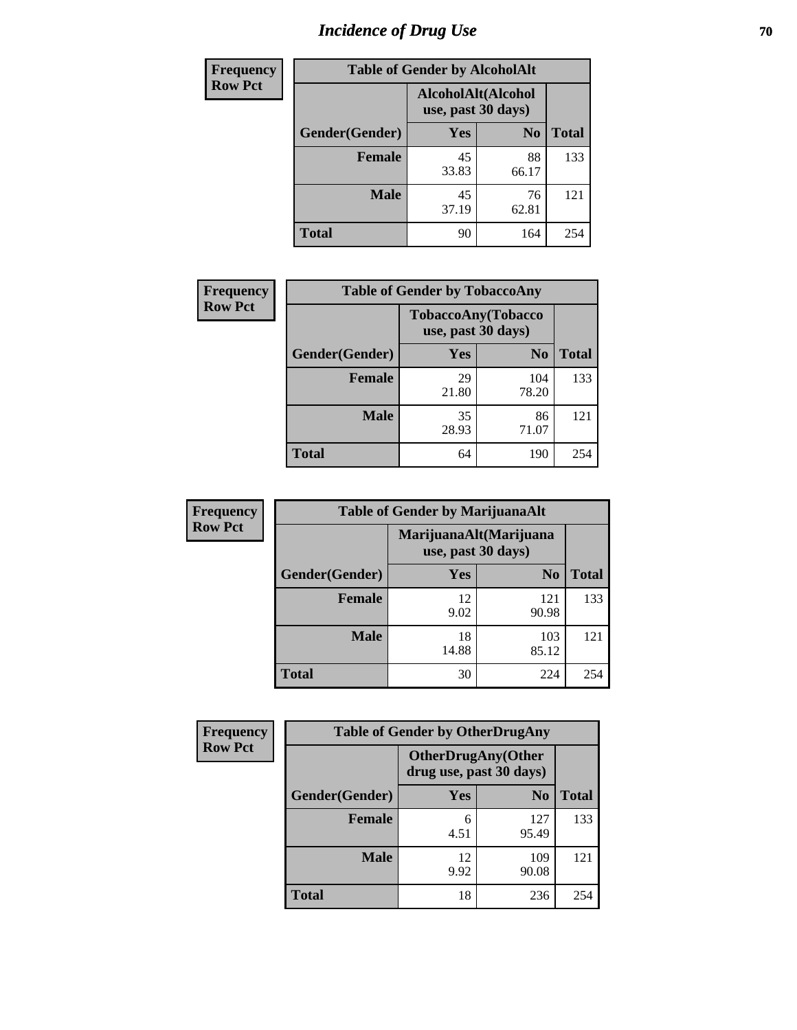# Incidence of Drug Use

**Frequency**
**Row Pct**

| Table of Gender by AlcoholAlt | | | |
|---|---|---|---|
| | AlcoholAlt(Alcohol use, past 30 days) | | |
| Gender(Gender) | Yes | No | Total |
| Female | 45<br>33.83 | 88<br>66.17 | 133 |
| Male | 45<br>37.19 | 76<br>62.81 | 121 |
| Total | 90 | 164 | 254 |

**Frequency**
**Row Pct**

| Table of Gender by TobaccoAny | | | |
|---|---|---|---|
| | TobaccoAny(Tobacco use, past 30 days) | | |
| Gender(Gender) | Yes | No | Total |
| Female | 29<br>21.80 | 104<br>78.20 | 133 |
| Male | 35<br>28.93 | 86<br>71.07 | 121 |
| Total | 64 | 190 | 254 |

**Frequency**
**Row Pct**

| Table of Gender by MarijuanaAlt | | | |
|---|---|---|---|
| | MarijuanaAlt(Marijuana use, past 30 days) | | |
| Gender(Gender) | Yes | No | Total |
| Female | 12<br>9.02 | 121<br>90.98 | 133 |
| Male | 18<br>14.88 | 103<br>85.12 | 121 |
| Total | 30 | 224 | 254 |

**Frequency**
**Row Pct**

| Table of Gender by OtherDrugAny | | | |
|---|---|---|---|
| | OtherDrugAny(Other drug use, past 30 days) | | |
| Gender(Gender) | Yes | No | Total |
| Female | 6<br>4.51 | 127<br>95.49 | 133 |
| Male | 12<br>9.92 | 109<br>90.08 | 121 |
| Total | 18 | 236 | 254 |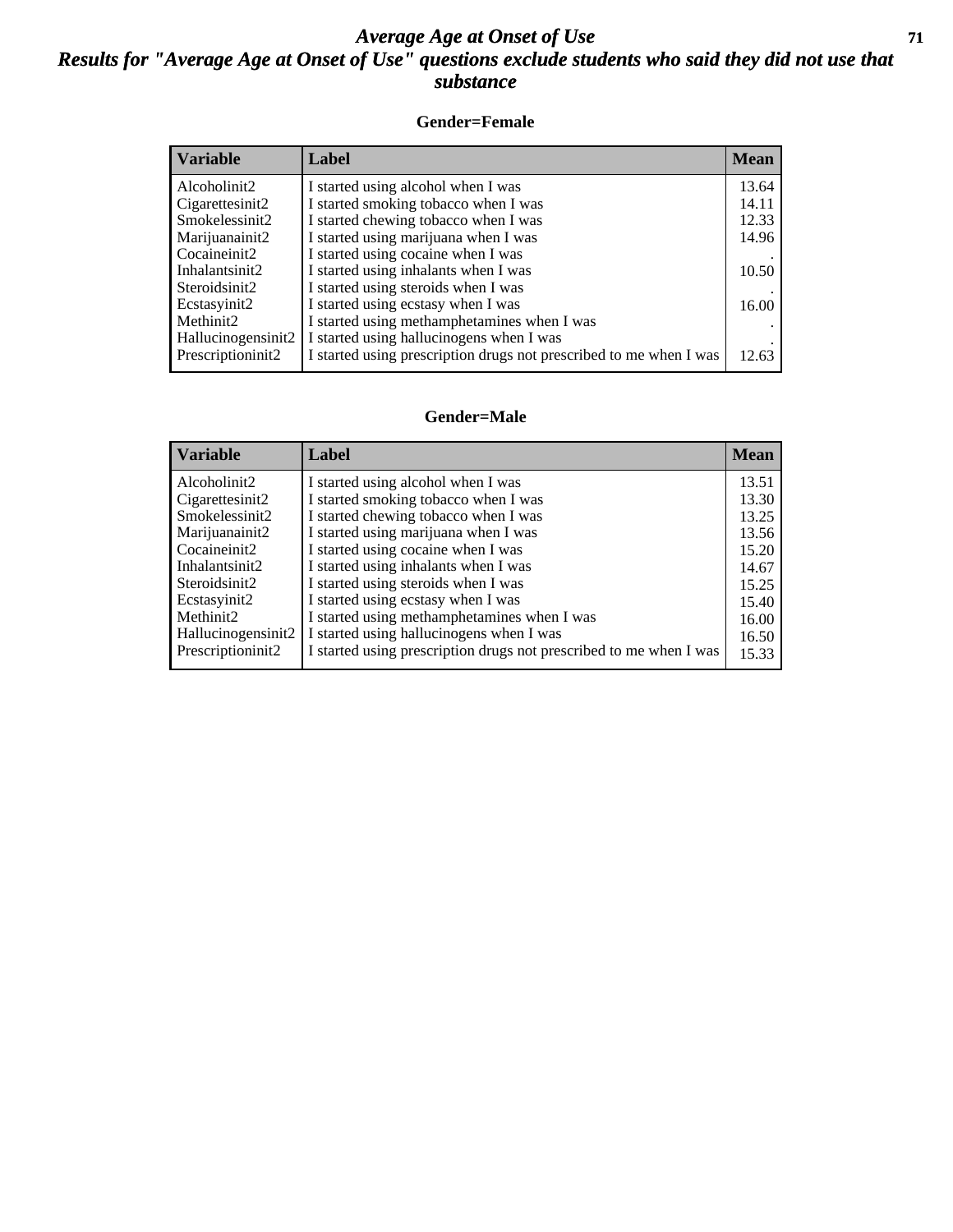# *Average Age at Onset of Use*

## *Results for "Average Age at Onset of Use" questions exclude students who said they did not use that substance*

### Gender=Female

| Variable | Label | Mean |
|---|---|---|
| Alcoholinit2 | I started using alcohol when I was | 13.64 |
| Cigarettesinit2 | I started smoking tobacco when I was | 14.11 |
| Smokelessinit2 | I started chewing tobacco when I was | 12.33 |
| Marijuanainit2 | I started using marijuana when I was | 14.96 |
| Cocaineinit2 | I started using cocaine when I was | . |
| Inhalantsinit2 | I started using inhalants when I was | 10.50 |
| Steroidsinit2 | I started using steroids when I was | . |
| Ecstasyinit2 | I started using ecstasy when I was | 16.00 |
| Methinit2 | I started using methamphetamines when I was | . |
| Hallucinogensinit2 | I started using hallucinogens when I was | . |
| Prescriptioninit2 | I started using prescription drugs not prescribed to me when I was | 12.63 |

### Gender=Male

| Variable | Label | Mean |
|---|---|---|
| Alcoholinit2 | I started using alcohol when I was | 13.51 |
| Cigarettesinit2 | I started smoking tobacco when I was | 13.30 |
| Smokelessinit2 | I started chewing tobacco when I was | 13.25 |
| Marijuanainit2 | I started using marijuana when I was | 13.56 |
| Cocaineinit2 | I started using cocaine when I was | 15.20 |
| Inhalantsinit2 | I started using inhalants when I was | 14.67 |
| Steroidsinit2 | I started using steroids when I was | 15.25 |
| Ecstasyinit2 | I started using ecstasy when I was | 15.40 |
| Methinit2 | I started using methamphetamines when I was | 16.00 |
| Hallucinogensinit2 | I started using hallucinogens when I was | 16.50 |
| Prescriptioninit2 | I started using prescription drugs not prescribed to me when I was | 15.33 |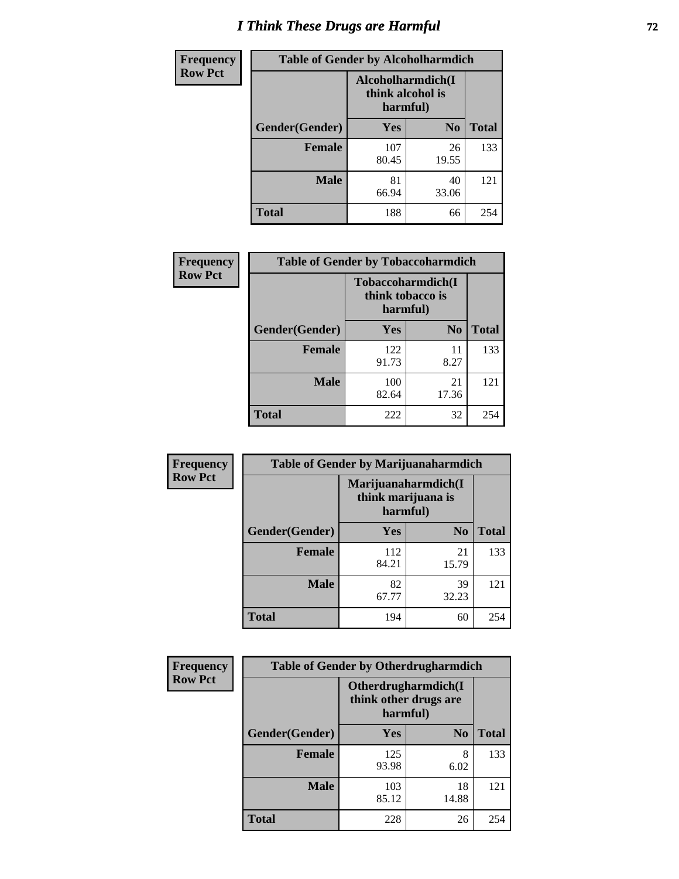# I Think These Drugs are Harmful

| Frequency<br>Row Pct | Table of Gender by Alcoholharmdich | | |
|---|---|---|---|
| | Alcoholharmdich(I think alcohol is harmful) | | |
| Gender(Gender) | Yes | No | Total |
| Female | 107<br>80.45 | 26<br>19.55 | 133 |
| Male | 81<br>66.94 | 40<br>33.06 | 121 |
| Total | 188 | 66 | 254 |

| Frequency<br>Row Pct | Table of Gender by Tobaccoharmdich | | |
|---|---|---|---|
| | Tobaccoharmdich(I think tobacco is harmful) | | |
| Gender(Gender) | Yes | No | Total |
| Female | 122<br>91.73 | 11<br>8.27 | 133 |
| Male | 100<br>82.64 | 21<br>17.36 | 121 |
| Total | 222 | 32 | 254 |

| Frequency<br>Row Pct | Table of Gender by Marijuanaharmdich | | |
|---|---|---|---|
| | Marijuanaharmdich(I think marijuana is harmful) | | |
| Gender(Gender) | Yes | No | Total |
| Female | 112<br>84.21 | 21<br>15.79 | 133 |
| Male | 82<br>67.77 | 39<br>32.23 | 121 |
| Total | 194 | 60 | 254 |

| Frequency<br>Row Pct | Table of Gender by Otherdrugharmdich | | |
|---|---|---|---|
| | Otherdrugharmdich(I think other drugs are harmful) | | |
| Gender(Gender) | Yes | No | Total |
| Female | 125<br>93.98 | 8<br>6.02 | 133 |
| Male | 103<br>85.12 | 18<br>14.88 | 121 |
| Total | 228 | 26 | 254 |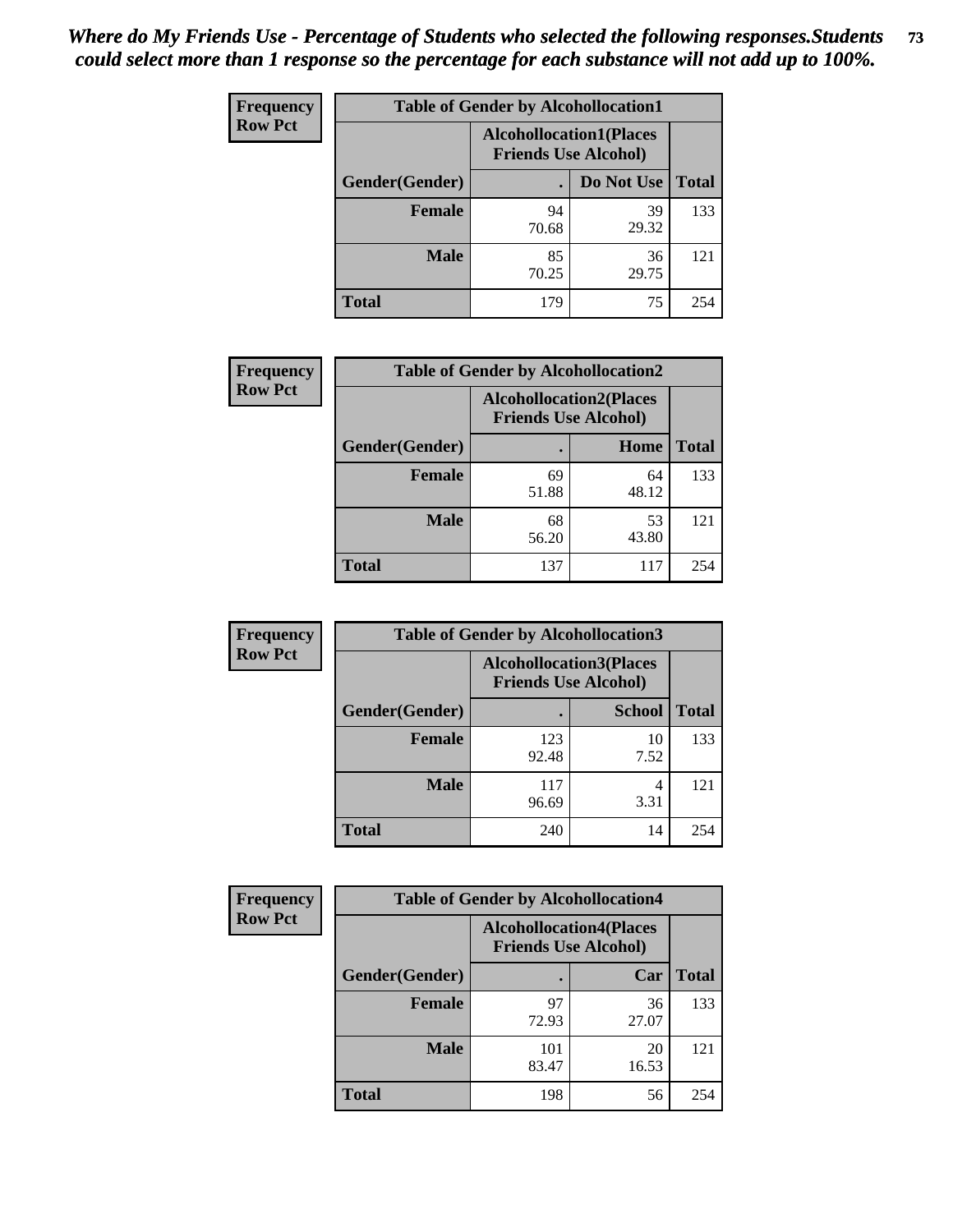*Where do My Friends Use - Percentage of Students who selected the following responses.Students could select more than 1 response so the percentage for each substance will not add up to 100%.*

**Frequency Row Pct**

| Table of Gender by Alcohollocation1 | | | |
|---|---|---|---|
| | Alcohollocation1(Places Friends Use Alcohol) | | |
| Gender(Gender) | . | Do Not Use | Total |
| Female | 94<br>70.68 | 39<br>29.32 | 133 |
| Male | 85<br>70.25 | 36<br>29.75 | 121 |
| Total | 179 | 75 | 254 |

**Frequency Row Pct**

| Table of Gender by Alcohollocation2 | | | |
|---|---|---|---|
| | Alcohollocation2(Places Friends Use Alcohol) | | |
| Gender(Gender) | . | Home | Total |
| Female | 69<br>51.88 | 64<br>48.12 | 133 |
| Male | 68<br>56.20 | 53<br>43.80 | 121 |
| Total | 137 | 117 | 254 |

**Frequency Row Pct**

| Table of Gender by Alcohollocation3 | | | |
|---|---|---|---|
| | Alcohollocation3(Places Friends Use Alcohol) | | |
| Gender(Gender) | . | School | Total |
| Female | 123<br>92.48 | 10<br>7.52 | 133 |
| Male | 117<br>96.69 | 4<br>3.31 | 121 |
| Total | 240 | 14 | 254 |

**Frequency Row Pct**

| Table of Gender by Alcohollocation4 | | | |
|---|---|---|---|
| | Alcohollocation4(Places Friends Use Alcohol) | | |
| Gender(Gender) | . | Car | Total |
| Female | 97<br>72.93 | 36<br>27.07 | 133 |
| Male | 101<br>83.47 | 20<br>16.53 | 121 |
| Total | 198 | 56 | 254 |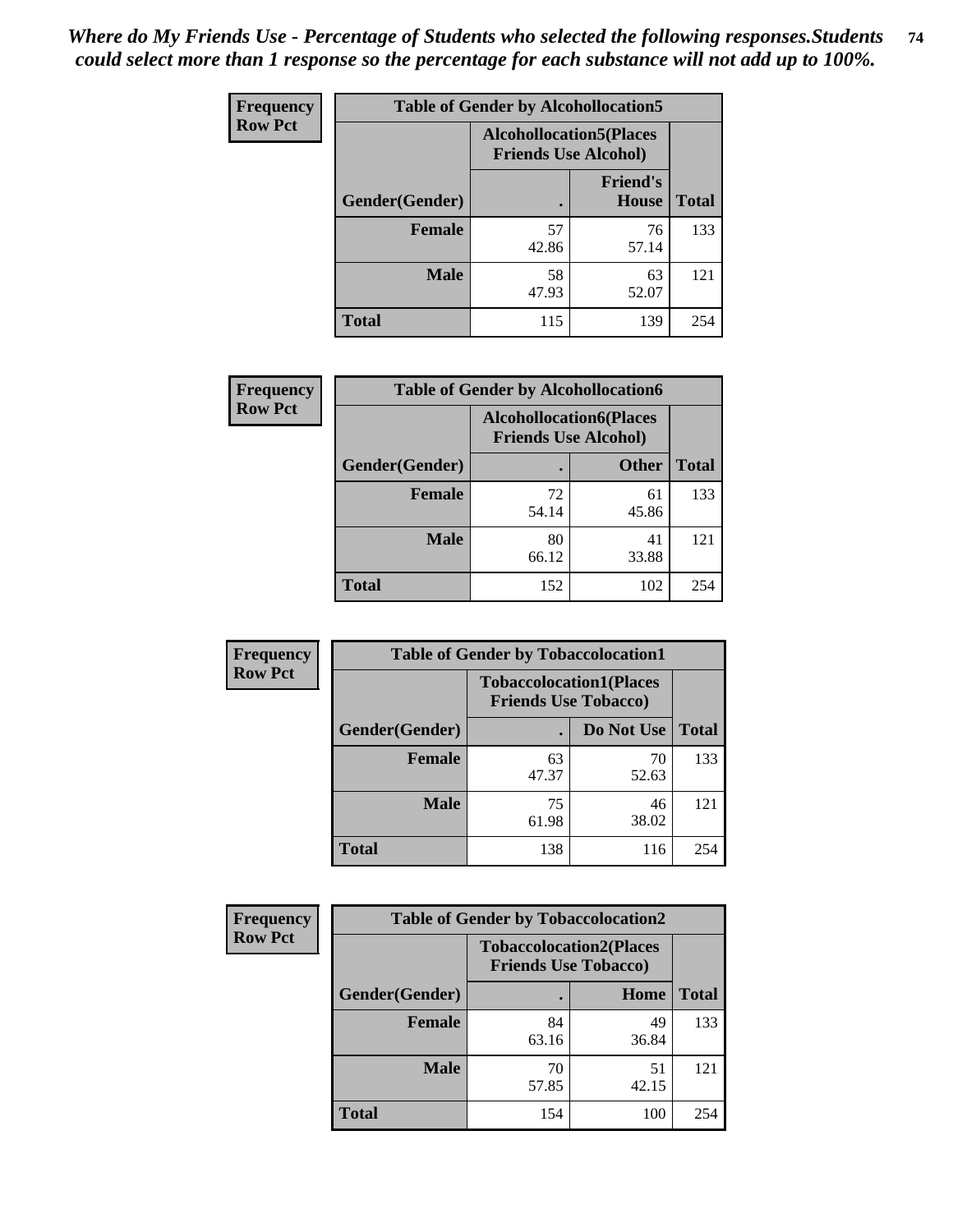*Where do My Friends Use - Percentage of Students who selected the following responses.Students could select more than 1 response so the percentage for each substance will not add up to 100%.*

**Frequency**
**Row Pct**

| Table of Gender by Alcohollocation5 | | | |
|---|---|---|---|
| | Alcohollocation5(Places Friends Use Alcohol) | | |
| Gender(Gender) | . | Friend's House | Total |
| Female | 57<br>42.86 | 76<br>57.14 | 133 |
| Male | 58<br>47.93 | 63<br>52.07 | 121 |
| Total | 115 | 139 | 254 |

**Frequency**
**Row Pct**

| Table of Gender by Alcohollocation6 | | | |
|---|---|---|---|
| | Alcohollocation6(Places Friends Use Alcohol) | | |
| Gender(Gender) | . | Other | Total |
| Female | 72<br>54.14 | 61<br>45.86 | 133 |
| Male | 80<br>66.12 | 41<br>33.88 | 121 |
| Total | 152 | 102 | 254 |

**Frequency**
**Row Pct**

| Table of Gender by Tobaccolocation1 | | | |
|---|---|---|---|
| | Tobaccolocation1(Places Friends Use Tobacco) | | |
| Gender(Gender) | . | Do Not Use | Total |
| Female | 63<br>47.37 | 70<br>52.63 | 133 |
| Male | 75<br>61.98 | 46<br>38.02 | 121 |
| Total | 138 | 116 | 254 |

**Frequency**
**Row Pct**

| Table of Gender by Tobaccolocation2 | | | |
|---|---|---|---|
| | Tobaccolocation2(Places Friends Use Tobacco) | | |
| Gender(Gender) | . | Home | Total |
| Female | 84<br>63.16 | 49<br>36.84 | 133 |
| Male | 70<br>57.85 | 51<br>42.15 | 121 |
| Total | 154 | 100 | 254 |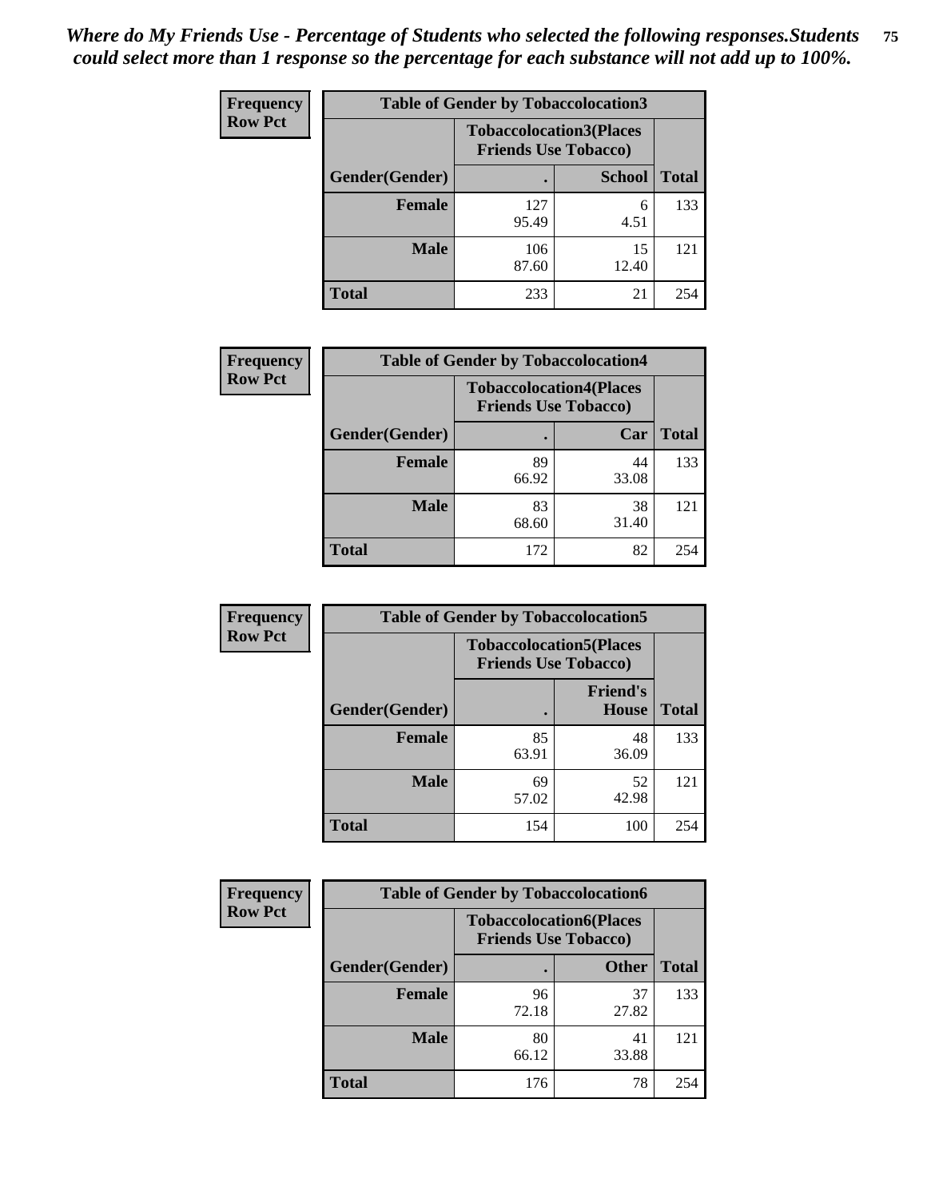*Where do My Friends Use - Percentage of Students who selected the following responses.Students could select more than 1 response so the percentage for each substance will not add up to 100%.*

| Frequency Row Pct | Table of Gender by Tobaccolocation3 | | |
|---|---|---|---|
| | Tobaccolocation3(Places Friends Use Tobacco) | | |
| Gender(Gender) | . | School | Total |
| Female | 127 95.49 | 6 4.51 | 133 |
| Male | 106 87.60 | 15 12.40 | 121 |
| Total | 233 | 21 | 254 |

| Frequency Row Pct | Table of Gender by Tobaccolocation4 | | |
|---|---|---|---|
| | Tobaccolocation4(Places Friends Use Tobacco) | | |
| Gender(Gender) | . | Car | Total |
| Female | 89 66.92 | 44 33.08 | 133 |
| Male | 83 68.60 | 38 31.40 | 121 |
| Total | 172 | 82 | 254 |

| Frequency Row Pct | Table of Gender by Tobaccolocation5 | | |
|---|---|---|---|
| | Tobaccolocation5(Places Friends Use Tobacco) | | |
| Gender(Gender) | . | Friend's House | Total |
| Female | 85 63.91 | 48 36.09 | 133 |
| Male | 69 57.02 | 52 42.98 | 121 |
| Total | 154 | 100 | 254 |

| Frequency Row Pct | Table of Gender by Tobaccolocation6 | | |
|---|---|---|---|
| | Tobaccolocation6(Places Friends Use Tobacco) | | |
| Gender(Gender) | . | Other | Total |
| Female | 96 72.18 | 37 27.82 | 133 |
| Male | 80 66.12 | 41 33.88 | 121 |
| Total | 176 | 78 | 254 |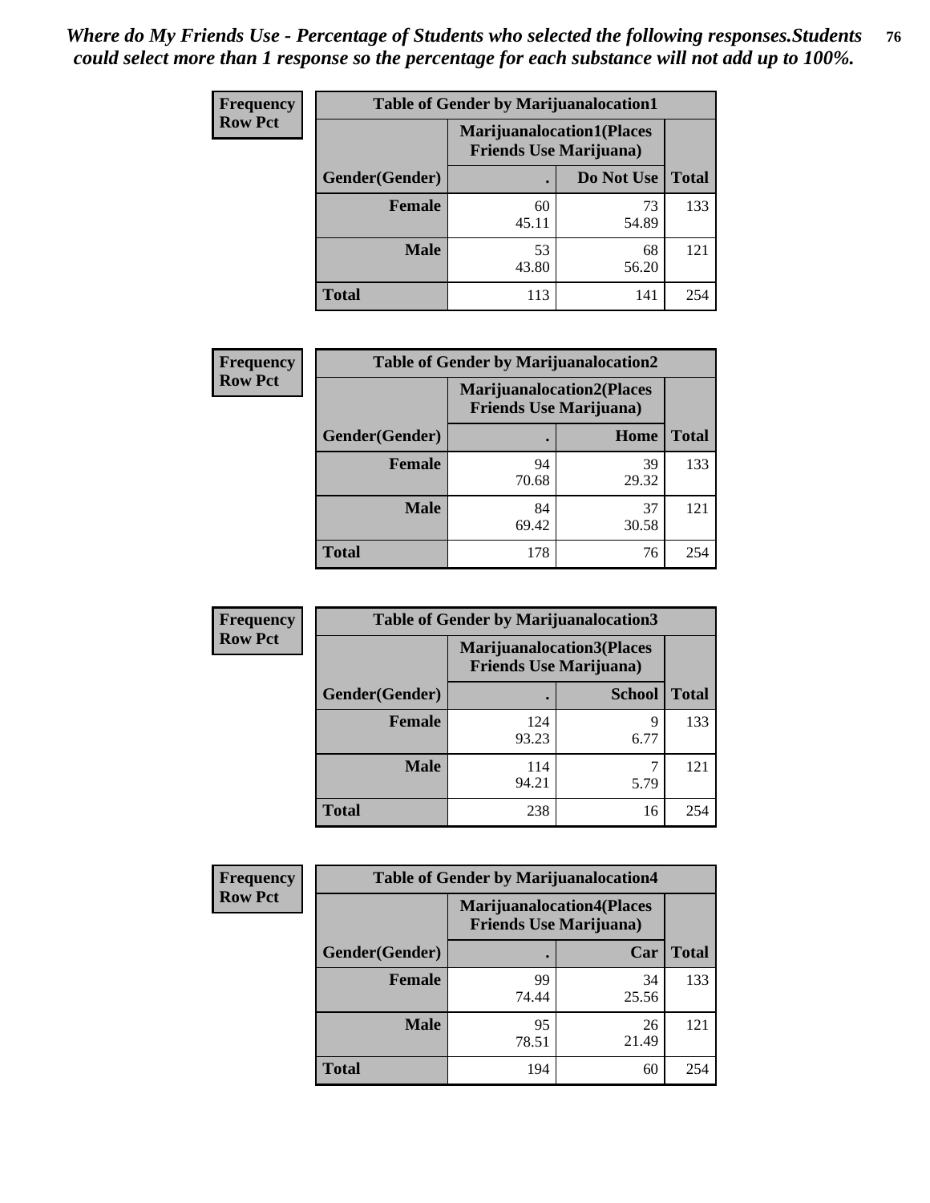*Where do My Friends Use - Percentage of Students who selected the following responses.Students could select more than 1 response so the percentage for each substance will not add up to 100%.*

**Frequency**
**Row Pct**

| Table of Gender by Marijuanalocation1 | | | |
|---|---|---|---|
| | Marijuanalocation1(Places Friends Use Marijuana) | | |
| Gender(Gender) | . | Do Not Use | Total |
| **Female** | 60<br>45.11 | 73<br>54.89 | 133 |
| **Male** | 53<br>43.80 | 68<br>56.20 | 121 |
| **Total** | 113 | 141 | 254 |

**Frequency**
**Row Pct**

| Table of Gender by Marijuanalocation2 | | | |
|---|---|---|---|
| | Marijuanalocation2(Places Friends Use Marijuana) | | |
| Gender(Gender) | . | Home | Total |
| **Female** | 94<br>70.68 | 39<br>29.32 | 133 |
| **Male** | 84<br>69.42 | 37<br>30.58 | 121 |
| **Total** | 178 | 76 | 254 |

**Frequency**
**Row Pct**

| Table of Gender by Marijuanalocation3 | | | |
|---|---|---|---|
| | Marijuanalocation3(Places Friends Use Marijuana) | | |
| Gender(Gender) | . | School | Total |
| **Female** | 124<br>93.23 | 9<br>6.77 | 133 |
| **Male** | 114<br>94.21 | 7<br>5.79 | 121 |
| **Total** | 238 | 16 | 254 |

**Frequency**
**Row Pct**

| Table of Gender by Marijuanalocation4 | | | |
|---|---|---|---|
| | Marijuanalocation4(Places Friends Use Marijuana) | | |
| Gender(Gender) | . | Car | Total |
| **Female** | 99<br>74.44 | 34<br>25.56 | 133 |
| **Male** | 95<br>78.51 | 26<br>21.49 | 121 |
| **Total** | 194 | 60 | 254 |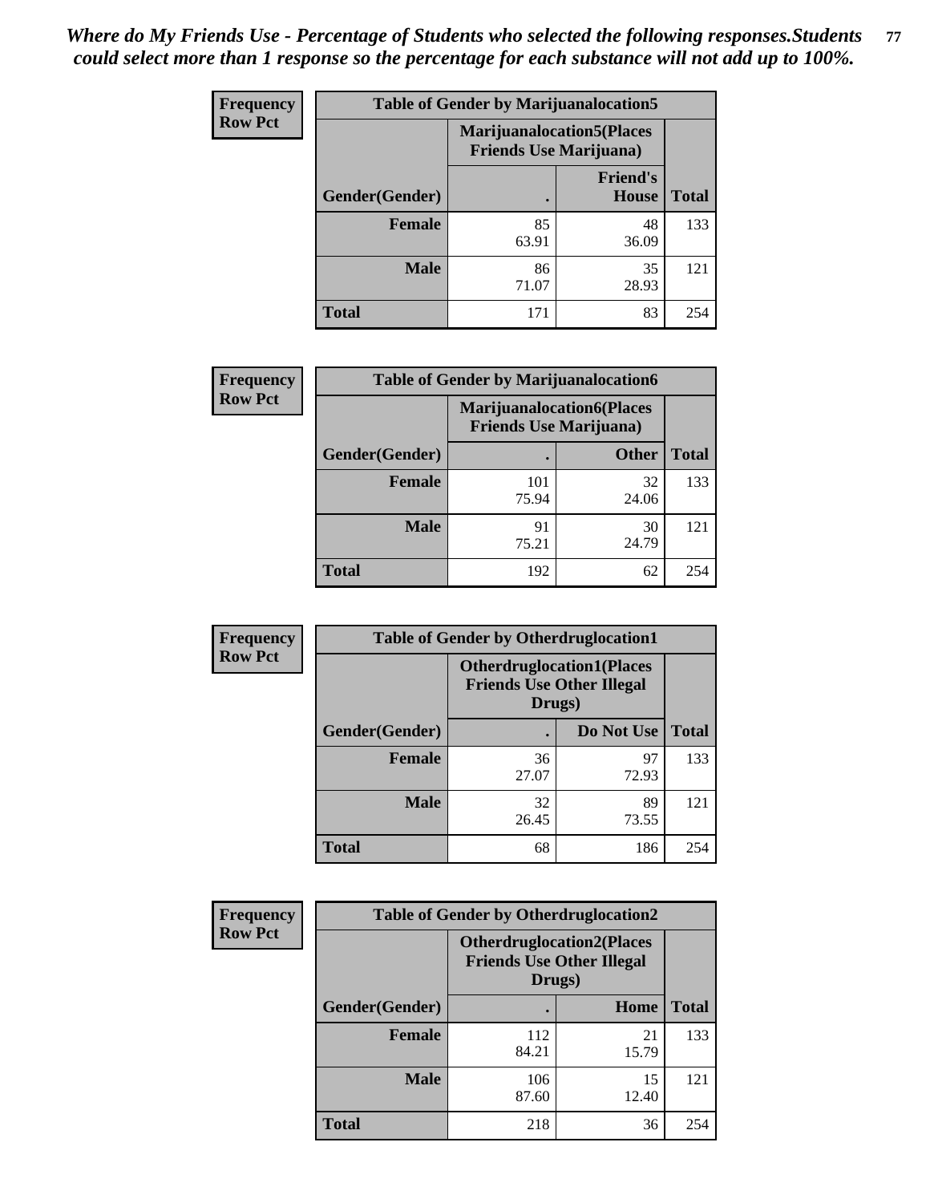*Where do My Friends Use - Percentage of Students who selected the following responses.Students could select more than 1 response so the percentage for each substance will not add up to 100%.*

**Frequency / Row Pct**

| Table of Gender by Marijuanalocation5 | | | |
|---|---|---|---|
| | Marijuanalocation5(Places Friends Use Marijuana) | | |
| Gender(Gender) | . | Friend's House | Total |
| **Female** | 85<br>63.91 | 48<br>36.09 | 133 |
| **Male** | 86<br>71.07 | 35<br>28.93 | 121 |
| **Total** | 171 | 83 | 254 |

**Frequency / Row Pct**

| Table of Gender by Marijuanalocation6 | | | |
|---|---|---|---|
| | Marijuanalocation6(Places Friends Use Marijuana) | | |
| Gender(Gender) | . | Other | Total |
| **Female** | 101<br>75.94 | 32<br>24.06 | 133 |
| **Male** | 91<br>75.21 | 30<br>24.79 | 121 |
| **Total** | 192 | 62 | 254 |

**Frequency / Row Pct**

| Table of Gender by Otherdruglocation1 | | | |
|---|---|---|---|
| | Otherdruglocation1(Places Friends Use Other Illegal Drugs) | | |
| Gender(Gender) | . | Do Not Use | Total |
| **Female** | 36<br>27.07 | 97<br>72.93 | 133 |
| **Male** | 32<br>26.45 | 89<br>73.55 | 121 |
| **Total** | 68 | 186 | 254 |

**Frequency / Row Pct**

| Table of Gender by Otherdruglocation2 | | | |
|---|---|---|---|
| | Otherdruglocation2(Places Friends Use Other Illegal Drugs) | | |
| Gender(Gender) | . | Home | Total |
| **Female** | 112<br>84.21 | 21<br>15.79 | 133 |
| **Male** | 106<br>87.60 | 15<br>12.40 | 121 |
| **Total** | 218 | 36 | 254 |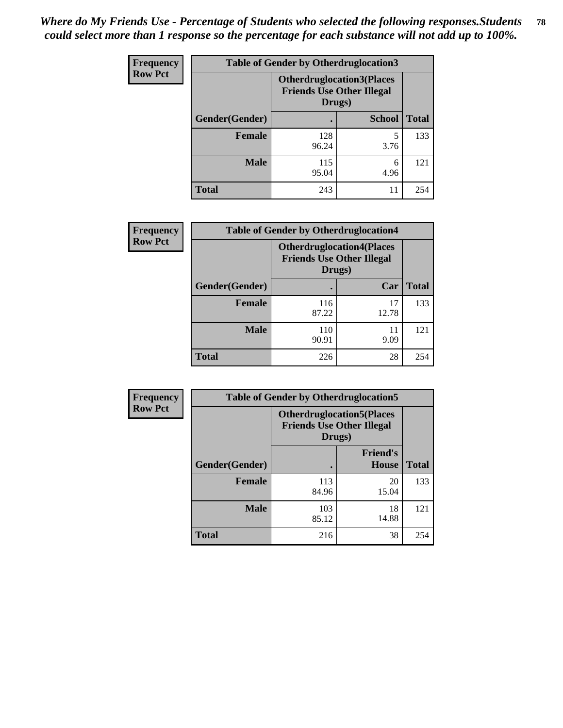*Where do My Friends Use - Percentage of Students who selected the following responses.Students could select more than 1 response so the percentage for each substance will not add up to 100%.*

**Frequency**
**Row Pct**

| Table of Gender by Otherdruglocation3 | | | |
|---|---|---|---|
| | Otherdruglocation3(Places Friends Use Other Illegal Drugs) | | |
| Gender(Gender) | . | School | Total |
| Female | 128<br>96.24 | 5<br>3.76 | 133 |
| Male | 115<br>95.04 | 6<br>4.96 | 121 |
| Total | 243 | 11 | 254 |

**Frequency**
**Row Pct**

| Table of Gender by Otherdruglocation4 | | | |
|---|---|---|---|
| | Otherdruglocation4(Places Friends Use Other Illegal Drugs) | | |
| Gender(Gender) | . | Car | Total |
| Female | 116<br>87.22 | 17<br>12.78 | 133 |
| Male | 110<br>90.91 | 11<br>9.09 | 121 |
| Total | 226 | 28 | 254 |

**Frequency**
**Row Pct**

| Table of Gender by Otherdruglocation5 | | | |
|---|---|---|---|
| | Otherdruglocation5(Places Friends Use Other Illegal Drugs) | | |
| Gender(Gender) | . | Friend's House | Total |
| Female | 113<br>84.96 | 20<br>15.04 | 133 |
| Male | 103<br>85.12 | 18<br>14.88 | 121 |
| Total | 216 | 38 | 254 |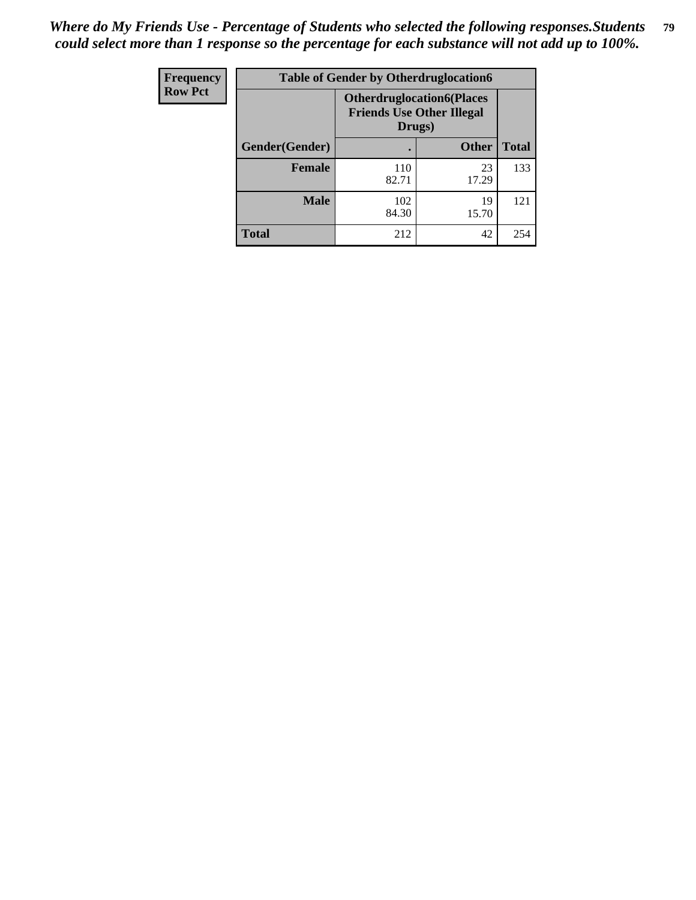*Where do My Friends Use - Percentage of Students who selected the following responses.Students could select more than 1 response so the percentage for each substance will not add up to 100%.*

**Frequency**
**Row Pct**

| Table of Gender by Otherdruglocation6 | | | |
|---|---|---|---|
| | Otherdruglocation6(Places Friends Use Other Illegal Drugs) | | |
| Gender(Gender) | . | Other | Total |
| **Female** | 110<br>82.71 | 23<br>17.29 | 133 |
| **Male** | 102<br>84.30 | 19<br>15.70 | 121 |
| **Total** | 212 | 42 | 254 |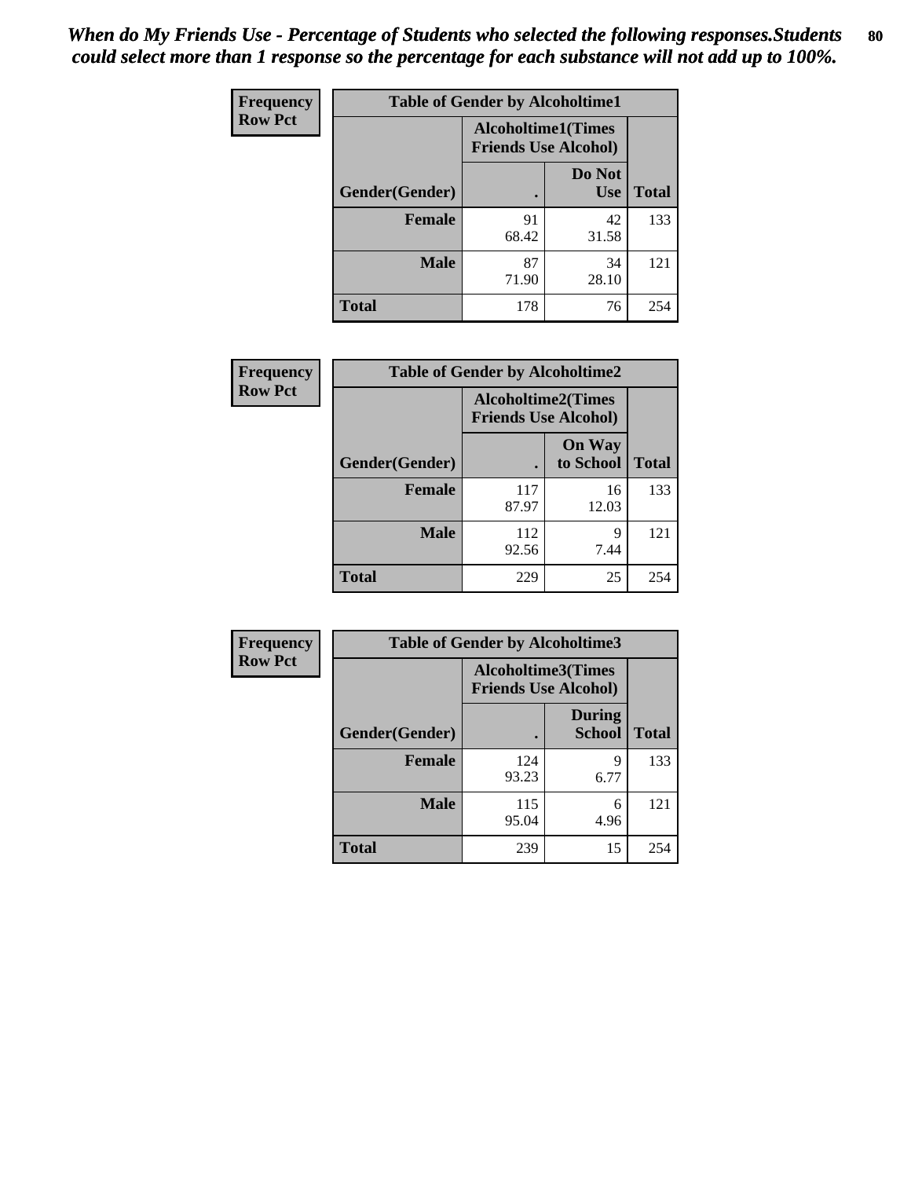*When do My Friends Use - Percentage of Students who selected the following responses.Students could select more than 1 response so the percentage for each substance will not add up to 100%.*

| Frequency<br>Row Pct | Table of Gender by Alcoholtime1 | | |
|---|---|---|---|
| | Alcoholtime1(Times Friends Use Alcohol) | | |
| Gender(Gender) | . | Do Not Use | Total |
| Female | 91<br>68.42 | 42<br>31.58 | 133 |
| Male | 87<br>71.90 | 34<br>28.10 | 121 |
| Total | 178 | 76 | 254 |

| Frequency<br>Row Pct | Table of Gender by Alcoholtime2 | | |
|---|---|---|---|
| | Alcoholtime2(Times Friends Use Alcohol) | | |
| Gender(Gender) | . | On Way to School | Total |
| Female | 117<br>87.97 | 16<br>12.03 | 133 |
| Male | 112<br>92.56 | 9<br>7.44 | 121 |
| Total | 229 | 25 | 254 |

| Frequency<br>Row Pct | Table of Gender by Alcoholtime3 | | |
|---|---|---|---|
| | Alcoholtime3(Times Friends Use Alcohol) | | |
| Gender(Gender) | . | During School | Total |
| Female | 124<br>93.23 | 9<br>6.77 | 133 |
| Male | 115<br>95.04 | 6<br>4.96 | 121 |
| Total | 239 | 15 | 254 |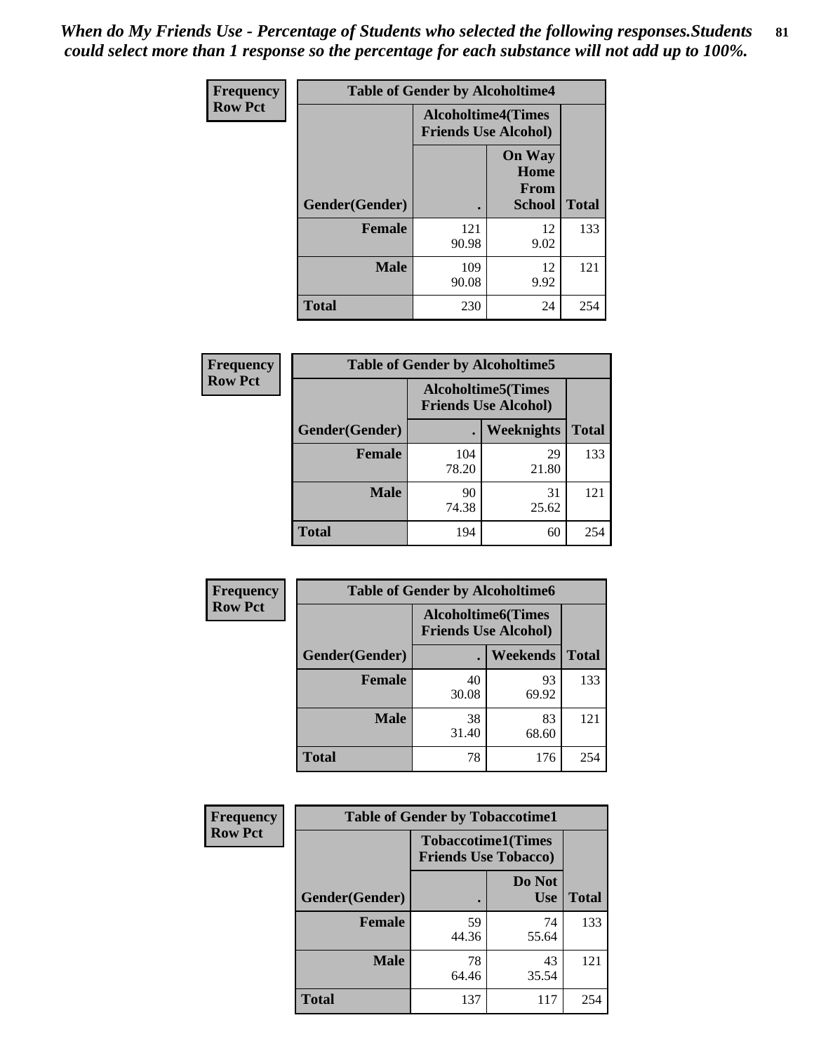*When do My Friends Use - Percentage of Students who selected the following responses.Students could select more than 1 response so the percentage for each substance will not add up to 100%.*

**Frequency / Row Pct**

| Table of Gender by Alcoholtime4 | | | |
|---|---|---|---|
| | Alcoholtime4(Times Friends Use Alcohol) | | |
| Gender(Gender) | . | On Way Home From School | Total |
| **Female** | 121<br>90.98 | 12<br>9.02 | 133 |
| **Male** | 109<br>90.08 | 12<br>9.92 | 121 |
| **Total** | 230 | 24 | 254 |

**Frequency / Row Pct**

| Table of Gender by Alcoholtime5 | | | |
|---|---|---|---|
| | Alcoholtime5(Times Friends Use Alcohol) | | |
| Gender(Gender) | . | Weeknights | Total |
| **Female** | 104<br>78.20 | 29<br>21.80 | 133 |
| **Male** | 90<br>74.38 | 31<br>25.62 | 121 |
| **Total** | 194 | 60 | 254 |

**Frequency / Row Pct**

| Table of Gender by Alcoholtime6 | | | |
|---|---|---|---|
| | Alcoholtime6(Times Friends Use Alcohol) | | |
| Gender(Gender) | . | Weekends | Total |
| **Female** | 40<br>30.08 | 93<br>69.92 | 133 |
| **Male** | 38<br>31.40 | 83<br>68.60 | 121 |
| **Total** | 78 | 176 | 254 |

**Frequency / Row Pct**

| Table of Gender by Tobaccotime1 | | | |
|---|---|---|---|
| | Tobaccotime1(Times Friends Use Tobacco) | | |
| Gender(Gender) | . | Do Not Use | Total |
| **Female** | 59<br>44.36 | 74<br>55.64 | 133 |
| **Male** | 78<br>64.46 | 43<br>35.54 | 121 |
| **Total** | 137 | 117 | 254 |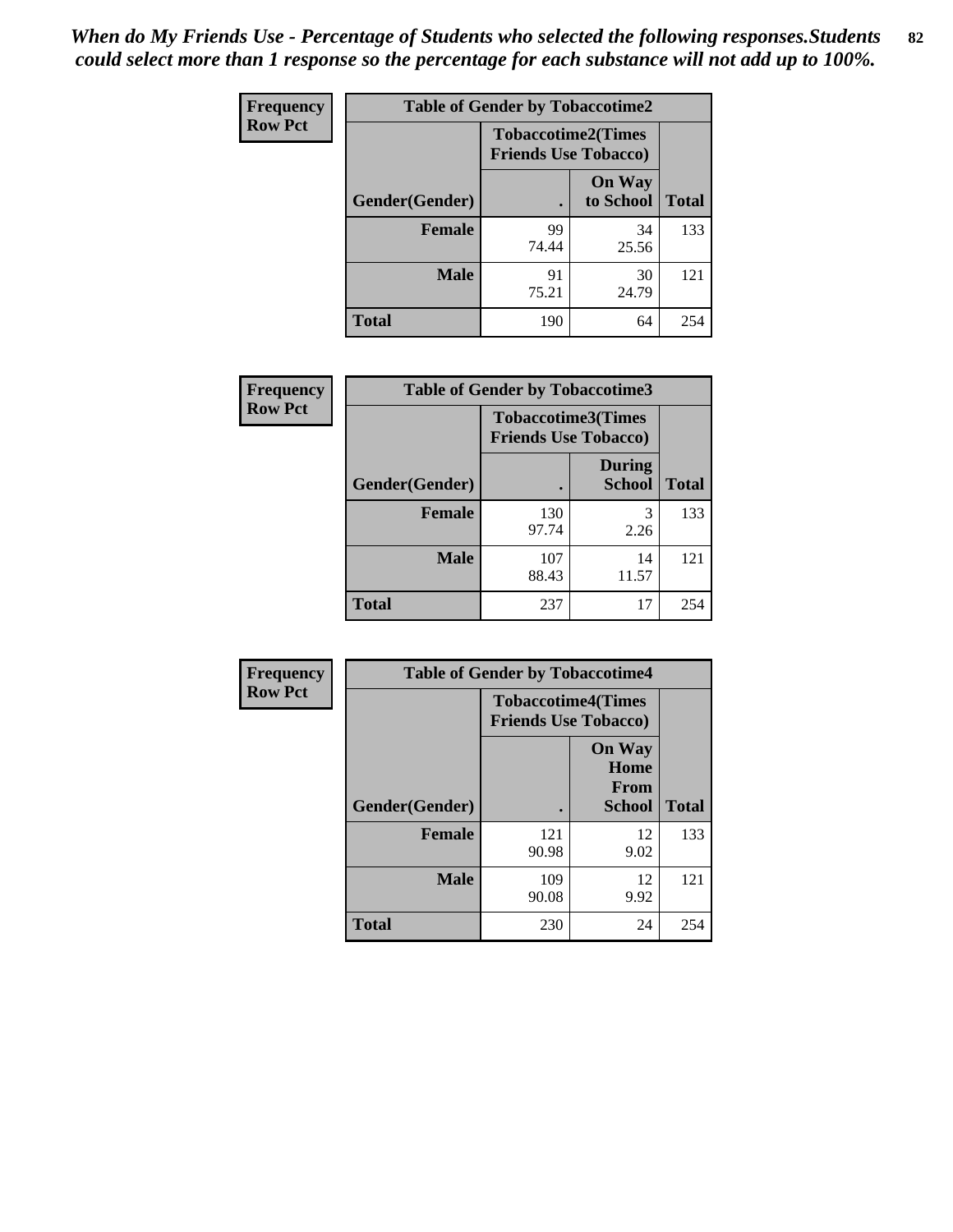*When do My Friends Use - Percentage of Students who selected the following responses.Students could select more than 1 response so the percentage for each substance will not add up to 100%.*

**Frequency Row Pct**

| Table of Gender by Tobaccotime2 | | | |
|---|---|---|---|
| | Tobaccotime2(Times Friends Use Tobacco) | | |
| Gender(Gender) | . | On Way to School | Total |
| **Female** | 99<br>74.44 | 34<br>25.56 | 133 |
| **Male** | 91<br>75.21 | 30<br>24.79 | 121 |
| **Total** | 190 | 64 | 254 |

**Frequency Row Pct**

| Table of Gender by Tobaccotime3 | | | |
|---|---|---|---|
| | Tobaccotime3(Times Friends Use Tobacco) | | |
| Gender(Gender) | . | During School | Total |
| **Female** | 130<br>97.74 | 3<br>2.26 | 133 |
| **Male** | 107<br>88.43 | 14<br>11.57 | 121 |
| **Total** | 237 | 17 | 254 |

**Frequency Row Pct**

| Table of Gender by Tobaccotime4 | | | |
|---|---|---|---|
| | Tobaccotime4(Times Friends Use Tobacco) | | |
| Gender(Gender) | . | On Way Home From School | Total |
| **Female** | 121<br>90.98 | 12<br>9.02 | 133 |
| **Male** | 109<br>90.08 | 12<br>9.92 | 121 |
| **Total** | 230 | 24 | 254 |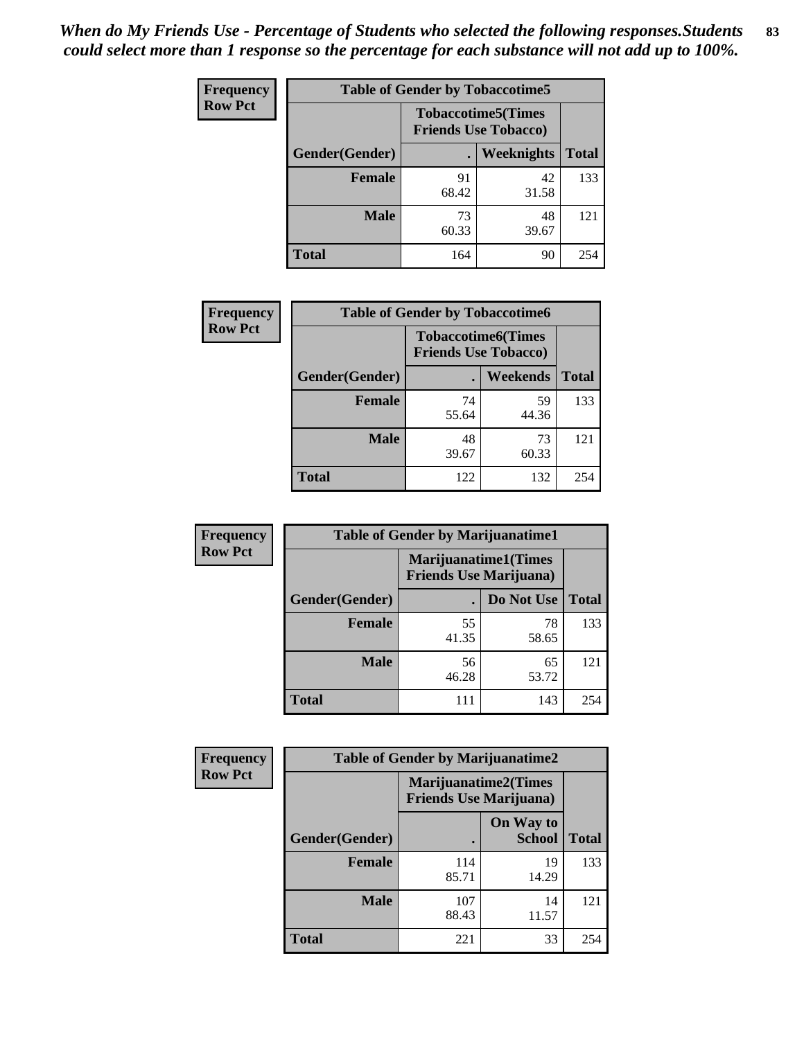*When do My Friends Use - Percentage of Students who selected the following responses.Students could select more than 1 response so the percentage for each substance will not add up to 100%.*

**Frequency / Row Pct**

| Table of Gender by Tobaccotime5 | | | |
|---|---|---|---|
| | Tobaccotime5(Times Friends Use Tobacco) | | |
| Gender(Gender) | . | Weeknights | Total |
| **Female** | 91<br>68.42 | 42<br>31.58 | 133 |
| **Male** | 73<br>60.33 | 48<br>39.67 | 121 |
| **Total** | 164 | 90 | 254 |

**Frequency / Row Pct**

| Table of Gender by Tobaccotime6 | | | |
|---|---|---|---|
| | Tobaccotime6(Times Friends Use Tobacco) | | |
| Gender(Gender) | . | Weekends | Total |
| **Female** | 74<br>55.64 | 59<br>44.36 | 133 |
| **Male** | 48<br>39.67 | 73<br>60.33 | 121 |
| **Total** | 122 | 132 | 254 |

**Frequency / Row Pct**

| Table of Gender by Marijuanatime1 | | | |
|---|---|---|---|
| | Marijuanatime1(Times Friends Use Marijuana) | | |
| Gender(Gender) | . | Do Not Use | Total |
| **Female** | 55<br>41.35 | 78<br>58.65 | 133 |
| **Male** | 56<br>46.28 | 65<br>53.72 | 121 |
| **Total** | 111 | 143 | 254 |

**Frequency / Row Pct**

| Table of Gender by Marijuanatime2 | | | |
|---|---|---|---|
| | Marijuanatime2(Times Friends Use Marijuana) | | |
| Gender(Gender) | . | On Way to School | Total |
| **Female** | 114<br>85.71 | 19<br>14.29 | 133 |
| **Male** | 107<br>88.43 | 14<br>11.57 | 121 |
| **Total** | 221 | 33 | 254 |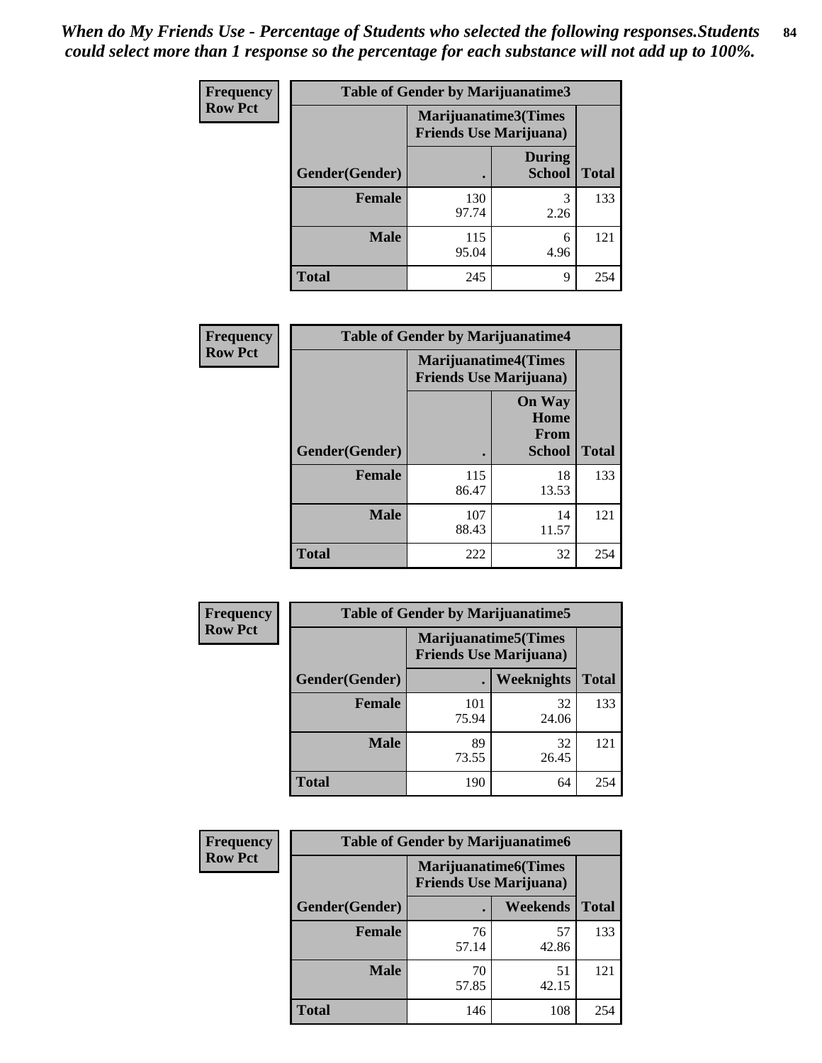*When do My Friends Use - Percentage of Students who selected the following responses.Students could select more than 1 response so the percentage for each substance will not add up to 100%.*

**Frequency / Row Pct**

**Table of Gender by Marijuanatime3**

| Gender(Gender) | Marijuanatime3(Times Friends Use Marijuana) . | During School | Total |
|---|---|---|---|
| Female | 130<br>97.74 | 3<br>2.26 | 133 |
| Male | 115<br>95.04 | 6<br>4.96 | 121 |
| Total | 245 | 9 | 254 |

**Frequency / Row Pct**

**Table of Gender by Marijuanatime4**

| Gender(Gender) | Marijuanatime4(Times Friends Use Marijuana) . | On Way Home From School | Total |
|---|---|---|---|
| Female | 115<br>86.47 | 18<br>13.53 | 133 |
| Male | 107<br>88.43 | 14<br>11.57 | 121 |
| Total | 222 | 32 | 254 |

**Frequency / Row Pct**

**Table of Gender by Marijuanatime5**

| Gender(Gender) | Marijuanatime5(Times Friends Use Marijuana) . | Weeknights | Total |
|---|---|---|---|
| Female | 101<br>75.94 | 32<br>24.06 | 133 |
| Male | 89<br>73.55 | 32<br>26.45 | 121 |
| Total | 190 | 64 | 254 |

**Frequency / Row Pct**

**Table of Gender by Marijuanatime6**

| Gender(Gender) | Marijuanatime6(Times Friends Use Marijuana) . | Weekends | Total |
|---|---|---|---|
| Female | 76<br>57.14 | 57<br>42.86 | 133 |
| Male | 70<br>57.85 | 51<br>42.15 | 121 |
| Total | 146 | 108 | 254 |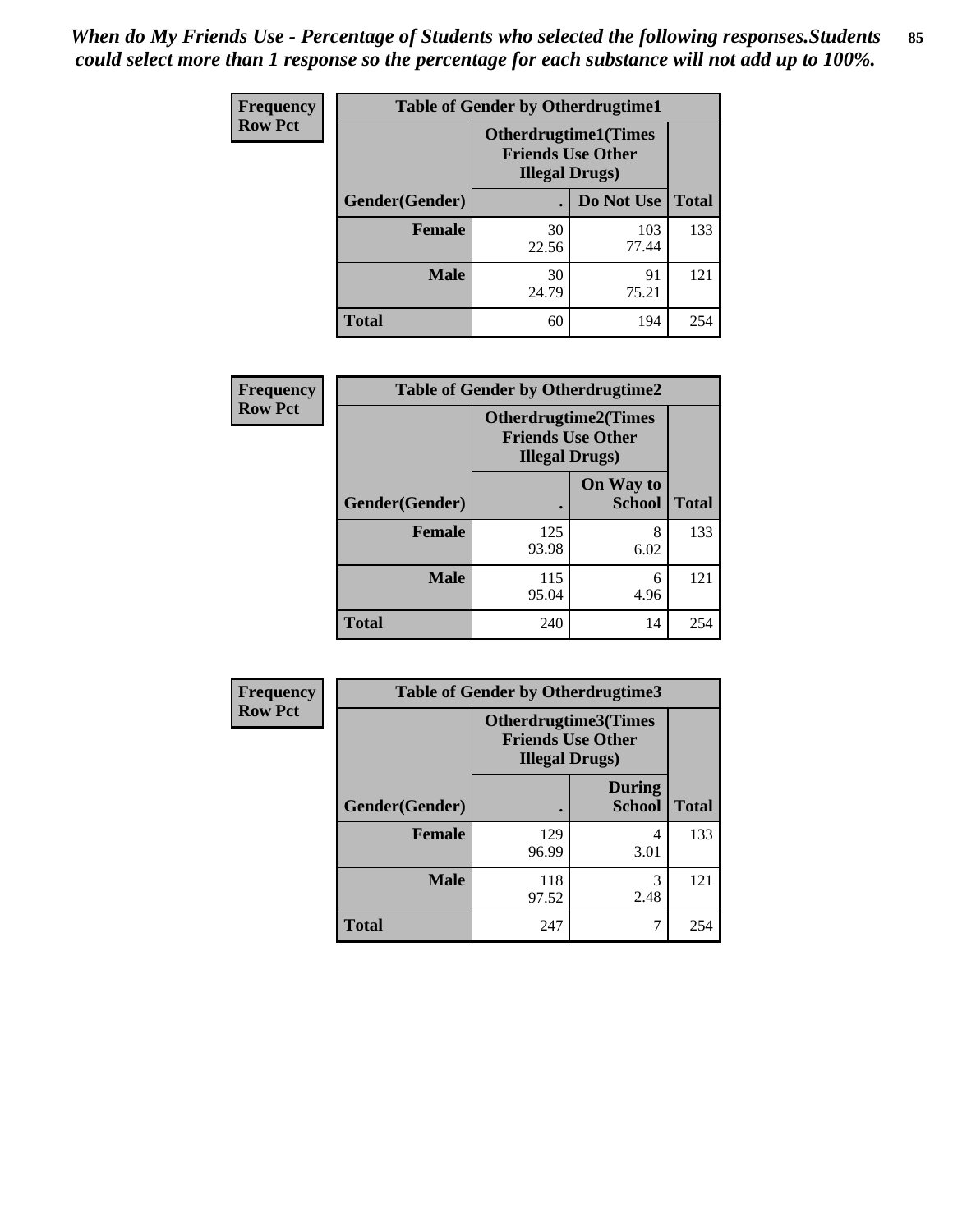*When do My Friends Use - Percentage of Students who selected the following responses.Students could select more than 1 response so the percentage for each substance will not add up to 100%.*

**Frequency / Row Pct**

| Table of Gender by Otherdrugtime1 | | | |
|---|---|---|---|
| | Otherdrugtime1(Times Friends Use Other Illegal Drugs) | | |
| Gender(Gender) | . | Do Not Use | Total |
| **Female** | 30<br>22.56 | 103<br>77.44 | 133 |
| **Male** | 30<br>24.79 | 91<br>75.21 | 121 |
| **Total** | 60 | 194 | 254 |

**Frequency / Row Pct**

| Table of Gender by Otherdrugtime2 | | | |
|---|---|---|---|
| | Otherdrugtime2(Times Friends Use Other Illegal Drugs) | | |
| Gender(Gender) | . | On Way to School | Total |
| **Female** | 125<br>93.98 | 8<br>6.02 | 133 |
| **Male** | 115<br>95.04 | 6<br>4.96 | 121 |
| **Total** | 240 | 14 | 254 |

**Frequency / Row Pct**

| Table of Gender by Otherdrugtime3 | | | |
|---|---|---|---|
| | Otherdrugtime3(Times Friends Use Other Illegal Drugs) | | |
| Gender(Gender) | . | During School | Total |
| **Female** | 129<br>96.99 | 4<br>3.01 | 133 |
| **Male** | 118<br>97.52 | 3<br>2.48 | 121 |
| **Total** | 247 | 7 | 254 |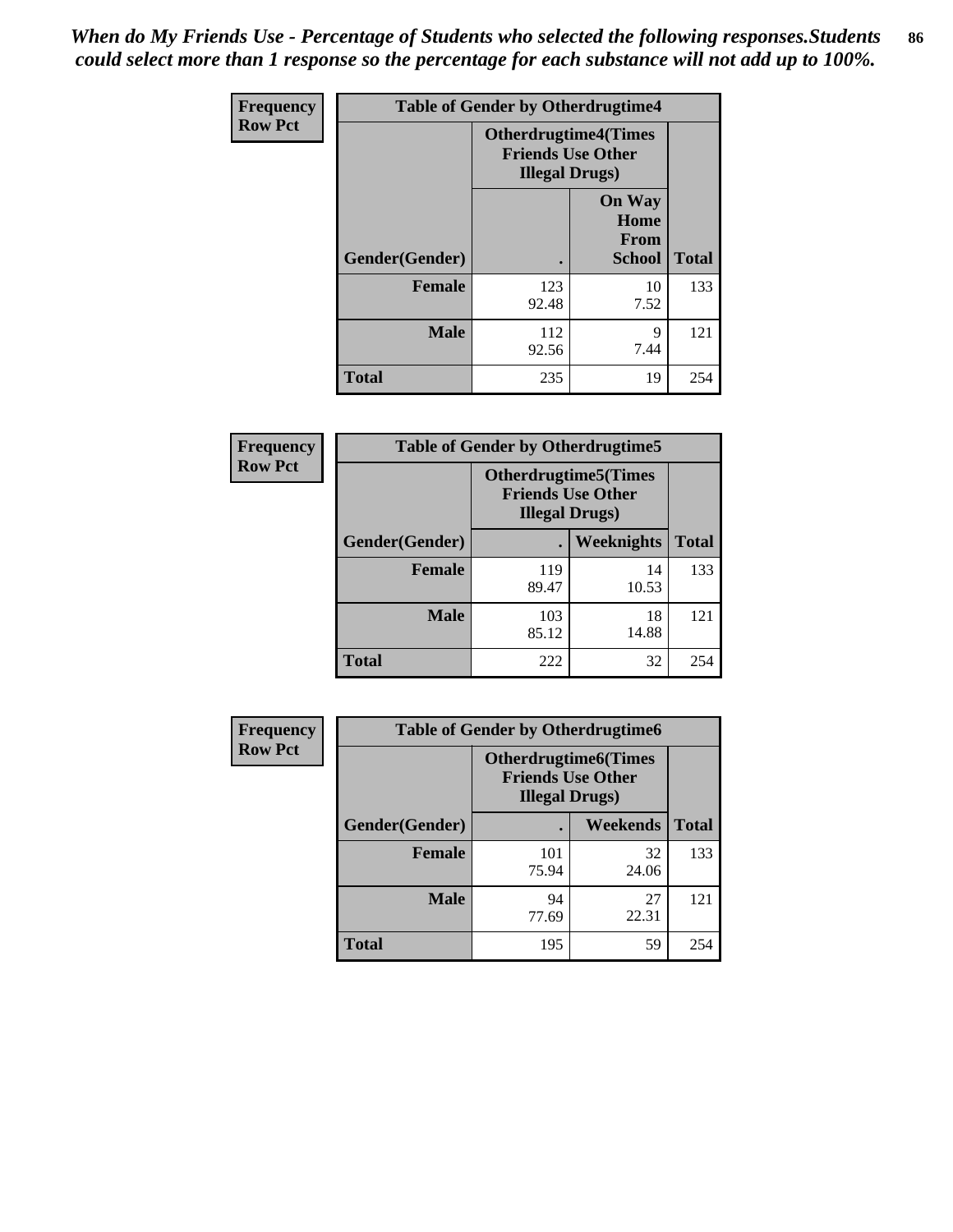*When do My Friends Use - Percentage of Students who selected the following responses.Students could select more than 1 response so the percentage for each substance will not add up to 100%.*

**Frequency**
**Row Pct**

| Table of Gender by Otherdrugtime4 | | | |
|---|---|---|---|
| | Otherdrugtime4(Times Friends Use Other Illegal Drugs) | | |
| Gender(Gender) | . | On Way Home From School | Total |
| Female | 123<br>92.48 | 10<br>7.52 | 133 |
| Male | 112<br>92.56 | 9<br>7.44 | 121 |
| Total | 235 | 19 | 254 |

**Frequency**
**Row Pct**

| Table of Gender by Otherdrugtime5 | | | |
|---|---|---|---|
| | Otherdrugtime5(Times Friends Use Other Illegal Drugs) | | |
| Gender(Gender) | . | Weeknights | Total |
| Female | 119<br>89.47 | 14<br>10.53 | 133 |
| Male | 103<br>85.12 | 18<br>14.88 | 121 |
| Total | 222 | 32 | 254 |

**Frequency**
**Row Pct**

| Table of Gender by Otherdrugtime6 | | | |
|---|---|---|---|
| | Otherdrugtime6(Times Friends Use Other Illegal Drugs) | | |
| Gender(Gender) | . | Weekends | Total |
| Female | 101<br>75.94 | 32<br>24.06 | 133 |
| Male | 94<br>77.69 | 27<br>22.31 | 121 |
| Total | 195 | 59 | 254 |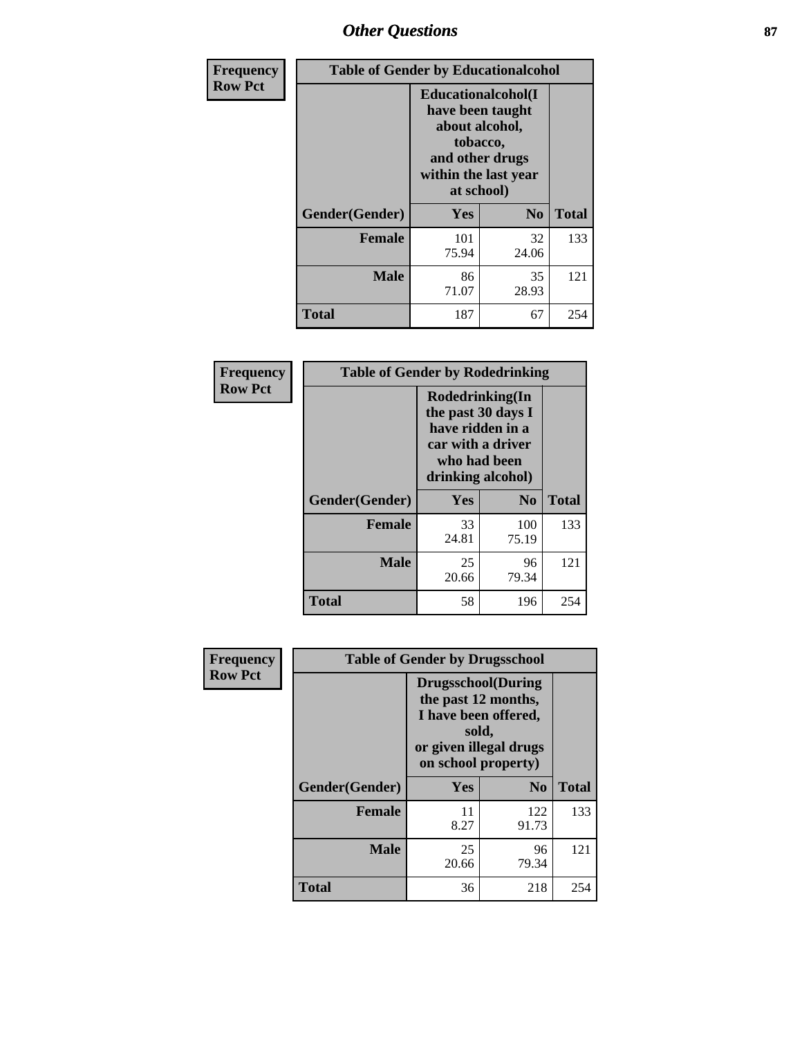## Other Questions

| Frequency Row Pct | Table of Gender by Educationalcohol | | |
|---|---|---|---|
| | Educationalcohol(I have been taught about alcohol, tobacco, and other drugs within the last year at school) | | |
| Gender(Gender) | Yes | No | Total |
| Female | 101<br>75.94 | 32<br>24.06 | 133 |
| Male | 86<br>71.07 | 35<br>28.93 | 121 |
| Total | 187 | 67 | 254 |

| Frequency Row Pct | Table of Gender by Rodedrinking | | |
|---|---|---|---|
| | Rodedrinking(In the past 30 days I have ridden in a car with a driver who had been drinking alcohol) | | |
| Gender(Gender) | Yes | No | Total |
| Female | 33<br>24.81 | 100<br>75.19 | 133 |
| Male | 25<br>20.66 | 96<br>79.34 | 121 |
| Total | 58 | 196 | 254 |

| Frequency Row Pct | Table of Gender by Drugsschool | | |
|---|---|---|---|
| | Drugsschool(During the past 12 months, I have been offered, sold, or given illegal drugs on school property) | | |
| Gender(Gender) | Yes | No | Total |
| Female | 11<br>8.27 | 122<br>91.73 | 133 |
| Male | 25<br>20.66 | 96<br>79.34 | 121 |
| Total | 36 | 218 | 254 |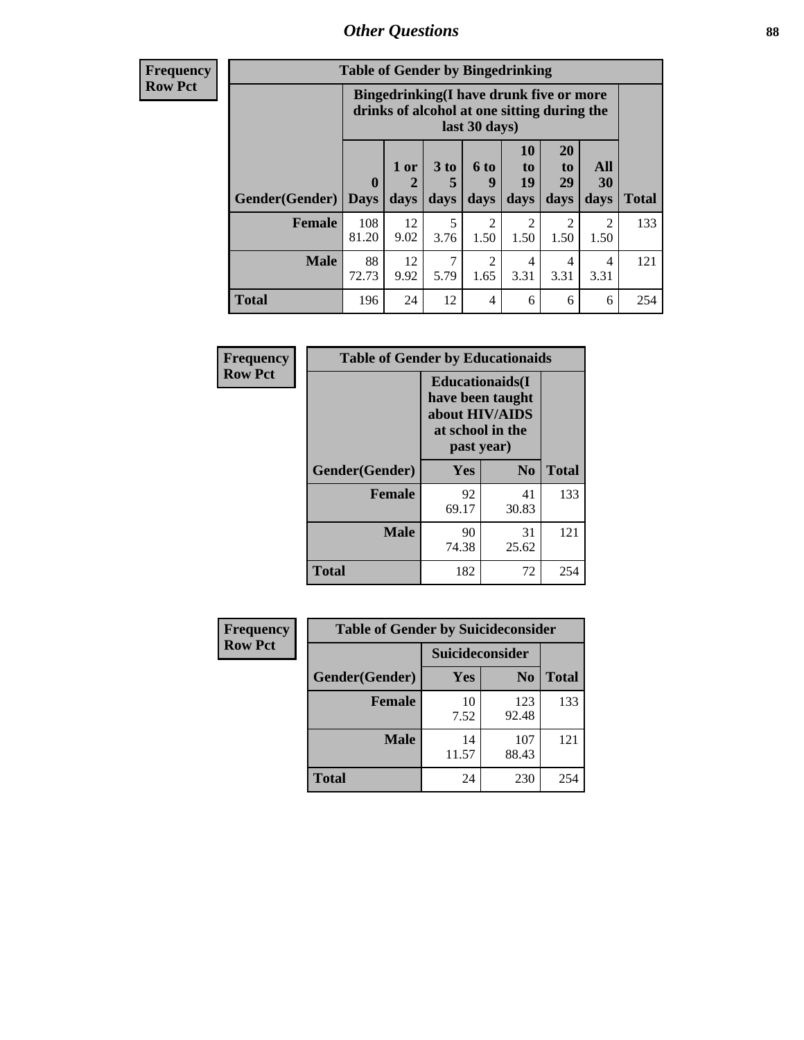## Other Questions

**Frequency**
**Row Pct**

**Table of Gender by Bingedrinking**

| Gender(Gender) | Bingedrinking(I have drunk five or more drinks of alcohol at one sitting during the last 30 days) | | | | | | | Total |
|---|---|---|---|---|---|---|---|---|
| | 0 Days | 1 or 2 days | 3 to 5 days | 6 to 9 days | 10 to 19 days | 20 to 29 days | All 30 days | |
| **Female** | 108<br>81.20 | 12<br>9.02 | 5<br>3.76 | 2<br>1.50 | 2<br>1.50 | 2<br>1.50 | 2<br>1.50 | 133 |
| **Male** | 88<br>72.73 | 12<br>9.92 | 7<br>5.79 | 2<br>1.65 | 4<br>3.31 | 4<br>3.31 | 4<br>3.31 | 121 |
| **Total** | 196 | 24 | 12 | 4 | 6 | 6 | 6 | 254 |

**Frequency**
**Row Pct**

**Table of Gender by Educationaids**

| Gender(Gender) | Educationaids(I have been taught about HIV/AIDS at school in the past year) | | Total |
|---|---|---|---|
| | Yes | No | |
| **Female** | 92<br>69.17 | 41<br>30.83 | 133 |
| **Male** | 90<br>74.38 | 31<br>25.62 | 121 |
| **Total** | 182 | 72 | 254 |

**Frequency**
**Row Pct**

**Table of Gender by Suicideconsider**

| Gender(Gender) | Suicideconsider | | Total |
|---|---|---|---|
| | Yes | No | |
| **Female** | 10<br>7.52 | 123<br>92.48 | 133 |
| **Male** | 14<br>11.57 | 107<br>88.43 | 121 |
| **Total** | 24 | 230 | 254 |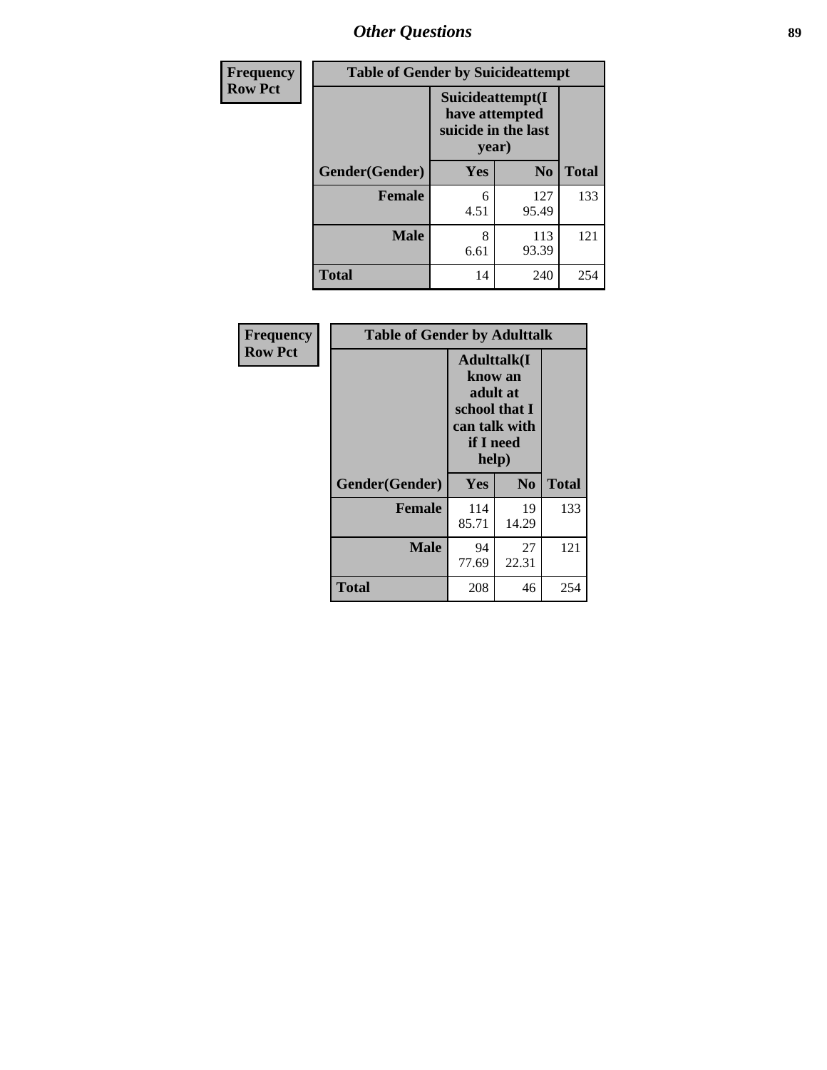| Frequency Row Pct | Table of Gender by Suicideattempt | | |
|---|---|---|---|
| | Suicideattempt(I have attempted suicide in the last year) | | |
| Gender(Gender) | Yes | No | Total |
| Female | 6<br>4.51 | 127<br>95.49 | 133 |
| Male | 8<br>6.61 | 113<br>93.39 | 121 |
| Total | 14 | 240 | 254 |

| Frequency Row Pct | Table of Gender by Adulttalk | | |
|---|---|---|---|
| | Adulttalk(I know an adult at school that I can talk with if I need help) | | |
| Gender(Gender) | Yes | No | Total |
| Female | 114<br>85.71 | 19<br>14.29 | 133 |
| Male | 94<br>77.69 | 27<br>22.31 | 121 |
| Total | 208 | 46 | 254 |